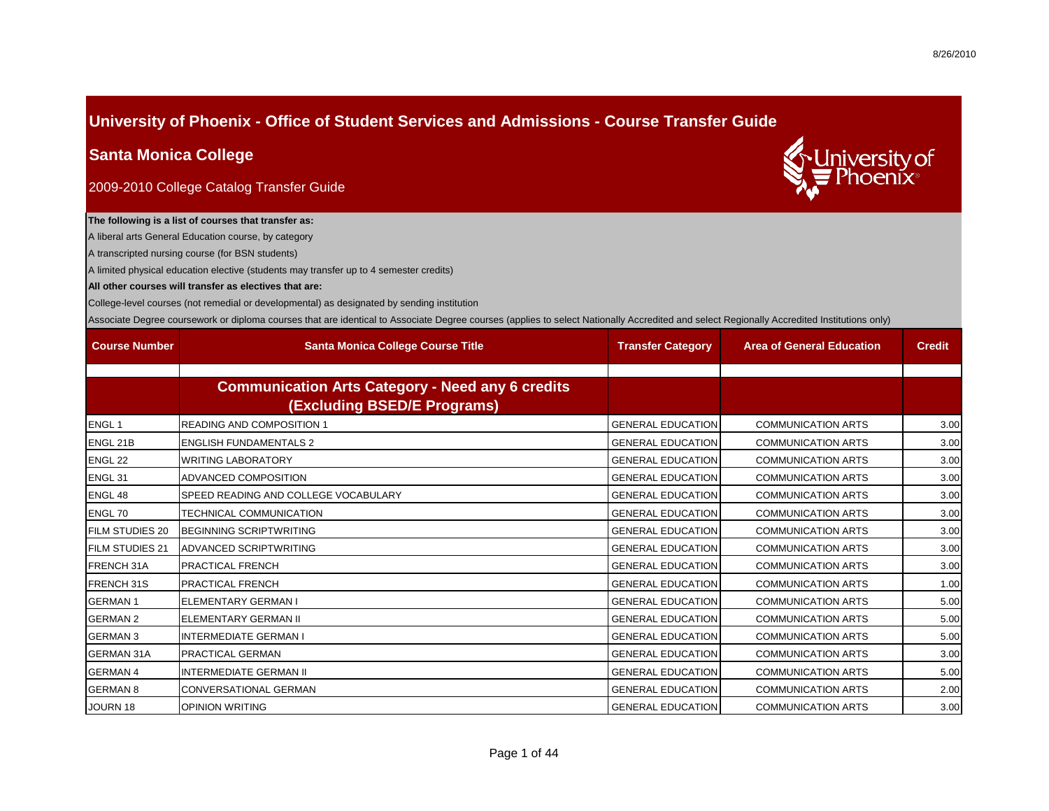# University of Phoenix - Office of Student Services and Admissions - Course Transfer Guide

## Santa Monica College

2009-2010 College Catalog Transfer Guide

**The following is a list of courses that transfer as:**

A liberal arts General Education course, by category

A transcripted nursing course (for BSN students)

A limited physical education elective (students may transfer up to 4 semester credits)

**All other courses will transfer as electives that are:**

College-level courses (not remedial or developmental) as designated by sending institution

Associate Degree coursework or diploma courses that are identical to Associate Degree courses (applies to select Nationally Accredited and select Regionally Accredited Institutions only)

| Course Number | Santa Monica College Course Title | Transfer Category | Area of General Education | Credit |
|---|---|---|---|---|
| | | | | |
| | **Communication Arts Category - Need any 6 credits (Excluding BSED/E Programs)** | | | |
| ENGL 1 | READING AND COMPOSITION 1 | GENERAL EDUCATION | COMMUNICATION ARTS | 3.00 |
| ENGL 21B | ENGLISH FUNDAMENTALS 2 | GENERAL EDUCATION | COMMUNICATION ARTS | 3.00 |
| ENGL 22 | WRITING LABORATORY | GENERAL EDUCATION | COMMUNICATION ARTS | 3.00 |
| ENGL 31 | ADVANCED COMPOSITION | GENERAL EDUCATION | COMMUNICATION ARTS | 3.00 |
| ENGL 48 | SPEED READING AND COLLEGE VOCABULARY | GENERAL EDUCATION | COMMUNICATION ARTS | 3.00 |
| ENGL 70 | TECHNICAL COMMUNICATION | GENERAL EDUCATION | COMMUNICATION ARTS | 3.00 |
| FILM STUDIES 20 | BEGINNING SCRIPTWRITING | GENERAL EDUCATION | COMMUNICATION ARTS | 3.00 |
| FILM STUDIES 21 | ADVANCED SCRIPTWRITING | GENERAL EDUCATION | COMMUNICATION ARTS | 3.00 |
| FRENCH 31A | PRACTICAL FRENCH | GENERAL EDUCATION | COMMUNICATION ARTS | 3.00 |
| FRENCH 31S | PRACTICAL FRENCH | GENERAL EDUCATION | COMMUNICATION ARTS | 1.00 |
| GERMAN 1 | ELEMENTARY GERMAN I | GENERAL EDUCATION | COMMUNICATION ARTS | 5.00 |
| GERMAN 2 | ELEMENTARY GERMAN II | GENERAL EDUCATION | COMMUNICATION ARTS | 5.00 |
| GERMAN 3 | INTERMEDIATE GERMAN I | GENERAL EDUCATION | COMMUNICATION ARTS | 5.00 |
| GERMAN 31A | PRACTICAL GERMAN | GENERAL EDUCATION | COMMUNICATION ARTS | 3.00 |
| GERMAN 4 | INTERMEDIATE GERMAN II | GENERAL EDUCATION | COMMUNICATION ARTS | 5.00 |
| GERMAN 8 | CONVERSATIONAL GERMAN | GENERAL EDUCATION | COMMUNICATION ARTS | 2.00 |
| JOURN 18 | OPINION WRITING | GENERAL EDUCATION | COMMUNICATION ARTS | 3.00 |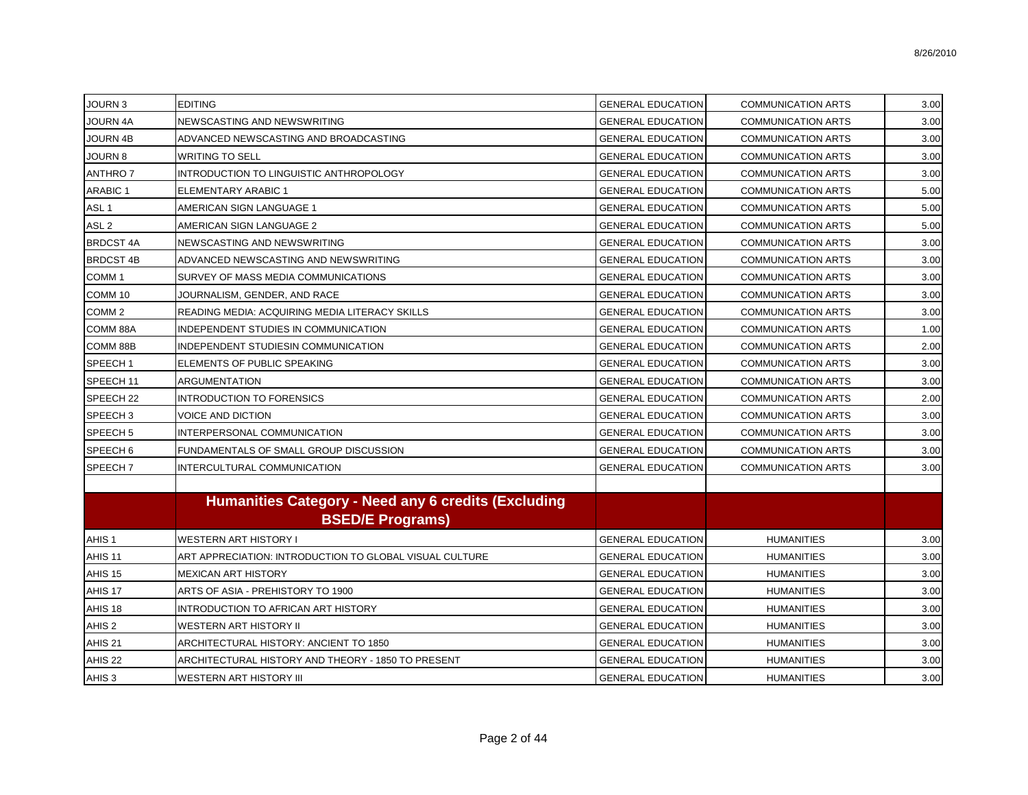| | | | | |
|---|---|---|---|---|
| JOURN 3 | EDITING | GENERAL EDUCATION | COMMUNICATION ARTS | 3.00 |
| JOURN 4A | NEWSCASTING AND NEWSWRITING | GENERAL EDUCATION | COMMUNICATION ARTS | 3.00 |
| JOURN 4B | ADVANCED NEWSCASTING AND BROADCASTING | GENERAL EDUCATION | COMMUNICATION ARTS | 3.00 |
| JOURN 8 | WRITING TO SELL | GENERAL EDUCATION | COMMUNICATION ARTS | 3.00 |
| ANTHRO 7 | INTRODUCTION TO LINGUISTIC ANTHROPOLOGY | GENERAL EDUCATION | COMMUNICATION ARTS | 3.00 |
| ARABIC 1 | ELEMENTARY ARABIC 1 | GENERAL EDUCATION | COMMUNICATION ARTS | 5.00 |
| ASL 1 | AMERICAN SIGN LANGUAGE 1 | GENERAL EDUCATION | COMMUNICATION ARTS | 5.00 |
| ASL 2 | AMERICAN SIGN LANGUAGE 2 | GENERAL EDUCATION | COMMUNICATION ARTS | 5.00 |
| BRDCST 4A | NEWSCASTING AND NEWSWRITING | GENERAL EDUCATION | COMMUNICATION ARTS | 3.00 |
| BRDCST 4B | ADVANCED NEWSCASTING AND NEWSWRITING | GENERAL EDUCATION | COMMUNICATION ARTS | 3.00 |
| COMM 1 | SURVEY OF MASS MEDIA COMMUNICATIONS | GENERAL EDUCATION | COMMUNICATION ARTS | 3.00 |
| COMM 10 | JOURNALISM, GENDER, AND RACE | GENERAL EDUCATION | COMMUNICATION ARTS | 3.00 |
| COMM 2 | READING MEDIA: ACQUIRING MEDIA LITERACY SKILLS | GENERAL EDUCATION | COMMUNICATION ARTS | 3.00 |
| COMM 88A | INDEPENDENT STUDIES IN COMMUNICATION | GENERAL EDUCATION | COMMUNICATION ARTS | 1.00 |
| COMM 88B | INDEPENDENT STUDIESIN COMMUNICATION | GENERAL EDUCATION | COMMUNICATION ARTS | 2.00 |
| SPEECH 1 | ELEMENTS OF PUBLIC SPEAKING | GENERAL EDUCATION | COMMUNICATION ARTS | 3.00 |
| SPEECH 11 | ARGUMENTATION | GENERAL EDUCATION | COMMUNICATION ARTS | 3.00 |
| SPEECH 22 | INTRODUCTION TO FORENSICS | GENERAL EDUCATION | COMMUNICATION ARTS | 2.00 |
| SPEECH 3 | VOICE AND DICTION | GENERAL EDUCATION | COMMUNICATION ARTS | 3.00 |
| SPEECH 5 | INTERPERSONAL COMMUNICATION | GENERAL EDUCATION | COMMUNICATION ARTS | 3.00 |
| SPEECH 6 | FUNDAMENTALS OF SMALL GROUP DISCUSSION | GENERAL EDUCATION | COMMUNICATION ARTS | 3.00 |
| SPEECH 7 | INTERCULTURAL COMMUNICATION | GENERAL EDUCATION | COMMUNICATION ARTS | 3.00 |
| | | | | |
| | **Humanities Category - Need any 6 credits (Excluding BSED/E Programs)** | | | |
| AHIS 1 | WESTERN ART HISTORY I | GENERAL EDUCATION | HUMANITIES | 3.00 |
| AHIS 11 | ART APPRECIATION: INTRODUCTION TO GLOBAL VISUAL CULTURE | GENERAL EDUCATION | HUMANITIES | 3.00 |
| AHIS 15 | MEXICAN ART HISTORY | GENERAL EDUCATION | HUMANITIES | 3.00 |
| AHIS 17 | ARTS OF ASIA - PREHISTORY TO 1900 | GENERAL EDUCATION | HUMANITIES | 3.00 |
| AHIS 18 | INTRODUCTION TO AFRICAN ART HISTORY | GENERAL EDUCATION | HUMANITIES | 3.00 |
| AHIS 2 | WESTERN ART HISTORY II | GENERAL EDUCATION | HUMANITIES | 3.00 |
| AHIS 21 | ARCHITECTURAL HISTORY: ANCIENT TO 1850 | GENERAL EDUCATION | HUMANITIES | 3.00 |
| AHIS 22 | ARCHITECTURAL HISTORY AND THEORY - 1850 TO PRESENT | GENERAL EDUCATION | HUMANITIES | 3.00 |
| AHIS 3 | WESTERN ART HISTORY III | GENERAL EDUCATION | HUMANITIES | 3.00 |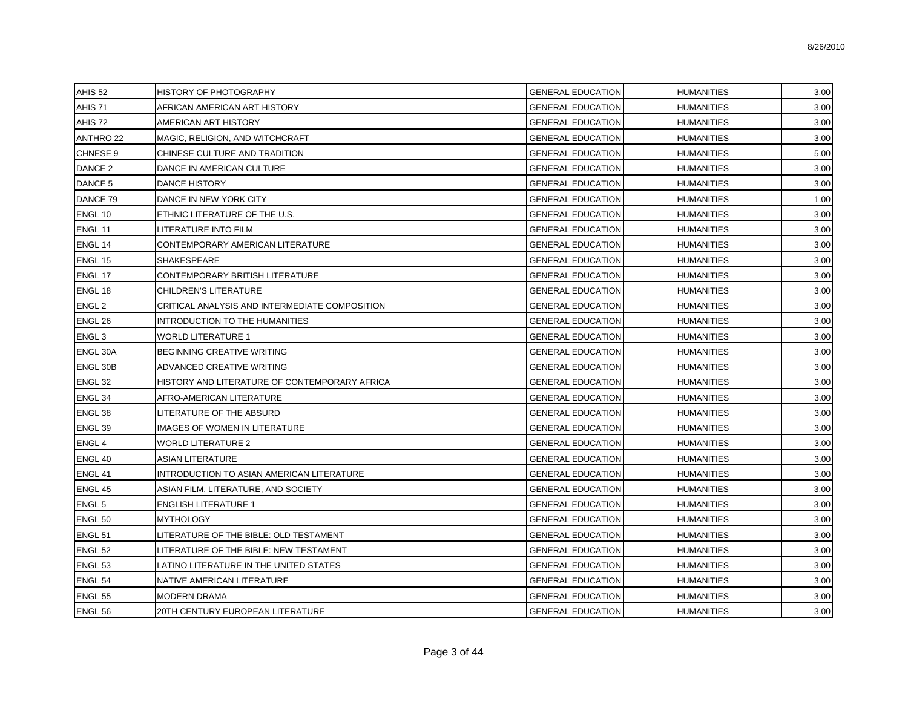| | | | | |
|---|---|---|---|---|
| AHIS 52 | HISTORY OF PHOTOGRAPHY | GENERAL EDUCATION | HUMANITIES | 3.00 |
| AHIS 71 | AFRICAN AMERICAN ART HISTORY | GENERAL EDUCATION | HUMANITIES | 3.00 |
| AHIS 72 | AMERICAN ART HISTORY | GENERAL EDUCATION | HUMANITIES | 3.00 |
| ANTHRO 22 | MAGIC, RELIGION, AND WITCHCRAFT | GENERAL EDUCATION | HUMANITIES | 3.00 |
| CHNESE 9 | CHINESE CULTURE AND TRADITION | GENERAL EDUCATION | HUMANITIES | 5.00 |
| DANCE 2 | DANCE IN AMERICAN CULTURE | GENERAL EDUCATION | HUMANITIES | 3.00 |
| DANCE 5 | DANCE HISTORY | GENERAL EDUCATION | HUMANITIES | 3.00 |
| DANCE 79 | DANCE IN NEW YORK CITY | GENERAL EDUCATION | HUMANITIES | 1.00 |
| ENGL 10 | ETHNIC LITERATURE OF THE U.S. | GENERAL EDUCATION | HUMANITIES | 3.00 |
| ENGL 11 | LITERATURE INTO FILM | GENERAL EDUCATION | HUMANITIES | 3.00 |
| ENGL 14 | CONTEMPORARY AMERICAN LITERATURE | GENERAL EDUCATION | HUMANITIES | 3.00 |
| ENGL 15 | SHAKESPEARE | GENERAL EDUCATION | HUMANITIES | 3.00 |
| ENGL 17 | CONTEMPORARY BRITISH LITERATURE | GENERAL EDUCATION | HUMANITIES | 3.00 |
| ENGL 18 | CHILDREN'S LITERATURE | GENERAL EDUCATION | HUMANITIES | 3.00 |
| ENGL 2 | CRITICAL ANALYSIS AND INTERMEDIATE COMPOSITION | GENERAL EDUCATION | HUMANITIES | 3.00 |
| ENGL 26 | INTRODUCTION TO THE HUMANITIES | GENERAL EDUCATION | HUMANITIES | 3.00 |
| ENGL 3 | WORLD LITERATURE 1 | GENERAL EDUCATION | HUMANITIES | 3.00 |
| ENGL 30A | BEGINNING CREATIVE WRITING | GENERAL EDUCATION | HUMANITIES | 3.00 |
| ENGL 30B | ADVANCED CREATIVE WRITING | GENERAL EDUCATION | HUMANITIES | 3.00 |
| ENGL 32 | HISTORY AND LITERATURE OF CONTEMPORARY AFRICA | GENERAL EDUCATION | HUMANITIES | 3.00 |
| ENGL 34 | AFRO-AMERICAN LITERATURE | GENERAL EDUCATION | HUMANITIES | 3.00 |
| ENGL 38 | LITERATURE OF THE ABSURD | GENERAL EDUCATION | HUMANITIES | 3.00 |
| ENGL 39 | IMAGES OF WOMEN IN LITERATURE | GENERAL EDUCATION | HUMANITIES | 3.00 |
| ENGL 4 | WORLD LITERATURE 2 | GENERAL EDUCATION | HUMANITIES | 3.00 |
| ENGL 40 | ASIAN LITERATURE | GENERAL EDUCATION | HUMANITIES | 3.00 |
| ENGL 41 | INTRODUCTION TO ASIAN AMERICAN LITERATURE | GENERAL EDUCATION | HUMANITIES | 3.00 |
| ENGL 45 | ASIAN FILM, LITERATURE, AND SOCIETY | GENERAL EDUCATION | HUMANITIES | 3.00 |
| ENGL 5 | ENGLISH LITERATURE 1 | GENERAL EDUCATION | HUMANITIES | 3.00 |
| ENGL 50 | MYTHOLOGY | GENERAL EDUCATION | HUMANITIES | 3.00 |
| ENGL 51 | LITERATURE OF THE BIBLE: OLD TESTAMENT | GENERAL EDUCATION | HUMANITIES | 3.00 |
| ENGL 52 | LITERATURE OF THE BIBLE: NEW TESTAMENT | GENERAL EDUCATION | HUMANITIES | 3.00 |
| ENGL 53 | LATINO LITERATURE IN THE UNITED STATES | GENERAL EDUCATION | HUMANITIES | 3.00 |
| ENGL 54 | NATIVE AMERICAN LITERATURE | GENERAL EDUCATION | HUMANITIES | 3.00 |
| ENGL 55 | MODERN DRAMA | GENERAL EDUCATION | HUMANITIES | 3.00 |
| ENGL 56 | 20TH CENTURY EUROPEAN LITERATURE | GENERAL EDUCATION | HUMANITIES | 3.00 |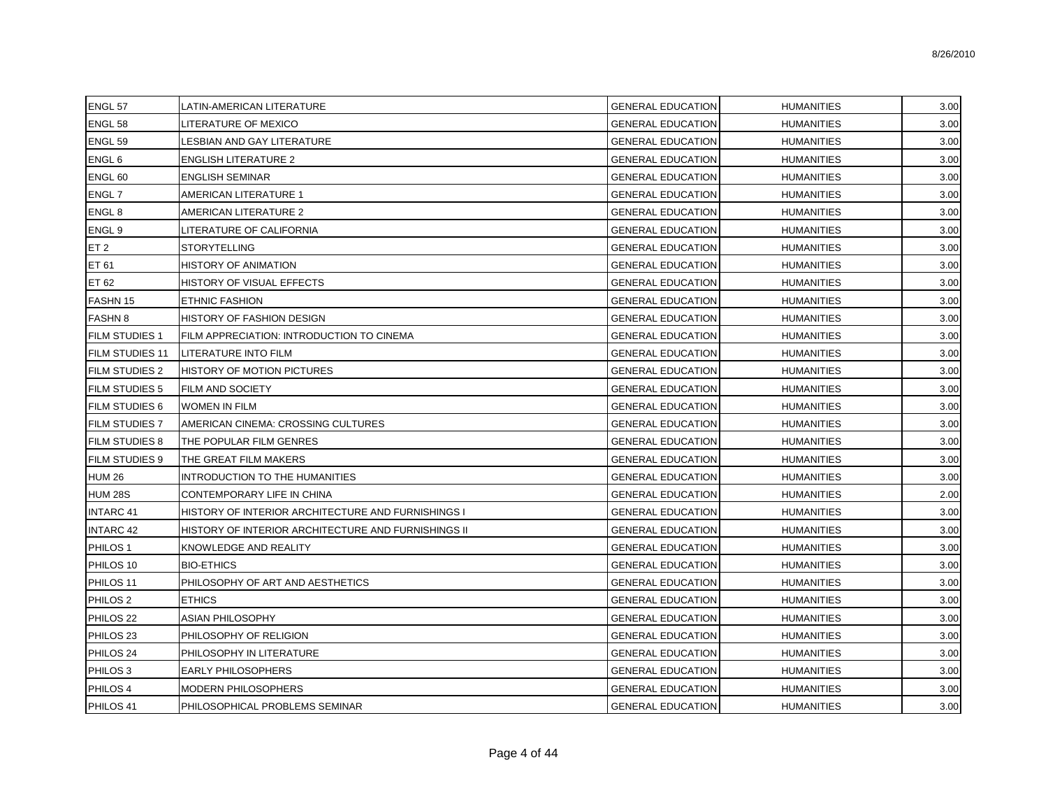| | | | | |
|---|---|---|---|---|
| ENGL 57 | LATIN-AMERICAN LITERATURE | GENERAL EDUCATION | HUMANITIES | 3.00 |
| ENGL 58 | LITERATURE OF MEXICO | GENERAL EDUCATION | HUMANITIES | 3.00 |
| ENGL 59 | LESBIAN AND GAY LITERATURE | GENERAL EDUCATION | HUMANITIES | 3.00 |
| ENGL 6 | ENGLISH LITERATURE 2 | GENERAL EDUCATION | HUMANITIES | 3.00 |
| ENGL 60 | ENGLISH SEMINAR | GENERAL EDUCATION | HUMANITIES | 3.00 |
| ENGL 7 | AMERICAN LITERATURE 1 | GENERAL EDUCATION | HUMANITIES | 3.00 |
| ENGL 8 | AMERICAN LITERATURE 2 | GENERAL EDUCATION | HUMANITIES | 3.00 |
| ENGL 9 | LITERATURE OF CALIFORNIA | GENERAL EDUCATION | HUMANITIES | 3.00 |
| ET 2 | STORYTELLING | GENERAL EDUCATION | HUMANITIES | 3.00 |
| ET 61 | HISTORY OF ANIMATION | GENERAL EDUCATION | HUMANITIES | 3.00 |
| ET 62 | HISTORY OF VISUAL EFFECTS | GENERAL EDUCATION | HUMANITIES | 3.00 |
| FASHN 15 | ETHNIC FASHION | GENERAL EDUCATION | HUMANITIES | 3.00 |
| FASHN 8 | HISTORY OF FASHION DESIGN | GENERAL EDUCATION | HUMANITIES | 3.00 |
| FILM STUDIES 1 | FILM APPRECIATION: INTRODUCTION TO CINEMA | GENERAL EDUCATION | HUMANITIES | 3.00 |
| FILM STUDIES 11 | LITERATURE INTO FILM | GENERAL EDUCATION | HUMANITIES | 3.00 |
| FILM STUDIES 2 | HISTORY OF MOTION PICTURES | GENERAL EDUCATION | HUMANITIES | 3.00 |
| FILM STUDIES 5 | FILM AND SOCIETY | GENERAL EDUCATION | HUMANITIES | 3.00 |
| FILM STUDIES 6 | WOMEN IN FILM | GENERAL EDUCATION | HUMANITIES | 3.00 |
| FILM STUDIES 7 | AMERICAN CINEMA: CROSSING CULTURES | GENERAL EDUCATION | HUMANITIES | 3.00 |
| FILM STUDIES 8 | THE POPULAR FILM GENRES | GENERAL EDUCATION | HUMANITIES | 3.00 |
| FILM STUDIES 9 | THE GREAT FILM MAKERS | GENERAL EDUCATION | HUMANITIES | 3.00 |
| HUM 26 | INTRODUCTION TO THE HUMANITIES | GENERAL EDUCATION | HUMANITIES | 3.00 |
| HUM 28S | CONTEMPORARY LIFE IN CHINA | GENERAL EDUCATION | HUMANITIES | 2.00 |
| INTARC 41 | HISTORY OF INTERIOR ARCHITECTURE AND FURNISHINGS I | GENERAL EDUCATION | HUMANITIES | 3.00 |
| INTARC 42 | HISTORY OF INTERIOR ARCHITECTURE AND FURNISHINGS II | GENERAL EDUCATION | HUMANITIES | 3.00 |
| PHILOS 1 | KNOWLEDGE AND REALITY | GENERAL EDUCATION | HUMANITIES | 3.00 |
| PHILOS 10 | BIO-ETHICS | GENERAL EDUCATION | HUMANITIES | 3.00 |
| PHILOS 11 | PHILOSOPHY OF ART AND AESTHETICS | GENERAL EDUCATION | HUMANITIES | 3.00 |
| PHILOS 2 | ETHICS | GENERAL EDUCATION | HUMANITIES | 3.00 |
| PHILOS 22 | ASIAN PHILOSOPHY | GENERAL EDUCATION | HUMANITIES | 3.00 |
| PHILOS 23 | PHILOSOPHY OF RELIGION | GENERAL EDUCATION | HUMANITIES | 3.00 |
| PHILOS 24 | PHILOSOPHY IN LITERATURE | GENERAL EDUCATION | HUMANITIES | 3.00 |
| PHILOS 3 | EARLY PHILOSOPHERS | GENERAL EDUCATION | HUMANITIES | 3.00 |
| PHILOS 4 | MODERN PHILOSOPHERS | GENERAL EDUCATION | HUMANITIES | 3.00 |
| PHILOS 41 | PHILOSOPHICAL PROBLEMS SEMINAR | GENERAL EDUCATION | HUMANITIES | 3.00 |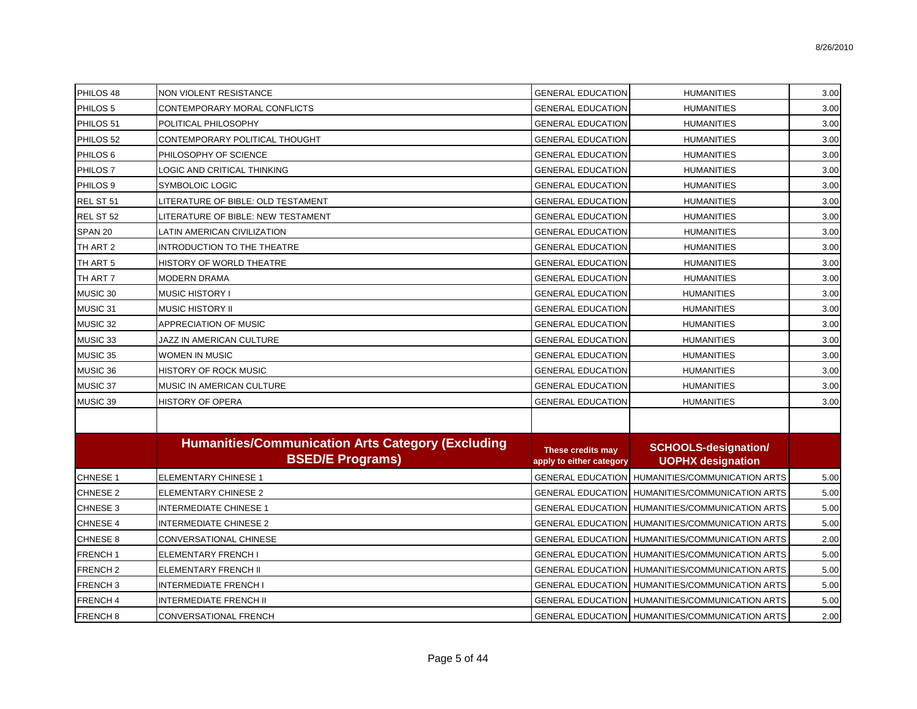| | | | | |
|---|---|---|---|---|
| PHILOS 48 | NON VIOLENT RESISTANCE | GENERAL EDUCATION | HUMANITIES | 3.00 |
| PHILOS 5 | CONTEMPORARY MORAL CONFLICTS | GENERAL EDUCATION | HUMANITIES | 3.00 |
| PHILOS 51 | POLITICAL PHILOSOPHY | GENERAL EDUCATION | HUMANITIES | 3.00 |
| PHILOS 52 | CONTEMPORARY POLITICAL THOUGHT | GENERAL EDUCATION | HUMANITIES | 3.00 |
| PHILOS 6 | PHILOSOPHY OF SCIENCE | GENERAL EDUCATION | HUMANITIES | 3.00 |
| PHILOS 7 | LOGIC AND CRITICAL THINKING | GENERAL EDUCATION | HUMANITIES | 3.00 |
| PHILOS 9 | SYMBOLOIC LOGIC | GENERAL EDUCATION | HUMANITIES | 3.00 |
| REL ST 51 | LITERATURE OF BIBLE: OLD TESTAMENT | GENERAL EDUCATION | HUMANITIES | 3.00 |
| REL ST 52 | LITERATURE OF BIBLE: NEW TESTAMENT | GENERAL EDUCATION | HUMANITIES | 3.00 |
| SPAN 20 | LATIN AMERICAN CIVILIZATION | GENERAL EDUCATION | HUMANITIES | 3.00 |
| TH ART 2 | INTRODUCTION TO THE THEATRE | GENERAL EDUCATION | HUMANITIES | 3.00 |
| TH ART 5 | HISTORY OF WORLD THEATRE | GENERAL EDUCATION | HUMANITIES | 3.00 |
| TH ART 7 | MODERN DRAMA | GENERAL EDUCATION | HUMANITIES | 3.00 |
| MUSIC 30 | MUSIC HISTORY I | GENERAL EDUCATION | HUMANITIES | 3.00 |
| MUSIC 31 | MUSIC HISTORY II | GENERAL EDUCATION | HUMANITIES | 3.00 |
| MUSIC 32 | APPRECIATION OF MUSIC | GENERAL EDUCATION | HUMANITIES | 3.00 |
| MUSIC 33 | JAZZ IN AMERICAN CULTURE | GENERAL EDUCATION | HUMANITIES | 3.00 |
| MUSIC 35 | WOMEN IN MUSIC | GENERAL EDUCATION | HUMANITIES | 3.00 |
| MUSIC 36 | HISTORY OF ROCK MUSIC | GENERAL EDUCATION | HUMANITIES | 3.00 |
| MUSIC 37 | MUSIC IN AMERICAN CULTURE | GENERAL EDUCATION | HUMANITIES | 3.00 |
| MUSIC 39 | HISTORY OF OPERA | GENERAL EDUCATION | HUMANITIES | 3.00 |
| | | | | |
| | **Humanities/Communication Arts Category (Excluding BSED/E Programs)** | **These credits may apply to either category** | **SCHOOLS-designation/ UOPHX designation** | |
| CHNESE 1 | ELEMENTARY CHINESE 1 | GENERAL EDUCATION | HUMANITIES/COMMUNICATION ARTS | 5.00 |
| CHNESE 2 | ELEMENTARY CHINESE 2 | GENERAL EDUCATION | HUMANITIES/COMMUNICATION ARTS | 5.00 |
| CHNESE 3 | INTERMEDIATE CHINESE 1 | GENERAL EDUCATION | HUMANITIES/COMMUNICATION ARTS | 5.00 |
| CHNESE 4 | INTERMEDIATE CHINESE 2 | GENERAL EDUCATION | HUMANITIES/COMMUNICATION ARTS | 5.00 |
| CHNESE 8 | CONVERSATIONAL CHINESE | GENERAL EDUCATION | HUMANITIES/COMMUNICATION ARTS | 2.00 |
| FRENCH 1 | ELEMENTARY FRENCH I | GENERAL EDUCATION | HUMANITIES/COMMUNICATION ARTS | 5.00 |
| FRENCH 2 | ELEMENTARY FRENCH II | GENERAL EDUCATION | HUMANITIES/COMMUNICATION ARTS | 5.00 |
| FRENCH 3 | INTERMEDIATE FRENCH I | GENERAL EDUCATION | HUMANITIES/COMMUNICATION ARTS | 5.00 |
| FRENCH 4 | INTERMEDIATE FRENCH II | GENERAL EDUCATION | HUMANITIES/COMMUNICATION ARTS | 5.00 |
| FRENCH 8 | CONVERSATIONAL FRENCH | GENERAL EDUCATION | HUMANITIES/COMMUNICATION ARTS | 2.00 |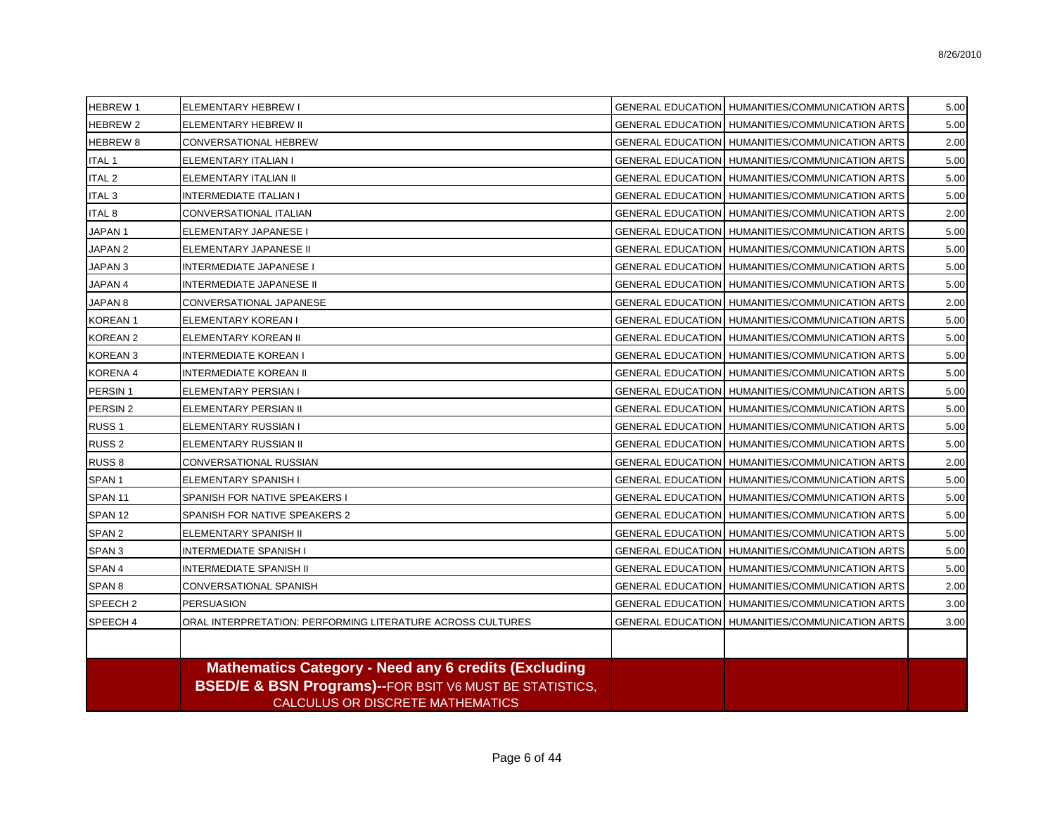| | | | | |
|---|---|---|---|---|
| HEBREW 1 | ELEMENTARY HEBREW I | GENERAL EDUCATION | HUMANITIES/COMMUNICATION ARTS | 5.00 |
| HEBREW 2 | ELEMENTARY HEBREW II | GENERAL EDUCATION | HUMANITIES/COMMUNICATION ARTS | 5.00 |
| HEBREW 8 | CONVERSATIONAL HEBREW | GENERAL EDUCATION | HUMANITIES/COMMUNICATION ARTS | 2.00 |
| ITAL 1 | ELEMENTARY ITALIAN I | GENERAL EDUCATION | HUMANITIES/COMMUNICATION ARTS | 5.00 |
| ITAL 2 | ELEMENTARY ITALIAN II | GENERAL EDUCATION | HUMANITIES/COMMUNICATION ARTS | 5.00 |
| ITAL 3 | INTERMEDIATE ITALIAN I | GENERAL EDUCATION | HUMANITIES/COMMUNICATION ARTS | 5.00 |
| ITAL 8 | CONVERSATIONAL ITALIAN | GENERAL EDUCATION | HUMANITIES/COMMUNICATION ARTS | 2.00 |
| JAPAN 1 | ELEMENTARY JAPANESE I | GENERAL EDUCATION | HUMANITIES/COMMUNICATION ARTS | 5.00 |
| JAPAN 2 | ELEMENTARY JAPANESE II | GENERAL EDUCATION | HUMANITIES/COMMUNICATION ARTS | 5.00 |
| JAPAN 3 | INTERMEDIATE JAPANESE I | GENERAL EDUCATION | HUMANITIES/COMMUNICATION ARTS | 5.00 |
| JAPAN 4 | INTERMEDIATE JAPANESE II | GENERAL EDUCATION | HUMANITIES/COMMUNICATION ARTS | 5.00 |
| JAPAN 8 | CONVERSATIONAL JAPANESE | GENERAL EDUCATION | HUMANITIES/COMMUNICATION ARTS | 2.00 |
| KOREAN 1 | ELEMENTARY KOREAN I | GENERAL EDUCATION | HUMANITIES/COMMUNICATION ARTS | 5.00 |
| KOREAN 2 | ELEMENTARY KOREAN II | GENERAL EDUCATION | HUMANITIES/COMMUNICATION ARTS | 5.00 |
| KOREAN 3 | INTERMEDIATE KOREAN I | GENERAL EDUCATION | HUMANITIES/COMMUNICATION ARTS | 5.00 |
| KORENA 4 | INTERMEDIATE KOREAN II | GENERAL EDUCATION | HUMANITIES/COMMUNICATION ARTS | 5.00 |
| PERSIN 1 | ELEMENTARY PERSIAN I | GENERAL EDUCATION | HUMANITIES/COMMUNICATION ARTS | 5.00 |
| PERSIN 2 | ELEMENTARY PERSIAN II | GENERAL EDUCATION | HUMANITIES/COMMUNICATION ARTS | 5.00 |
| RUSS 1 | ELEMENTARY RUSSIAN I | GENERAL EDUCATION | HUMANITIES/COMMUNICATION ARTS | 5.00 |
| RUSS 2 | ELEMENTARY RUSSIAN II | GENERAL EDUCATION | HUMANITIES/COMMUNICATION ARTS | 5.00 |
| RUSS 8 | CONVERSATIONAL RUSSIAN | GENERAL EDUCATION | HUMANITIES/COMMUNICATION ARTS | 2.00 |
| SPAN 1 | ELEMENTARY SPANISH I | GENERAL EDUCATION | HUMANITIES/COMMUNICATION ARTS | 5.00 |
| SPAN 11 | SPANISH FOR NATIVE SPEAKERS I | GENERAL EDUCATION | HUMANITIES/COMMUNICATION ARTS | 5.00 |
| SPAN 12 | SPANISH FOR NATIVE SPEAKERS 2 | GENERAL EDUCATION | HUMANITIES/COMMUNICATION ARTS | 5.00 |
| SPAN 2 | ELEMENTARY SPANISH II | GENERAL EDUCATION | HUMANITIES/COMMUNICATION ARTS | 5.00 |
| SPAN 3 | INTERMEDIATE SPANISH I | GENERAL EDUCATION | HUMANITIES/COMMUNICATION ARTS | 5.00 |
| SPAN 4 | INTERMEDIATE SPANISH II | GENERAL EDUCATION | HUMANITIES/COMMUNICATION ARTS | 5.00 |
| SPAN 8 | CONVERSATIONAL SPANISH | GENERAL EDUCATION | HUMANITIES/COMMUNICATION ARTS | 2.00 |
| SPEECH 2 | PERSUASION | GENERAL EDUCATION | HUMANITIES/COMMUNICATION ARTS | 3.00 |
| SPEECH 4 | ORAL INTERPRETATION: PERFORMING LITERATURE ACROSS CULTURES | GENERAL EDUCATION | HUMANITIES/COMMUNICATION ARTS | 3.00 |
| | | | | |
| | **Mathematics Category - Need any 6 credits (Excluding BSED/E & BSN Programs)--**FOR BSIT V6 MUST BE STATISTICS, CALCULUS OR DISCRETE MATHEMATICS | | | |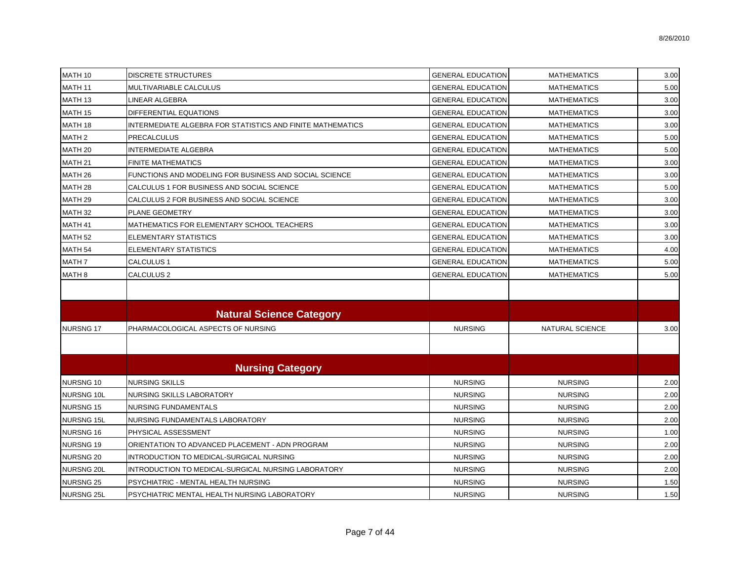| | | | | |
|---|---|---|---|---|
| MATH 10 | DISCRETE STRUCTURES | GENERAL EDUCATION | MATHEMATICS | 3.00 |
| MATH 11 | MULTIVARIABLE CALCULUS | GENERAL EDUCATION | MATHEMATICS | 5.00 |
| MATH 13 | LINEAR ALGEBRA | GENERAL EDUCATION | MATHEMATICS | 3.00 |
| MATH 15 | DIFFERENTIAL EQUATIONS | GENERAL EDUCATION | MATHEMATICS | 3.00 |
| MATH 18 | INTERMEDIATE ALGEBRA FOR STATISTICS AND FINITE MATHEMATICS | GENERAL EDUCATION | MATHEMATICS | 3.00 |
| MATH 2 | PRECALCULUS | GENERAL EDUCATION | MATHEMATICS | 5.00 |
| MATH 20 | INTERMEDIATE ALGEBRA | GENERAL EDUCATION | MATHEMATICS | 5.00 |
| MATH 21 | FINITE MATHEMATICS | GENERAL EDUCATION | MATHEMATICS | 3.00 |
| MATH 26 | FUNCTIONS AND MODELING FOR BUSINESS AND SOCIAL SCIENCE | GENERAL EDUCATION | MATHEMATICS | 3.00 |
| MATH 28 | CALCULUS 1 FOR BUSINESS AND SOCIAL SCIENCE | GENERAL EDUCATION | MATHEMATICS | 5.00 |
| MATH 29 | CALCULUS 2 FOR BUSINESS AND SOCIAL SCIENCE | GENERAL EDUCATION | MATHEMATICS | 3.00 |
| MATH 32 | PLANE GEOMETRY | GENERAL EDUCATION | MATHEMATICS | 3.00 |
| MATH 41 | MATHEMATICS FOR ELEMENTARY SCHOOL TEACHERS | GENERAL EDUCATION | MATHEMATICS | 3.00 |
| MATH 52 | ELEMENTARY STATISTICS | GENERAL EDUCATION | MATHEMATICS | 3.00 |
| MATH 54 | ELEMENTARY STATISTICS | GENERAL EDUCATION | MATHEMATICS | 4.00 |
| MATH 7 | CALCULUS 1 | GENERAL EDUCATION | MATHEMATICS | 5.00 |
| MATH 8 | CALCULUS 2 | GENERAL EDUCATION | MATHEMATICS | 5.00 |
| | | | | |
| | **Natural Science Category** | | | |
| NURSNG 17 | PHARMACOLOGICAL ASPECTS OF NURSING | NURSING | NATURAL SCIENCE | 3.00 |
| | | | | |
| | **Nursing Category** | | | |
| NURSNG 10 | NURSING SKILLS | NURSING | NURSING | 2.00 |
| NURSNG 10L | NURSING SKILLS LABORATORY | NURSING | NURSING | 2.00 |
| NURSNG 15 | NURSING FUNDAMENTALS | NURSING | NURSING | 2.00 |
| NURSNG 15L | NURSING FUNDAMENTALS LABORATORY | NURSING | NURSING | 2.00 |
| NURSNG 16 | PHYSICAL ASSESSMENT | NURSING | NURSING | 1.00 |
| NURSNG 19 | ORIENTATION TO ADVANCED PLACEMENT - ADN PROGRAM | NURSING | NURSING | 2.00 |
| NURSNG 20 | INTRODUCTION TO MEDICAL-SURGICAL NURSING | NURSING | NURSING | 2.00 |
| NURSNG 20L | INTRODUCTION TO MEDICAL-SURGICAL NURSING LABORATORY | NURSING | NURSING | 2.00 |
| NURSNG 25 | PSYCHIATRIC - MENTAL HEALTH NURSING | NURSING | NURSING | 1.50 |
| NURSNG 25L | PSYCHIATRIC MENTAL HEALTH NURSING LABORATORY | NURSING | NURSING | 1.50 |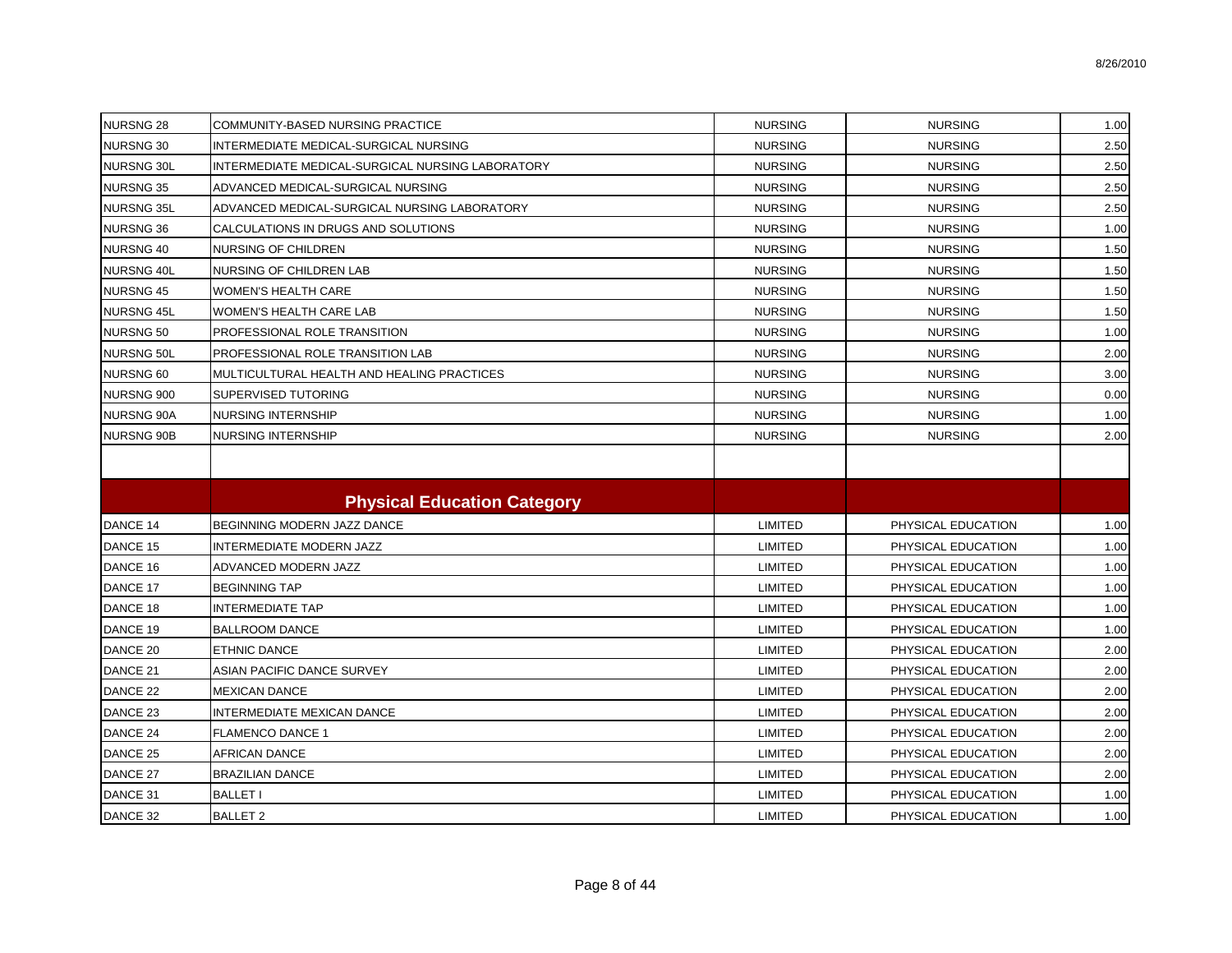| | | | | |
|---|---|---|---|---|
| NURSNG 28 | COMMUNITY-BASED NURSING PRACTICE | NURSING | NURSING | 1.00 |
| NURSNG 30 | INTERMEDIATE MEDICAL-SURGICAL NURSING | NURSING | NURSING | 2.50 |
| NURSNG 30L | INTERMEDIATE MEDICAL-SURGICAL NURSING LABORATORY | NURSING | NURSING | 2.50 |
| NURSNG 35 | ADVANCED MEDICAL-SURGICAL NURSING | NURSING | NURSING | 2.50 |
| NURSNG 35L | ADVANCED MEDICAL-SURGICAL NURSING LABORATORY | NURSING | NURSING | 2.50 |
| NURSNG 36 | CALCULATIONS IN DRUGS AND SOLUTIONS | NURSING | NURSING | 1.00 |
| NURSNG 40 | NURSING OF CHILDREN | NURSING | NURSING | 1.50 |
| NURSNG 40L | NURSING OF CHILDREN LAB | NURSING | NURSING | 1.50 |
| NURSNG 45 | WOMEN'S HEALTH CARE | NURSING | NURSING | 1.50 |
| NURSNG 45L | WOMEN'S HEALTH CARE LAB | NURSING | NURSING | 1.50 |
| NURSNG 50 | PROFESSIONAL ROLE TRANSITION | NURSING | NURSING | 1.00 |
| NURSNG 50L | PROFESSIONAL ROLE TRANSITION LAB | NURSING | NURSING | 2.00 |
| NURSNG 60 | MULTICULTURAL HEALTH AND HEALING PRACTICES | NURSING | NURSING | 3.00 |
| NURSNG 900 | SUPERVISED TUTORING | NURSING | NURSING | 0.00 |
| NURSNG 90A | NURSING INTERNSHIP | NURSING | NURSING | 1.00 |
| NURSNG 90B | NURSING INTERNSHIP | NURSING | NURSING | 2.00 |
| | | | | |
| | **Physical Education Category** | | | |
| DANCE 14 | BEGINNING MODERN JAZZ DANCE | LIMITED | PHYSICAL EDUCATION | 1.00 |
| DANCE 15 | INTERMEDIATE MODERN JAZZ | LIMITED | PHYSICAL EDUCATION | 1.00 |
| DANCE 16 | ADVANCED MODERN JAZZ | LIMITED | PHYSICAL EDUCATION | 1.00 |
| DANCE 17 | BEGINNING TAP | LIMITED | PHYSICAL EDUCATION | 1.00 |
| DANCE 18 | INTERMEDIATE TAP | LIMITED | PHYSICAL EDUCATION | 1.00 |
| DANCE 19 | BALLROOM DANCE | LIMITED | PHYSICAL EDUCATION | 1.00 |
| DANCE 20 | ETHNIC DANCE | LIMITED | PHYSICAL EDUCATION | 2.00 |
| DANCE 21 | ASIAN PACIFIC DANCE SURVEY | LIMITED | PHYSICAL EDUCATION | 2.00 |
| DANCE 22 | MEXICAN DANCE | LIMITED | PHYSICAL EDUCATION | 2.00 |
| DANCE 23 | INTERMEDIATE MEXICAN DANCE | LIMITED | PHYSICAL EDUCATION | 2.00 |
| DANCE 24 | FLAMENCO DANCE 1 | LIMITED | PHYSICAL EDUCATION | 2.00 |
| DANCE 25 | AFRICAN DANCE | LIMITED | PHYSICAL EDUCATION | 2.00 |
| DANCE 27 | BRAZILIAN DANCE | LIMITED | PHYSICAL EDUCATION | 2.00 |
| DANCE 31 | BALLET I | LIMITED | PHYSICAL EDUCATION | 1.00 |
| DANCE 32 | BALLET 2 | LIMITED | PHYSICAL EDUCATION | 1.00 |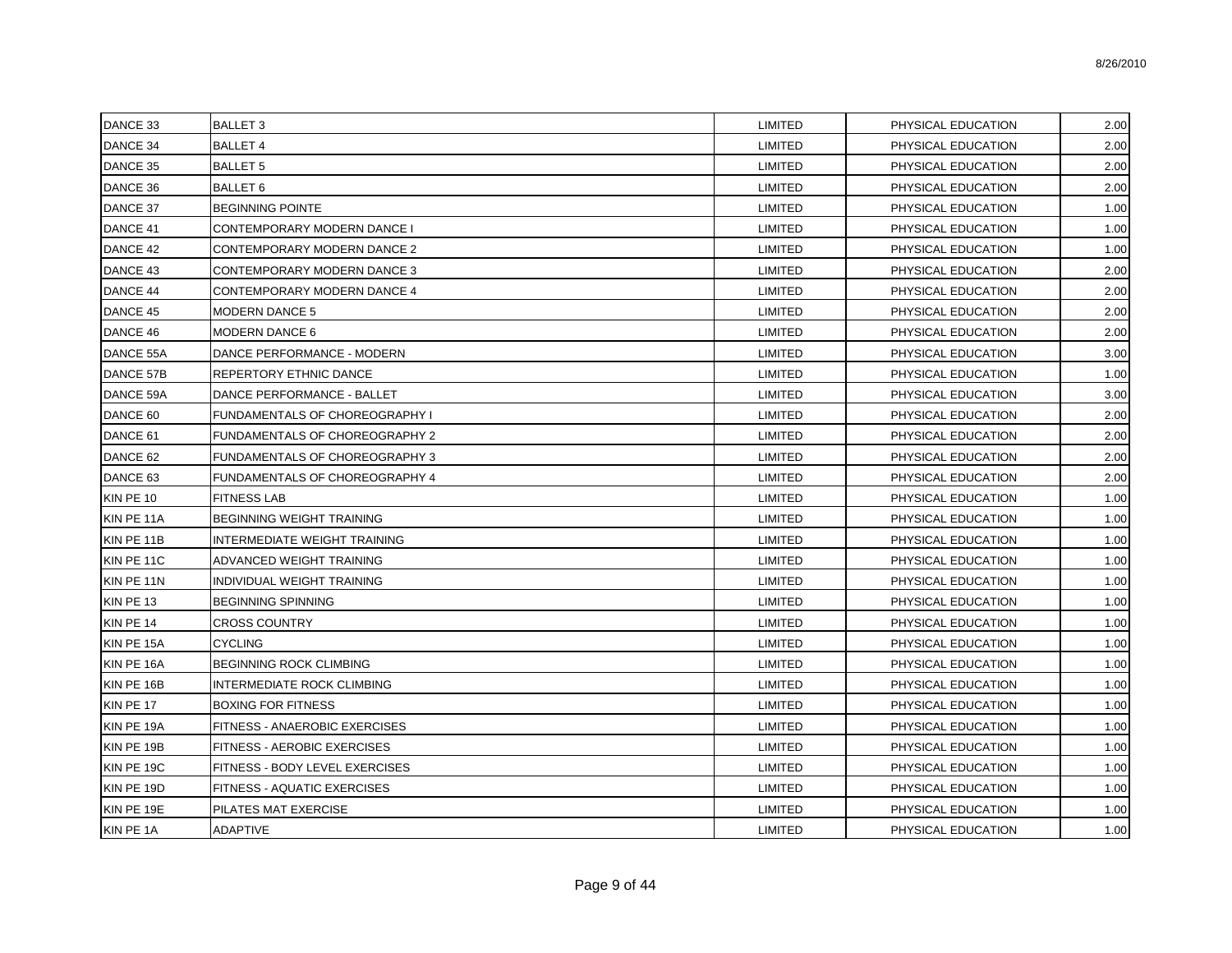| | | | | |
|---|---|---|---|---|
| DANCE 33 | BALLET 3 | LIMITED | PHYSICAL EDUCATION | 2.00 |
| DANCE 34 | BALLET 4 | LIMITED | PHYSICAL EDUCATION | 2.00 |
| DANCE 35 | BALLET 5 | LIMITED | PHYSICAL EDUCATION | 2.00 |
| DANCE 36 | BALLET 6 | LIMITED | PHYSICAL EDUCATION | 2.00 |
| DANCE 37 | BEGINNING POINTE | LIMITED | PHYSICAL EDUCATION | 1.00 |
| DANCE 41 | CONTEMPORARY MODERN DANCE I | LIMITED | PHYSICAL EDUCATION | 1.00 |
| DANCE 42 | CONTEMPORARY MODERN DANCE 2 | LIMITED | PHYSICAL EDUCATION | 1.00 |
| DANCE 43 | CONTEMPORARY MODERN DANCE 3 | LIMITED | PHYSICAL EDUCATION | 2.00 |
| DANCE 44 | CONTEMPORARY MODERN DANCE 4 | LIMITED | PHYSICAL EDUCATION | 2.00 |
| DANCE 45 | MODERN DANCE 5 | LIMITED | PHYSICAL EDUCATION | 2.00 |
| DANCE 46 | MODERN DANCE 6 | LIMITED | PHYSICAL EDUCATION | 2.00 |
| DANCE 55A | DANCE PERFORMANCE - MODERN | LIMITED | PHYSICAL EDUCATION | 3.00 |
| DANCE 57B | REPERTORY ETHNIC DANCE | LIMITED | PHYSICAL EDUCATION | 1.00 |
| DANCE 59A | DANCE PERFORMANCE - BALLET | LIMITED | PHYSICAL EDUCATION | 3.00 |
| DANCE 60 | FUNDAMENTALS OF CHOREOGRAPHY I | LIMITED | PHYSICAL EDUCATION | 2.00 |
| DANCE 61 | FUNDAMENTALS OF CHOREOGRAPHY 2 | LIMITED | PHYSICAL EDUCATION | 2.00 |
| DANCE 62 | FUNDAMENTALS OF CHOREOGRAPHY 3 | LIMITED | PHYSICAL EDUCATION | 2.00 |
| DANCE 63 | FUNDAMENTALS OF CHOREOGRAPHY 4 | LIMITED | PHYSICAL EDUCATION | 2.00 |
| KIN PE 10 | FITNESS LAB | LIMITED | PHYSICAL EDUCATION | 1.00 |
| KIN PE 11A | BEGINNING WEIGHT TRAINING | LIMITED | PHYSICAL EDUCATION | 1.00 |
| KIN PE 11B | INTERMEDIATE WEIGHT TRAINING | LIMITED | PHYSICAL EDUCATION | 1.00 |
| KIN PE 11C | ADVANCED WEIGHT TRAINING | LIMITED | PHYSICAL EDUCATION | 1.00 |
| KIN PE 11N | INDIVIDUAL WEIGHT TRAINING | LIMITED | PHYSICAL EDUCATION | 1.00 |
| KIN PE 13 | BEGINNING SPINNING | LIMITED | PHYSICAL EDUCATION | 1.00 |
| KIN PE 14 | CROSS COUNTRY | LIMITED | PHYSICAL EDUCATION | 1.00 |
| KIN PE 15A | CYCLING | LIMITED | PHYSICAL EDUCATION | 1.00 |
| KIN PE 16A | BEGINNING ROCK CLIMBING | LIMITED | PHYSICAL EDUCATION | 1.00 |
| KIN PE 16B | INTERMEDIATE ROCK CLIMBING | LIMITED | PHYSICAL EDUCATION | 1.00 |
| KIN PE 17 | BOXING FOR FITNESS | LIMITED | PHYSICAL EDUCATION | 1.00 |
| KIN PE 19A | FITNESS - ANAEROBIC EXERCISES | LIMITED | PHYSICAL EDUCATION | 1.00 |
| KIN PE 19B | FITNESS - AEROBIC EXERCISES | LIMITED | PHYSICAL EDUCATION | 1.00 |
| KIN PE 19C | FITNESS - BODY LEVEL EXERCISES | LIMITED | PHYSICAL EDUCATION | 1.00 |
| KIN PE 19D | FITNESS - AQUATIC EXERCISES | LIMITED | PHYSICAL EDUCATION | 1.00 |
| KIN PE 19E | PILATES MAT EXERCISE | LIMITED | PHYSICAL EDUCATION | 1.00 |
| KIN PE 1A | ADAPTIVE | LIMITED | PHYSICAL EDUCATION | 1.00 |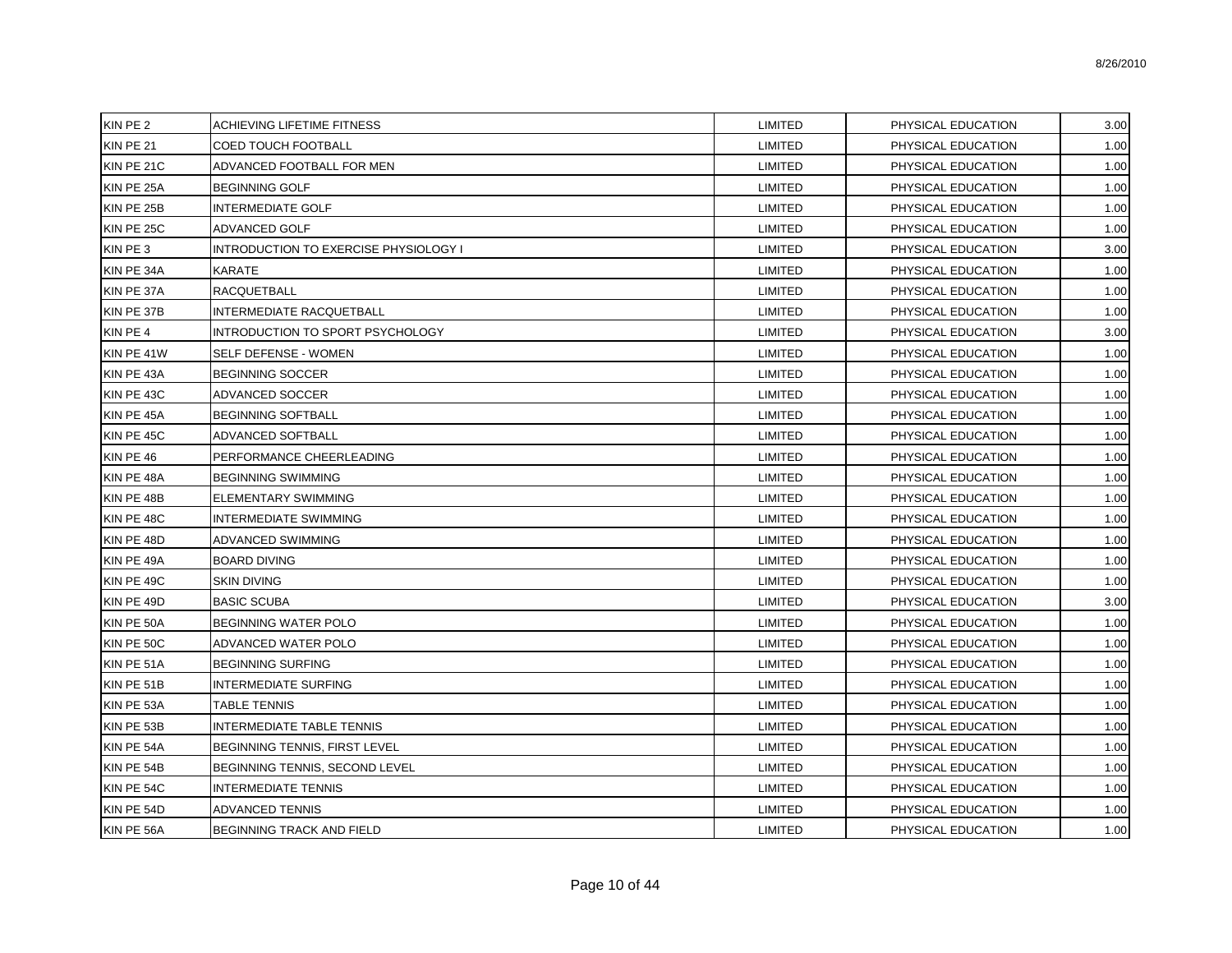| | | | | |
|---|---|---|---|---|
| KIN PE 2 | ACHIEVING LIFETIME FITNESS | LIMITED | PHYSICAL EDUCATION | 3.00 |
| KIN PE 21 | COED TOUCH FOOTBALL | LIMITED | PHYSICAL EDUCATION | 1.00 |
| KIN PE 21C | ADVANCED FOOTBALL FOR MEN | LIMITED | PHYSICAL EDUCATION | 1.00 |
| KIN PE 25A | BEGINNING GOLF | LIMITED | PHYSICAL EDUCATION | 1.00 |
| KIN PE 25B | INTERMEDIATE GOLF | LIMITED | PHYSICAL EDUCATION | 1.00 |
| KIN PE 25C | ADVANCED GOLF | LIMITED | PHYSICAL EDUCATION | 1.00 |
| KIN PE 3 | INTRODUCTION TO EXERCISE PHYSIOLOGY I | LIMITED | PHYSICAL EDUCATION | 3.00 |
| KIN PE 34A | KARATE | LIMITED | PHYSICAL EDUCATION | 1.00 |
| KIN PE 37A | RACQUETBALL | LIMITED | PHYSICAL EDUCATION | 1.00 |
| KIN PE 37B | INTERMEDIATE RACQUETBALL | LIMITED | PHYSICAL EDUCATION | 1.00 |
| KIN PE 4 | INTRODUCTION TO SPORT PSYCHOLOGY | LIMITED | PHYSICAL EDUCATION | 3.00 |
| KIN PE 41W | SELF DEFENSE - WOMEN | LIMITED | PHYSICAL EDUCATION | 1.00 |
| KIN PE 43A | BEGINNING SOCCER | LIMITED | PHYSICAL EDUCATION | 1.00 |
| KIN PE 43C | ADVANCED SOCCER | LIMITED | PHYSICAL EDUCATION | 1.00 |
| KIN PE 45A | BEGINNING SOFTBALL | LIMITED | PHYSICAL EDUCATION | 1.00 |
| KIN PE 45C | ADVANCED SOFTBALL | LIMITED | PHYSICAL EDUCATION | 1.00 |
| KIN PE 46 | PERFORMANCE CHEERLEADING | LIMITED | PHYSICAL EDUCATION | 1.00 |
| KIN PE 48A | BEGINNING SWIMMING | LIMITED | PHYSICAL EDUCATION | 1.00 |
| KIN PE 48B | ELEMENTARY SWIMMING | LIMITED | PHYSICAL EDUCATION | 1.00 |
| KIN PE 48C | INTERMEDIATE SWIMMING | LIMITED | PHYSICAL EDUCATION | 1.00 |
| KIN PE 48D | ADVANCED SWIMMING | LIMITED | PHYSICAL EDUCATION | 1.00 |
| KIN PE 49A | BOARD DIVING | LIMITED | PHYSICAL EDUCATION | 1.00 |
| KIN PE 49C | SKIN DIVING | LIMITED | PHYSICAL EDUCATION | 1.00 |
| KIN PE 49D | BASIC SCUBA | LIMITED | PHYSICAL EDUCATION | 3.00 |
| KIN PE 50A | BEGINNING WATER POLO | LIMITED | PHYSICAL EDUCATION | 1.00 |
| KIN PE 50C | ADVANCED WATER POLO | LIMITED | PHYSICAL EDUCATION | 1.00 |
| KIN PE 51A | BEGINNING SURFING | LIMITED | PHYSICAL EDUCATION | 1.00 |
| KIN PE 51B | INTERMEDIATE SURFING | LIMITED | PHYSICAL EDUCATION | 1.00 |
| KIN PE 53A | TABLE TENNIS | LIMITED | PHYSICAL EDUCATION | 1.00 |
| KIN PE 53B | INTERMEDIATE TABLE TENNIS | LIMITED | PHYSICAL EDUCATION | 1.00 |
| KIN PE 54A | BEGINNING TENNIS, FIRST LEVEL | LIMITED | PHYSICAL EDUCATION | 1.00 |
| KIN PE 54B | BEGINNING TENNIS, SECOND LEVEL | LIMITED | PHYSICAL EDUCATION | 1.00 |
| KIN PE 54C | INTERMEDIATE TENNIS | LIMITED | PHYSICAL EDUCATION | 1.00 |
| KIN PE 54D | ADVANCED TENNIS | LIMITED | PHYSICAL EDUCATION | 1.00 |
| KIN PE 56A | BEGINNING TRACK AND FIELD | LIMITED | PHYSICAL EDUCATION | 1.00 |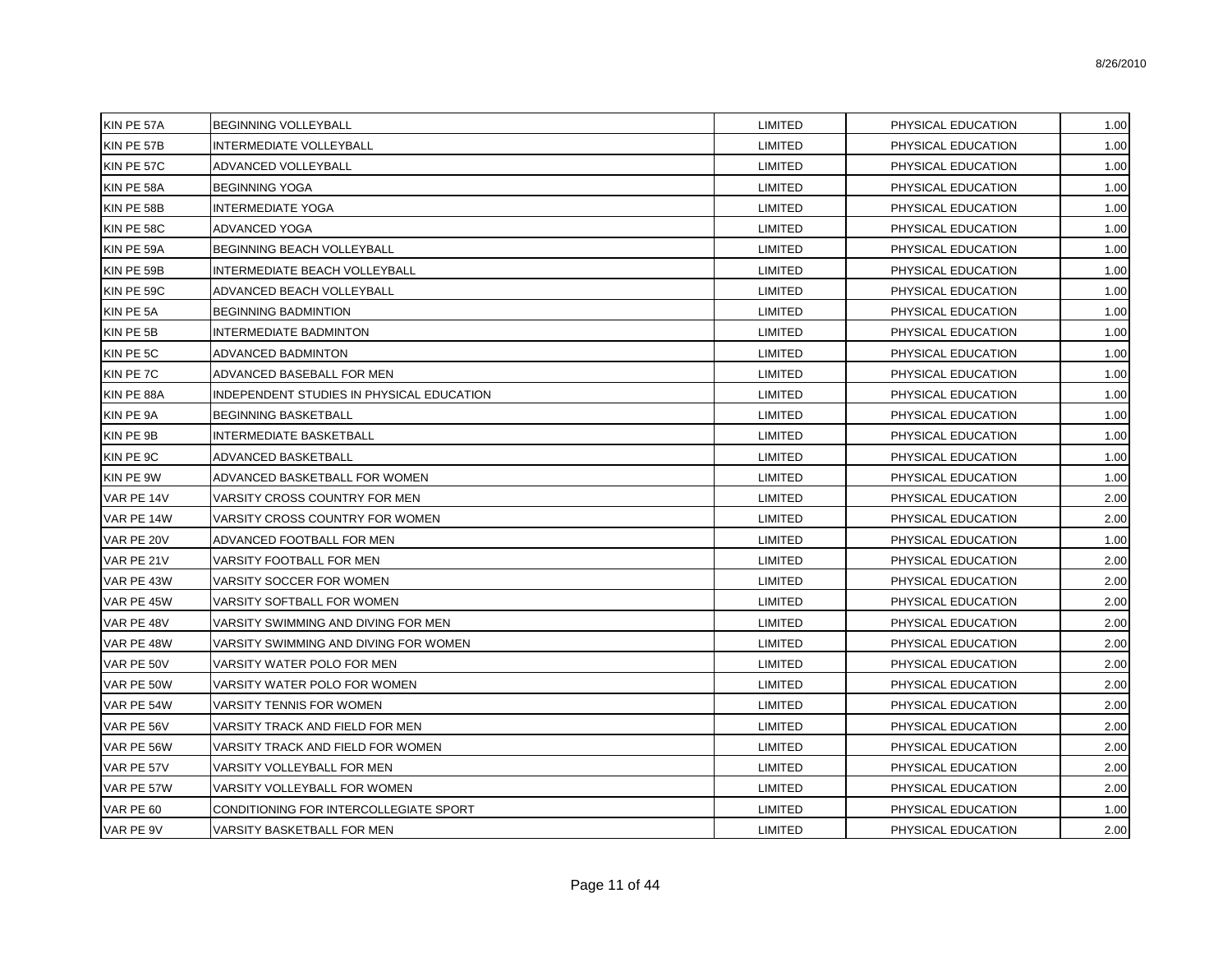| | | | | |
|---|---|---|---|---|
| KIN PE 57A | BEGINNING VOLLEYBALL | LIMITED | PHYSICAL EDUCATION | 1.00 |
| KIN PE 57B | INTERMEDIATE VOLLEYBALL | LIMITED | PHYSICAL EDUCATION | 1.00 |
| KIN PE 57C | ADVANCED VOLLEYBALL | LIMITED | PHYSICAL EDUCATION | 1.00 |
| KIN PE 58A | BEGINNING YOGA | LIMITED | PHYSICAL EDUCATION | 1.00 |
| KIN PE 58B | INTERMEDIATE YOGA | LIMITED | PHYSICAL EDUCATION | 1.00 |
| KIN PE 58C | ADVANCED YOGA | LIMITED | PHYSICAL EDUCATION | 1.00 |
| KIN PE 59A | BEGINNING BEACH VOLLEYBALL | LIMITED | PHYSICAL EDUCATION | 1.00 |
| KIN PE 59B | INTERMEDIATE BEACH VOLLEYBALL | LIMITED | PHYSICAL EDUCATION | 1.00 |
| KIN PE 59C | ADVANCED BEACH VOLLEYBALL | LIMITED | PHYSICAL EDUCATION | 1.00 |
| KIN PE 5A | BEGINNING BADMINTION | LIMITED | PHYSICAL EDUCATION | 1.00 |
| KIN PE 5B | INTERMEDIATE BADMINTON | LIMITED | PHYSICAL EDUCATION | 1.00 |
| KIN PE 5C | ADVANCED BADMINTON | LIMITED | PHYSICAL EDUCATION | 1.00 |
| KIN PE 7C | ADVANCED BASEBALL FOR MEN | LIMITED | PHYSICAL EDUCATION | 1.00 |
| KIN PE 88A | INDEPENDENT STUDIES IN PHYSICAL EDUCATION | LIMITED | PHYSICAL EDUCATION | 1.00 |
| KIN PE 9A | BEGINNING BASKETBALL | LIMITED | PHYSICAL EDUCATION | 1.00 |
| KIN PE 9B | INTERMEDIATE BASKETBALL | LIMITED | PHYSICAL EDUCATION | 1.00 |
| KIN PE 9C | ADVANCED BASKETBALL | LIMITED | PHYSICAL EDUCATION | 1.00 |
| KIN PE 9W | ADVANCED BASKETBALL FOR WOMEN | LIMITED | PHYSICAL EDUCATION | 1.00 |
| VAR PE 14V | VARSITY CROSS COUNTRY FOR MEN | LIMITED | PHYSICAL EDUCATION | 2.00 |
| VAR PE 14W | VARSITY CROSS COUNTRY FOR WOMEN | LIMITED | PHYSICAL EDUCATION | 2.00 |
| VAR PE 20V | ADVANCED FOOTBALL FOR MEN | LIMITED | PHYSICAL EDUCATION | 1.00 |
| VAR PE 21V | VARSITY FOOTBALL FOR MEN | LIMITED | PHYSICAL EDUCATION | 2.00 |
| VAR PE 43W | VARSITY SOCCER FOR WOMEN | LIMITED | PHYSICAL EDUCATION | 2.00 |
| VAR PE 45W | VARSITY SOFTBALL FOR WOMEN | LIMITED | PHYSICAL EDUCATION | 2.00 |
| VAR PE 48V | VARSITY SWIMMING AND DIVING FOR MEN | LIMITED | PHYSICAL EDUCATION | 2.00 |
| VAR PE 48W | VARSITY SWIMMING AND DIVING FOR WOMEN | LIMITED | PHYSICAL EDUCATION | 2.00 |
| VAR PE 50V | VARSITY WATER POLO FOR MEN | LIMITED | PHYSICAL EDUCATION | 2.00 |
| VAR PE 50W | VARSITY WATER POLO FOR WOMEN | LIMITED | PHYSICAL EDUCATION | 2.00 |
| VAR PE 54W | VARSITY TENNIS FOR WOMEN | LIMITED | PHYSICAL EDUCATION | 2.00 |
| VAR PE 56V | VARSITY TRACK AND FIELD FOR MEN | LIMITED | PHYSICAL EDUCATION | 2.00 |
| VAR PE 56W | VARSITY TRACK AND FIELD FOR WOMEN | LIMITED | PHYSICAL EDUCATION | 2.00 |
| VAR PE 57V | VARSITY VOLLEYBALL FOR MEN | LIMITED | PHYSICAL EDUCATION | 2.00 |
| VAR PE 57W | VARSITY VOLLEYBALL FOR WOMEN | LIMITED | PHYSICAL EDUCATION | 2.00 |
| VAR PE 60 | CONDITIONING FOR INTERCOLLEGIATE SPORT | LIMITED | PHYSICAL EDUCATION | 1.00 |
| VAR PE 9V | VARSITY BASKETBALL FOR MEN | LIMITED | PHYSICAL EDUCATION | 2.00 |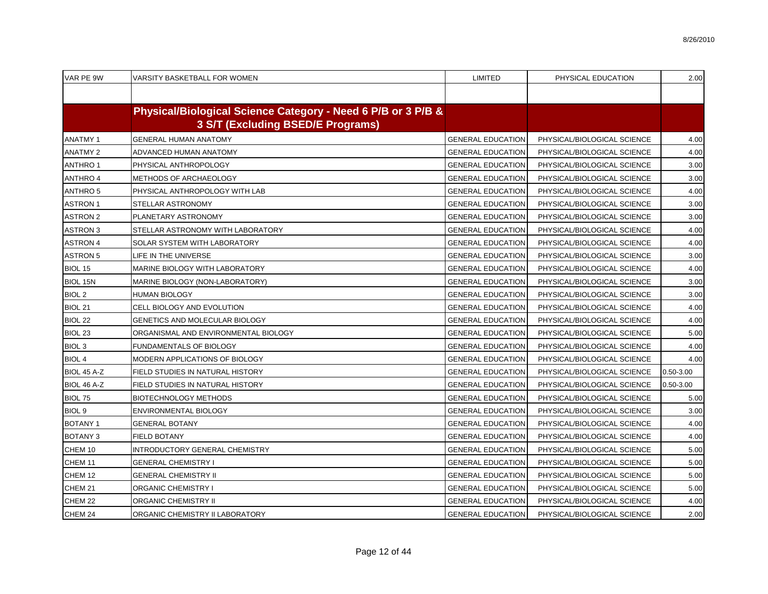| VAR PE 9W | VARSITY BASKETBALL FOR WOMEN | LIMITED | PHYSICAL EDUCATION | 2.00 |
|---|---|---|---|---|
| | | | | |
| | **Physical/Biological Science Category - Need 6 P/B or 3 P/B & 3 S/T (Excluding BSED/E Programs)** | | | |
| ANATMY 1 | GENERAL HUMAN ANATOMY | GENERAL EDUCATION | PHYSICAL/BIOLOGICAL SCIENCE | 4.00 |
| ANATMY 2 | ADVANCED HUMAN ANATOMY | GENERAL EDUCATION | PHYSICAL/BIOLOGICAL SCIENCE | 4.00 |
| ANTHRO 1 | PHYSICAL ANTHROPOLOGY | GENERAL EDUCATION | PHYSICAL/BIOLOGICAL SCIENCE | 3.00 |
| ANTHRO 4 | METHODS OF ARCHAEOLOGY | GENERAL EDUCATION | PHYSICAL/BIOLOGICAL SCIENCE | 3.00 |
| ANTHRO 5 | PHYSICAL ANTHROPOLOGY WITH LAB | GENERAL EDUCATION | PHYSICAL/BIOLOGICAL SCIENCE | 4.00 |
| ASTRON 1 | STELLAR ASTRONOMY | GENERAL EDUCATION | PHYSICAL/BIOLOGICAL SCIENCE | 3.00 |
| ASTRON 2 | PLANETARY ASTRONOMY | GENERAL EDUCATION | PHYSICAL/BIOLOGICAL SCIENCE | 3.00 |
| ASTRON 3 | STELLAR ASTRONOMY WITH LABORATORY | GENERAL EDUCATION | PHYSICAL/BIOLOGICAL SCIENCE | 4.00 |
| ASTRON 4 | SOLAR SYSTEM WITH LABORATORY | GENERAL EDUCATION | PHYSICAL/BIOLOGICAL SCIENCE | 4.00 |
| ASTRON 5 | LIFE IN THE UNIVERSE | GENERAL EDUCATION | PHYSICAL/BIOLOGICAL SCIENCE | 3.00 |
| BIOL 15 | MARINE BIOLOGY WITH LABORATORY | GENERAL EDUCATION | PHYSICAL/BIOLOGICAL SCIENCE | 4.00 |
| BIOL 15N | MARINE BIOLOGY (NON-LABORATORY) | GENERAL EDUCATION | PHYSICAL/BIOLOGICAL SCIENCE | 3.00 |
| BIOL 2 | HUMAN BIOLOGY | GENERAL EDUCATION | PHYSICAL/BIOLOGICAL SCIENCE | 3.00 |
| BIOL 21 | CELL BIOLOGY AND EVOLUTION | GENERAL EDUCATION | PHYSICAL/BIOLOGICAL SCIENCE | 4.00 |
| BIOL 22 | GENETICS AND MOLECULAR BIOLOGY | GENERAL EDUCATION | PHYSICAL/BIOLOGICAL SCIENCE | 4.00 |
| BIOL 23 | ORGANISMAL AND ENVIRONMENTAL BIOLOGY | GENERAL EDUCATION | PHYSICAL/BIOLOGICAL SCIENCE | 5.00 |
| BIOL 3 | FUNDAMENTALS OF BIOLOGY | GENERAL EDUCATION | PHYSICAL/BIOLOGICAL SCIENCE | 4.00 |
| BIOL 4 | MODERN APPLICATIONS OF BIOLOGY | GENERAL EDUCATION | PHYSICAL/BIOLOGICAL SCIENCE | 4.00 |
| BIOL 45 A-Z | FIELD STUDIES IN NATURAL HISTORY | GENERAL EDUCATION | PHYSICAL/BIOLOGICAL SCIENCE | 0.50-3.00 |
| BIOL 46 A-Z | FIELD STUDIES IN NATURAL HISTORY | GENERAL EDUCATION | PHYSICAL/BIOLOGICAL SCIENCE | 0.50-3.00 |
| BIOL 75 | BIOTECHNOLOGY METHODS | GENERAL EDUCATION | PHYSICAL/BIOLOGICAL SCIENCE | 5.00 |
| BIOL 9 | ENVIRONMENTAL BIOLOGY | GENERAL EDUCATION | PHYSICAL/BIOLOGICAL SCIENCE | 3.00 |
| BOTANY 1 | GENERAL BOTANY | GENERAL EDUCATION | PHYSICAL/BIOLOGICAL SCIENCE | 4.00 |
| BOTANY 3 | FIELD BOTANY | GENERAL EDUCATION | PHYSICAL/BIOLOGICAL SCIENCE | 4.00 |
| CHEM 10 | INTRODUCTORY GENERAL CHEMISTRY | GENERAL EDUCATION | PHYSICAL/BIOLOGICAL SCIENCE | 5.00 |
| CHEM 11 | GENERAL CHEMISTRY I | GENERAL EDUCATION | PHYSICAL/BIOLOGICAL SCIENCE | 5.00 |
| CHEM 12 | GENERAL CHEMISTRY II | GENERAL EDUCATION | PHYSICAL/BIOLOGICAL SCIENCE | 5.00 |
| CHEM 21 | ORGANIC CHEMISTRY I | GENERAL EDUCATION | PHYSICAL/BIOLOGICAL SCIENCE | 5.00 |
| CHEM 22 | ORGANIC CHEMISTRY II | GENERAL EDUCATION | PHYSICAL/BIOLOGICAL SCIENCE | 4.00 |
| CHEM 24 | ORGANIC CHEMISTRY II LABORATORY | GENERAL EDUCATION | PHYSICAL/BIOLOGICAL SCIENCE | 2.00 |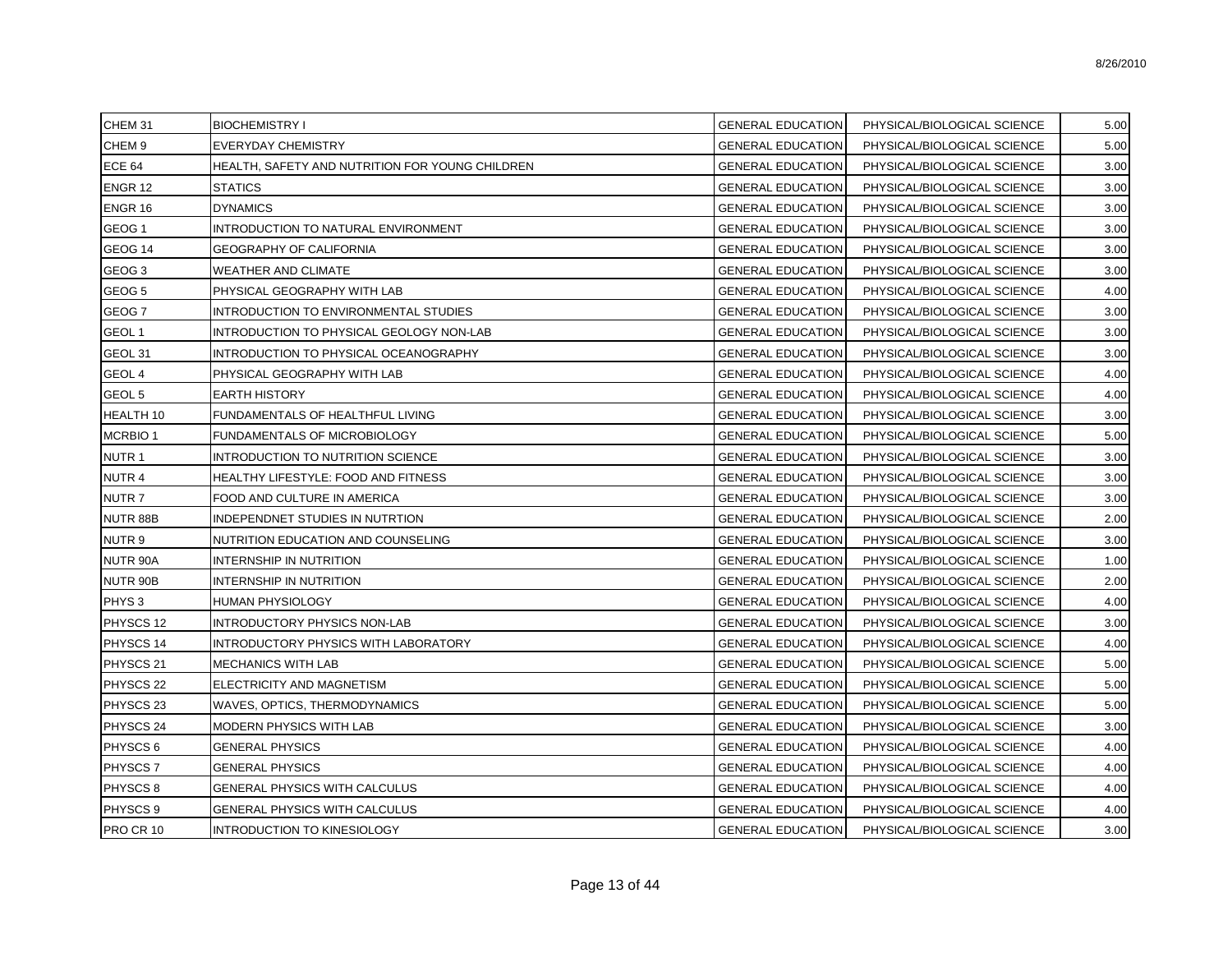| CHEM 31 | BIOCHEMISTRY I | GENERAL EDUCATION | PHYSICAL/BIOLOGICAL SCIENCE | 5.00 |
|---|---|---|---|---|
| CHEM 9 | EVERYDAY CHEMISTRY | GENERAL EDUCATION | PHYSICAL/BIOLOGICAL SCIENCE | 5.00 |
| ECE 64 | HEALTH, SAFETY AND NUTRITION FOR YOUNG CHILDREN | GENERAL EDUCATION | PHYSICAL/BIOLOGICAL SCIENCE | 3.00 |
| ENGR 12 | STATICS | GENERAL EDUCATION | PHYSICAL/BIOLOGICAL SCIENCE | 3.00 |
| ENGR 16 | DYNAMICS | GENERAL EDUCATION | PHYSICAL/BIOLOGICAL SCIENCE | 3.00 |
| GEOG 1 | INTRODUCTION TO NATURAL ENVIRONMENT | GENERAL EDUCATION | PHYSICAL/BIOLOGICAL SCIENCE | 3.00 |
| GEOG 14 | GEOGRAPHY OF CALIFORNIA | GENERAL EDUCATION | PHYSICAL/BIOLOGICAL SCIENCE | 3.00 |
| GEOG 3 | WEATHER AND CLIMATE | GENERAL EDUCATION | PHYSICAL/BIOLOGICAL SCIENCE | 3.00 |
| GEOG 5 | PHYSICAL GEOGRAPHY WITH LAB | GENERAL EDUCATION | PHYSICAL/BIOLOGICAL SCIENCE | 4.00 |
| GEOG 7 | INTRODUCTION TO ENVIRONMENTAL STUDIES | GENERAL EDUCATION | PHYSICAL/BIOLOGICAL SCIENCE | 3.00 |
| GEOL 1 | INTRODUCTION TO PHYSICAL GEOLOGY NON-LAB | GENERAL EDUCATION | PHYSICAL/BIOLOGICAL SCIENCE | 3.00 |
| GEOL 31 | INTRODUCTION TO PHYSICAL OCEANOGRAPHY | GENERAL EDUCATION | PHYSICAL/BIOLOGICAL SCIENCE | 3.00 |
| GEOL 4 | PHYSICAL GEOGRAPHY WITH LAB | GENERAL EDUCATION | PHYSICAL/BIOLOGICAL SCIENCE | 4.00 |
| GEOL 5 | EARTH HISTORY | GENERAL EDUCATION | PHYSICAL/BIOLOGICAL SCIENCE | 4.00 |
| HEALTH 10 | FUNDAMENTALS OF HEALTHFUL LIVING | GENERAL EDUCATION | PHYSICAL/BIOLOGICAL SCIENCE | 3.00 |
| MCRBIO 1 | FUNDAMENTALS OF MICROBIOLOGY | GENERAL EDUCATION | PHYSICAL/BIOLOGICAL SCIENCE | 5.00 |
| NUTR 1 | INTRODUCTION TO NUTRITION SCIENCE | GENERAL EDUCATION | PHYSICAL/BIOLOGICAL SCIENCE | 3.00 |
| NUTR 4 | HEALTHY LIFESTYLE: FOOD AND FITNESS | GENERAL EDUCATION | PHYSICAL/BIOLOGICAL SCIENCE | 3.00 |
| NUTR 7 | FOOD AND CULTURE IN AMERICA | GENERAL EDUCATION | PHYSICAL/BIOLOGICAL SCIENCE | 3.00 |
| NUTR 88B | INDEPENDNET STUDIES IN NUTRTION | GENERAL EDUCATION | PHYSICAL/BIOLOGICAL SCIENCE | 2.00 |
| NUTR 9 | NUTRITION EDUCATION AND COUNSELING | GENERAL EDUCATION | PHYSICAL/BIOLOGICAL SCIENCE | 3.00 |
| NUTR 90A | INTERNSHIP IN NUTRITION | GENERAL EDUCATION | PHYSICAL/BIOLOGICAL SCIENCE | 1.00 |
| NUTR 90B | INTERNSHIP IN NUTRITION | GENERAL EDUCATION | PHYSICAL/BIOLOGICAL SCIENCE | 2.00 |
| PHYS 3 | HUMAN PHYSIOLOGY | GENERAL EDUCATION | PHYSICAL/BIOLOGICAL SCIENCE | 4.00 |
| PHYSCS 12 | INTRODUCTORY PHYSICS NON-LAB | GENERAL EDUCATION | PHYSICAL/BIOLOGICAL SCIENCE | 3.00 |
| PHYSCS 14 | INTRODUCTORY PHYSICS WITH LABORATORY | GENERAL EDUCATION | PHYSICAL/BIOLOGICAL SCIENCE | 4.00 |
| PHYSCS 21 | MECHANICS WITH LAB | GENERAL EDUCATION | PHYSICAL/BIOLOGICAL SCIENCE | 5.00 |
| PHYSCS 22 | ELECTRICITY AND MAGNETISM | GENERAL EDUCATION | PHYSICAL/BIOLOGICAL SCIENCE | 5.00 |
| PHYSCS 23 | WAVES, OPTICS, THERMODYNAMICS | GENERAL EDUCATION | PHYSICAL/BIOLOGICAL SCIENCE | 5.00 |
| PHYSCS 24 | MODERN PHYSICS WITH LAB | GENERAL EDUCATION | PHYSICAL/BIOLOGICAL SCIENCE | 3.00 |
| PHYSCS 6 | GENERAL PHYSICS | GENERAL EDUCATION | PHYSICAL/BIOLOGICAL SCIENCE | 4.00 |
| PHYSCS 7 | GENERAL PHYSICS | GENERAL EDUCATION | PHYSICAL/BIOLOGICAL SCIENCE | 4.00 |
| PHYSCS 8 | GENERAL PHYSICS WITH CALCULUS | GENERAL EDUCATION | PHYSICAL/BIOLOGICAL SCIENCE | 4.00 |
| PHYSCS 9 | GENERAL PHYSICS WITH CALCULUS | GENERAL EDUCATION | PHYSICAL/BIOLOGICAL SCIENCE | 4.00 |
| PRO CR 10 | INTRODUCTION TO KINESIOLOGY | GENERAL EDUCATION | PHYSICAL/BIOLOGICAL SCIENCE | 3.00 |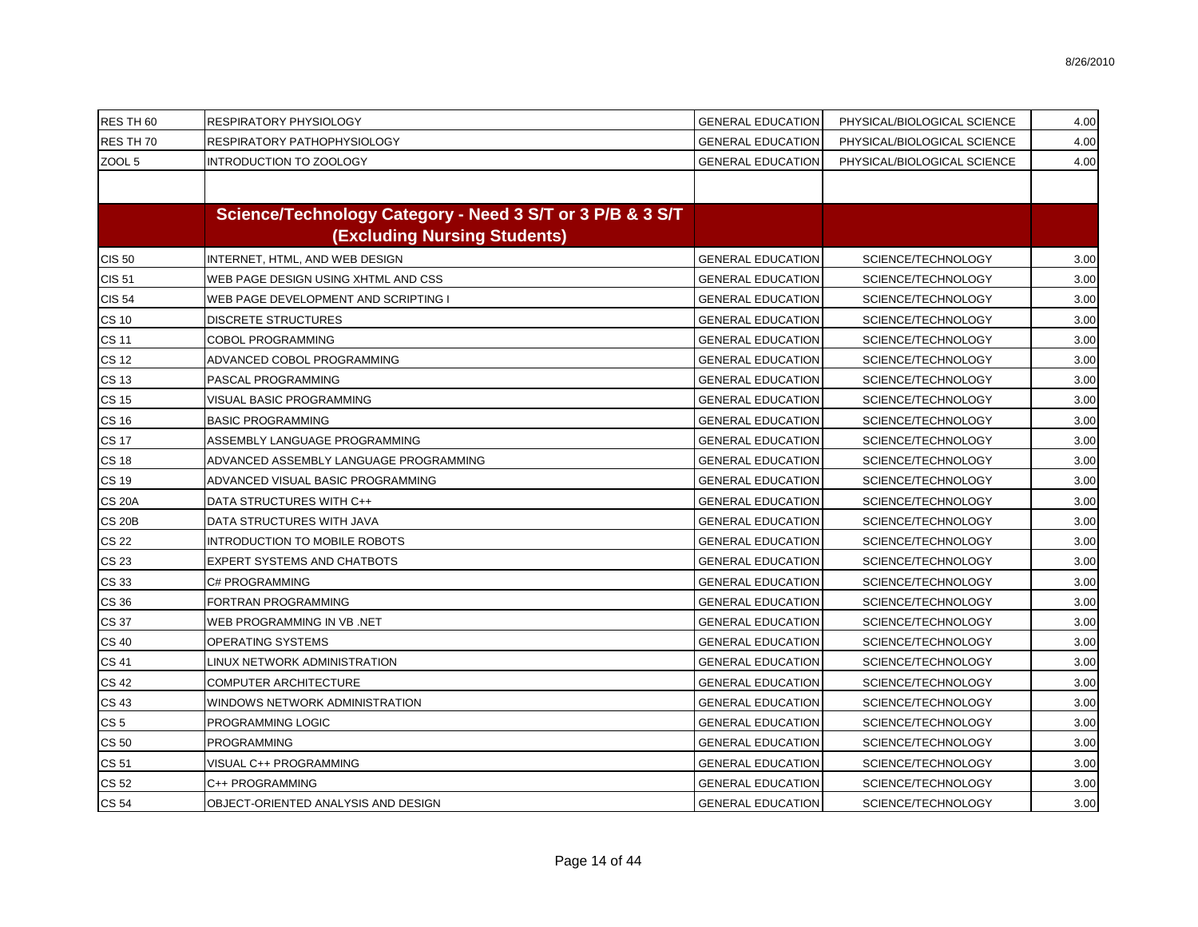| | | | | |
|---|---|---|---|---|
| RES TH 60 | RESPIRATORY PHYSIOLOGY | GENERAL EDUCATION | PHYSICAL/BIOLOGICAL SCIENCE | 4.00 |
| RES TH 70 | RESPIRATORY PATHOPHYSIOLOGY | GENERAL EDUCATION | PHYSICAL/BIOLOGICAL SCIENCE | 4.00 |
| ZOOL 5 | INTRODUCTION TO ZOOLOGY | GENERAL EDUCATION | PHYSICAL/BIOLOGICAL SCIENCE | 4.00 |
| | | | | |
| | **Science/Technology Category - Need 3 S/T or 3 P/B & 3 S/T (Excluding Nursing Students)** | | | |
| CIS 50 | INTERNET, HTML, AND WEB DESIGN | GENERAL EDUCATION | SCIENCE/TECHNOLOGY | 3.00 |
| CIS 51 | WEB PAGE DESIGN USING XHTML AND CSS | GENERAL EDUCATION | SCIENCE/TECHNOLOGY | 3.00 |
| CIS 54 | WEB PAGE DEVELOPMENT AND SCRIPTING I | GENERAL EDUCATION | SCIENCE/TECHNOLOGY | 3.00 |
| CS 10 | DISCRETE STRUCTURES | GENERAL EDUCATION | SCIENCE/TECHNOLOGY | 3.00 |
| CS 11 | COBOL PROGRAMMING | GENERAL EDUCATION | SCIENCE/TECHNOLOGY | 3.00 |
| CS 12 | ADVANCED COBOL PROGRAMMING | GENERAL EDUCATION | SCIENCE/TECHNOLOGY | 3.00 |
| CS 13 | PASCAL PROGRAMMING | GENERAL EDUCATION | SCIENCE/TECHNOLOGY | 3.00 |
| CS 15 | VISUAL BASIC PROGRAMMING | GENERAL EDUCATION | SCIENCE/TECHNOLOGY | 3.00 |
| CS 16 | BASIC PROGRAMMING | GENERAL EDUCATION | SCIENCE/TECHNOLOGY | 3.00 |
| CS 17 | ASSEMBLY LANGUAGE PROGRAMMING | GENERAL EDUCATION | SCIENCE/TECHNOLOGY | 3.00 |
| CS 18 | ADVANCED ASSEMBLY LANGUAGE PROGRAMMING | GENERAL EDUCATION | SCIENCE/TECHNOLOGY | 3.00 |
| CS 19 | ADVANCED VISUAL BASIC PROGRAMMING | GENERAL EDUCATION | SCIENCE/TECHNOLOGY | 3.00 |
| CS 20A | DATA STRUCTURES WITH C++ | GENERAL EDUCATION | SCIENCE/TECHNOLOGY | 3.00 |
| CS 20B | DATA STRUCTURES WITH JAVA | GENERAL EDUCATION | SCIENCE/TECHNOLOGY | 3.00 |
| CS 22 | INTRODUCTION TO MOBILE ROBOTS | GENERAL EDUCATION | SCIENCE/TECHNOLOGY | 3.00 |
| CS 23 | EXPERT SYSTEMS AND CHATBOTS | GENERAL EDUCATION | SCIENCE/TECHNOLOGY | 3.00 |
| CS 33 | C# PROGRAMMING | GENERAL EDUCATION | SCIENCE/TECHNOLOGY | 3.00 |
| CS 36 | FORTRAN PROGRAMMING | GENERAL EDUCATION | SCIENCE/TECHNOLOGY | 3.00 |
| CS 37 | WEB PROGRAMMING IN VB .NET | GENERAL EDUCATION | SCIENCE/TECHNOLOGY | 3.00 |
| CS 40 | OPERATING SYSTEMS | GENERAL EDUCATION | SCIENCE/TECHNOLOGY | 3.00 |
| CS 41 | LINUX NETWORK ADMINISTRATION | GENERAL EDUCATION | SCIENCE/TECHNOLOGY | 3.00 |
| CS 42 | COMPUTER ARCHITECTURE | GENERAL EDUCATION | SCIENCE/TECHNOLOGY | 3.00 |
| CS 43 | WINDOWS NETWORK ADMINISTRATION | GENERAL EDUCATION | SCIENCE/TECHNOLOGY | 3.00 |
| CS 5 | PROGRAMMING LOGIC | GENERAL EDUCATION | SCIENCE/TECHNOLOGY | 3.00 |
| CS 50 | PROGRAMMING | GENERAL EDUCATION | SCIENCE/TECHNOLOGY | 3.00 |
| CS 51 | VISUAL C++ PROGRAMMING | GENERAL EDUCATION | SCIENCE/TECHNOLOGY | 3.00 |
| CS 52 | C++ PROGRAMMING | GENERAL EDUCATION | SCIENCE/TECHNOLOGY | 3.00 |
| CS 54 | OBJECT-ORIENTED ANALYSIS AND DESIGN | GENERAL EDUCATION | SCIENCE/TECHNOLOGY | 3.00 |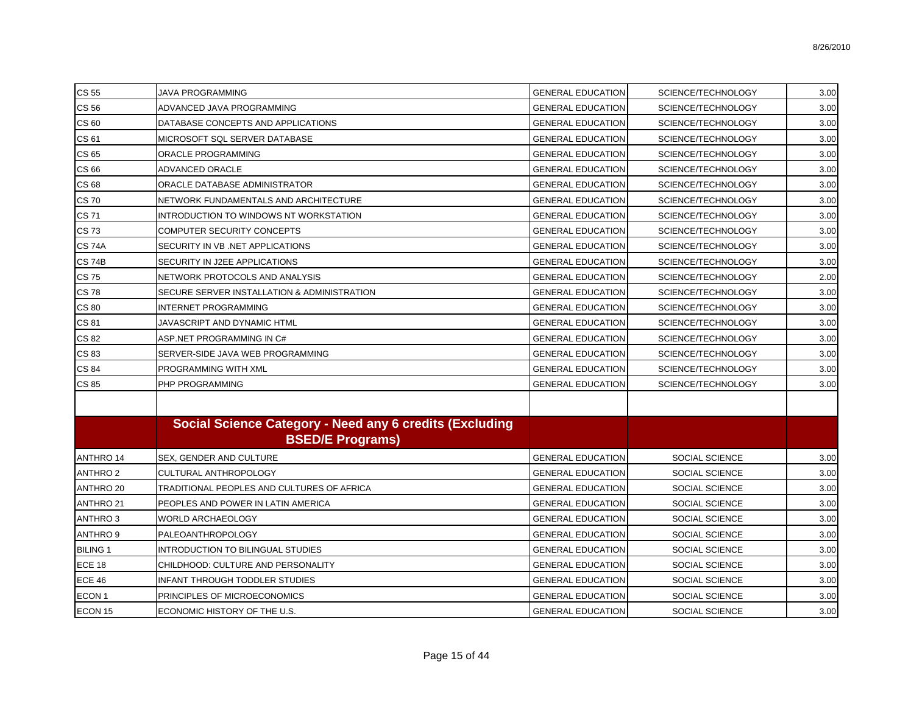| | | | | |
|---|---|---|---|---|
| CS 55 | JAVA PROGRAMMING | GENERAL EDUCATION | SCIENCE/TECHNOLOGY | 3.00 |
| CS 56 | ADVANCED JAVA PROGRAMMING | GENERAL EDUCATION | SCIENCE/TECHNOLOGY | 3.00 |
| CS 60 | DATABASE CONCEPTS AND APPLICATIONS | GENERAL EDUCATION | SCIENCE/TECHNOLOGY | 3.00 |
| CS 61 | MICROSOFT SQL SERVER DATABASE | GENERAL EDUCATION | SCIENCE/TECHNOLOGY | 3.00 |
| CS 65 | ORACLE PROGRAMMING | GENERAL EDUCATION | SCIENCE/TECHNOLOGY | 3.00 |
| CS 66 | ADVANCED ORACLE | GENERAL EDUCATION | SCIENCE/TECHNOLOGY | 3.00 |
| CS 68 | ORACLE DATABASE ADMINISTRATOR | GENERAL EDUCATION | SCIENCE/TECHNOLOGY | 3.00 |
| CS 70 | NETWORK FUNDAMENTALS AND ARCHITECTURE | GENERAL EDUCATION | SCIENCE/TECHNOLOGY | 3.00 |
| CS 71 | INTRODUCTION TO WINDOWS NT WORKSTATION | GENERAL EDUCATION | SCIENCE/TECHNOLOGY | 3.00 |
| CS 73 | COMPUTER SECURITY CONCEPTS | GENERAL EDUCATION | SCIENCE/TECHNOLOGY | 3.00 |
| CS 74A | SECURITY IN VB .NET APPLICATIONS | GENERAL EDUCATION | SCIENCE/TECHNOLOGY | 3.00 |
| CS 74B | SECURITY IN J2EE APPLICATIONS | GENERAL EDUCATION | SCIENCE/TECHNOLOGY | 3.00 |
| CS 75 | NETWORK PROTOCOLS AND ANALYSIS | GENERAL EDUCATION | SCIENCE/TECHNOLOGY | 2.00 |
| CS 78 | SECURE SERVER INSTALLATION & ADMINISTRATION | GENERAL EDUCATION | SCIENCE/TECHNOLOGY | 3.00 |
| CS 80 | INTERNET PROGRAMMING | GENERAL EDUCATION | SCIENCE/TECHNOLOGY | 3.00 |
| CS 81 | JAVASCRIPT AND DYNAMIC HTML | GENERAL EDUCATION | SCIENCE/TECHNOLOGY | 3.00 |
| CS 82 | ASP.NET PROGRAMMING IN C# | GENERAL EDUCATION | SCIENCE/TECHNOLOGY | 3.00 |
| CS 83 | SERVER-SIDE JAVA WEB PROGRAMMING | GENERAL EDUCATION | SCIENCE/TECHNOLOGY | 3.00 |
| CS 84 | PROGRAMMING WITH XML | GENERAL EDUCATION | SCIENCE/TECHNOLOGY | 3.00 |
| CS 85 | PHP PROGRAMMING | GENERAL EDUCATION | SCIENCE/TECHNOLOGY | 3.00 |
| | | | | |
| | **Social Science Category - Need any 6 credits (Excluding BSED/E Programs)** | | | |
| ANTHRO 14 | SEX, GENDER AND CULTURE | GENERAL EDUCATION | SOCIAL SCIENCE | 3.00 |
| ANTHRO 2 | CULTURAL ANTHROPOLOGY | GENERAL EDUCATION | SOCIAL SCIENCE | 3.00 |
| ANTHRO 20 | TRADITIONAL PEOPLES AND CULTURES OF AFRICA | GENERAL EDUCATION | SOCIAL SCIENCE | 3.00 |
| ANTHRO 21 | PEOPLES AND POWER IN LATIN AMERICA | GENERAL EDUCATION | SOCIAL SCIENCE | 3.00 |
| ANTHRO 3 | WORLD ARCHAEOLOGY | GENERAL EDUCATION | SOCIAL SCIENCE | 3.00 |
| ANTHRO 9 | PALEOANTHROPOLOGY | GENERAL EDUCATION | SOCIAL SCIENCE | 3.00 |
| BILING 1 | INTRODUCTION TO BILINGUAL STUDIES | GENERAL EDUCATION | SOCIAL SCIENCE | 3.00 |
| ECE 18 | CHILDHOOD: CULTURE AND PERSONALITY | GENERAL EDUCATION | SOCIAL SCIENCE | 3.00 |
| ECE 46 | INFANT THROUGH TODDLER STUDIES | GENERAL EDUCATION | SOCIAL SCIENCE | 3.00 |
| ECON 1 | PRINCIPLES OF MICROECONOMICS | GENERAL EDUCATION | SOCIAL SCIENCE | 3.00 |
| ECON 15 | ECONOMIC HISTORY OF THE U.S. | GENERAL EDUCATION | SOCIAL SCIENCE | 3.00 |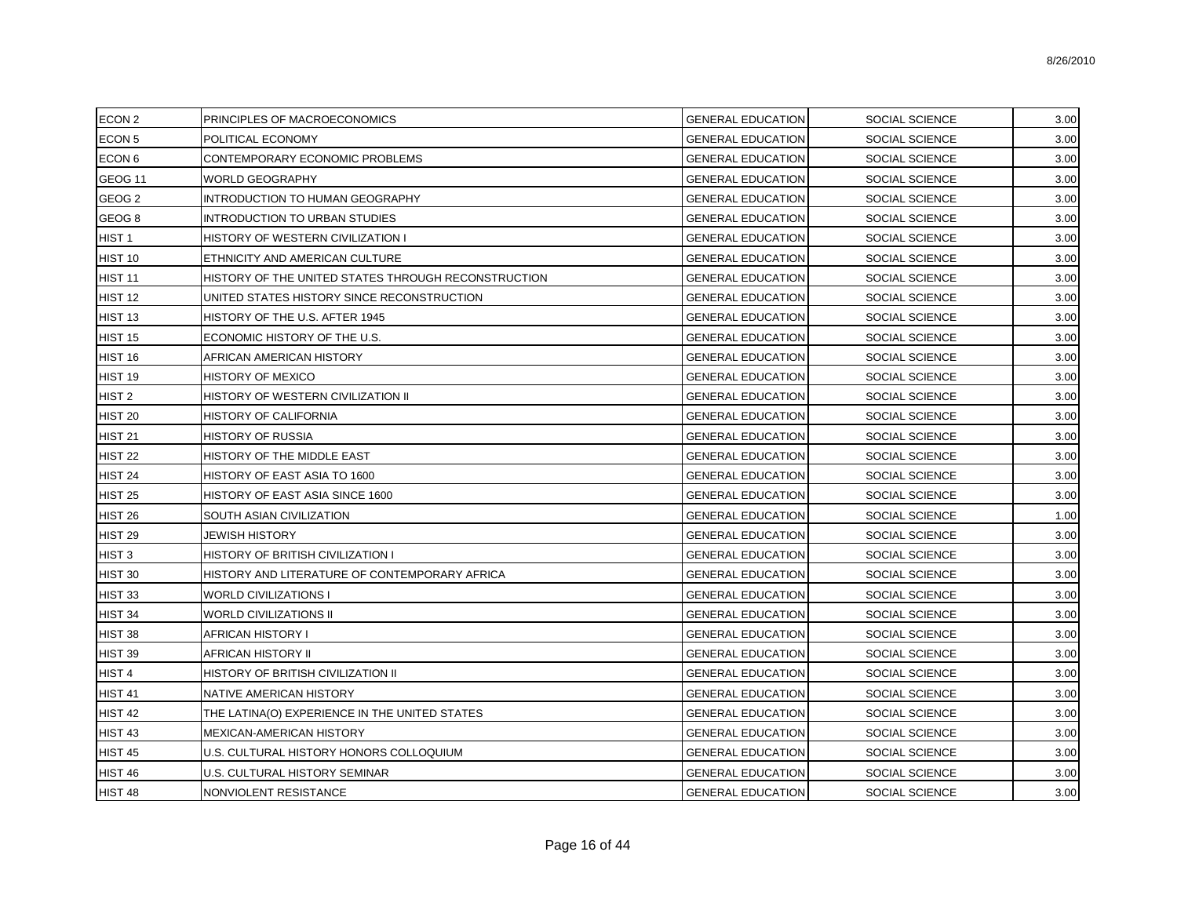| ECON 2 | PRINCIPLES OF MACROECONOMICS | GENERAL EDUCATION | SOCIAL SCIENCE | 3.00 |
|---|---|---|---|---|
| ECON 5 | POLITICAL ECONOMY | GENERAL EDUCATION | SOCIAL SCIENCE | 3.00 |
| ECON 6 | CONTEMPORARY ECONOMIC PROBLEMS | GENERAL EDUCATION | SOCIAL SCIENCE | 3.00 |
| GEOG 11 | WORLD GEOGRAPHY | GENERAL EDUCATION | SOCIAL SCIENCE | 3.00 |
| GEOG 2 | INTRODUCTION TO HUMAN GEOGRAPHY | GENERAL EDUCATION | SOCIAL SCIENCE | 3.00 |
| GEOG 8 | INTRODUCTION TO URBAN STUDIES | GENERAL EDUCATION | SOCIAL SCIENCE | 3.00 |
| HIST 1 | HISTORY OF WESTERN CIVILIZATION I | GENERAL EDUCATION | SOCIAL SCIENCE | 3.00 |
| HIST 10 | ETHNICITY AND AMERICAN CULTURE | GENERAL EDUCATION | SOCIAL SCIENCE | 3.00 |
| HIST 11 | HISTORY OF THE UNITED STATES THROUGH RECONSTRUCTION | GENERAL EDUCATION | SOCIAL SCIENCE | 3.00 |
| HIST 12 | UNITED STATES HISTORY SINCE RECONSTRUCTION | GENERAL EDUCATION | SOCIAL SCIENCE | 3.00 |
| HIST 13 | HISTORY OF THE U.S. AFTER 1945 | GENERAL EDUCATION | SOCIAL SCIENCE | 3.00 |
| HIST 15 | ECONOMIC HISTORY OF THE U.S. | GENERAL EDUCATION | SOCIAL SCIENCE | 3.00 |
| HIST 16 | AFRICAN AMERICAN HISTORY | GENERAL EDUCATION | SOCIAL SCIENCE | 3.00 |
| HIST 19 | HISTORY OF MEXICO | GENERAL EDUCATION | SOCIAL SCIENCE | 3.00 |
| HIST 2 | HISTORY OF WESTERN CIVILIZATION II | GENERAL EDUCATION | SOCIAL SCIENCE | 3.00 |
| HIST 20 | HISTORY OF CALIFORNIA | GENERAL EDUCATION | SOCIAL SCIENCE | 3.00 |
| HIST 21 | HISTORY OF RUSSIA | GENERAL EDUCATION | SOCIAL SCIENCE | 3.00 |
| HIST 22 | HISTORY OF THE MIDDLE EAST | GENERAL EDUCATION | SOCIAL SCIENCE | 3.00 |
| HIST 24 | HISTORY OF EAST ASIA TO 1600 | GENERAL EDUCATION | SOCIAL SCIENCE | 3.00 |
| HIST 25 | HISTORY OF EAST ASIA SINCE 1600 | GENERAL EDUCATION | SOCIAL SCIENCE | 3.00 |
| HIST 26 | SOUTH ASIAN CIVILIZATION | GENERAL EDUCATION | SOCIAL SCIENCE | 1.00 |
| HIST 29 | JEWISH HISTORY | GENERAL EDUCATION | SOCIAL SCIENCE | 3.00 |
| HIST 3 | HISTORY OF BRITISH CIVILIZATION I | GENERAL EDUCATION | SOCIAL SCIENCE | 3.00 |
| HIST 30 | HISTORY AND LITERATURE OF CONTEMPORARY AFRICA | GENERAL EDUCATION | SOCIAL SCIENCE | 3.00 |
| HIST 33 | WORLD CIVILIZATIONS I | GENERAL EDUCATION | SOCIAL SCIENCE | 3.00 |
| HIST 34 | WORLD CIVILIZATIONS II | GENERAL EDUCATION | SOCIAL SCIENCE | 3.00 |
| HIST 38 | AFRICAN HISTORY I | GENERAL EDUCATION | SOCIAL SCIENCE | 3.00 |
| HIST 39 | AFRICAN HISTORY II | GENERAL EDUCATION | SOCIAL SCIENCE | 3.00 |
| HIST 4 | HISTORY OF BRITISH CIVILIZATION II | GENERAL EDUCATION | SOCIAL SCIENCE | 3.00 |
| HIST 41 | NATIVE AMERICAN HISTORY | GENERAL EDUCATION | SOCIAL SCIENCE | 3.00 |
| HIST 42 | THE LATINA(O) EXPERIENCE IN THE UNITED STATES | GENERAL EDUCATION | SOCIAL SCIENCE | 3.00 |
| HIST 43 | MEXICAN-AMERICAN HISTORY | GENERAL EDUCATION | SOCIAL SCIENCE | 3.00 |
| HIST 45 | U.S. CULTURAL HISTORY HONORS COLLOQUIUM | GENERAL EDUCATION | SOCIAL SCIENCE | 3.00 |
| HIST 46 | U.S. CULTURAL HISTORY SEMINAR | GENERAL EDUCATION | SOCIAL SCIENCE | 3.00 |
| HIST 48 | NONVIOLENT RESISTANCE | GENERAL EDUCATION | SOCIAL SCIENCE | 3.00 |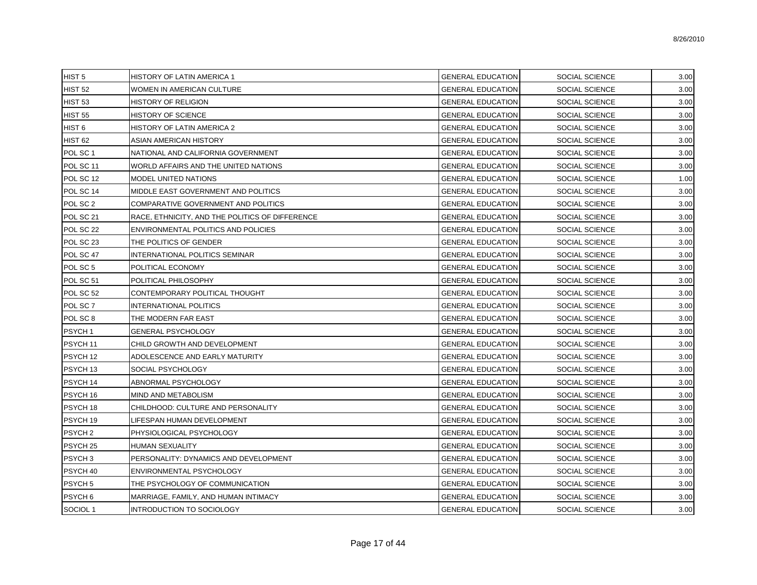| | | | | |
|---|---|---|---|---|
| HIST 5 | HISTORY OF LATIN AMERICA 1 | GENERAL EDUCATION | SOCIAL SCIENCE | 3.00 |
| HIST 52 | WOMEN IN AMERICAN CULTURE | GENERAL EDUCATION | SOCIAL SCIENCE | 3.00 |
| HIST 53 | HISTORY OF RELIGION | GENERAL EDUCATION | SOCIAL SCIENCE | 3.00 |
| HIST 55 | HISTORY OF SCIENCE | GENERAL EDUCATION | SOCIAL SCIENCE | 3.00 |
| HIST 6 | HISTORY OF LATIN AMERICA 2 | GENERAL EDUCATION | SOCIAL SCIENCE | 3.00 |
| HIST 62 | ASIAN AMERICAN HISTORY | GENERAL EDUCATION | SOCIAL SCIENCE | 3.00 |
| POL SC 1 | NATIONAL AND CALIFORNIA GOVERNMENT | GENERAL EDUCATION | SOCIAL SCIENCE | 3.00 |
| POL SC 11 | WORLD AFFAIRS AND THE UNITED NATIONS | GENERAL EDUCATION | SOCIAL SCIENCE | 3.00 |
| POL SC 12 | MODEL UNITED NATIONS | GENERAL EDUCATION | SOCIAL SCIENCE | 1.00 |
| POL SC 14 | MIDDLE EAST GOVERNMENT AND POLITICS | GENERAL EDUCATION | SOCIAL SCIENCE | 3.00 |
| POL SC 2 | COMPARATIVE GOVERNMENT AND POLITICS | GENERAL EDUCATION | SOCIAL SCIENCE | 3.00 |
| POL SC 21 | RACE, ETHNICITY, AND THE POLITICS OF DIFFERENCE | GENERAL EDUCATION | SOCIAL SCIENCE | 3.00 |
| POL SC 22 | ENVIRONMENTAL POLITICS AND POLICIES | GENERAL EDUCATION | SOCIAL SCIENCE | 3.00 |
| POL SC 23 | THE POLITICS OF GENDER | GENERAL EDUCATION | SOCIAL SCIENCE | 3.00 |
| POL SC 47 | INTERNATIONAL POLITICS SEMINAR | GENERAL EDUCATION | SOCIAL SCIENCE | 3.00 |
| POL SC 5 | POLITICAL ECONOMY | GENERAL EDUCATION | SOCIAL SCIENCE | 3.00 |
| POL SC 51 | POLITICAL PHILOSOPHY | GENERAL EDUCATION | SOCIAL SCIENCE | 3.00 |
| POL SC 52 | CONTEMPORARY POLITICAL THOUGHT | GENERAL EDUCATION | SOCIAL SCIENCE | 3.00 |
| POL SC 7 | INTERNATIONAL POLITICS | GENERAL EDUCATION | SOCIAL SCIENCE | 3.00 |
| POL SC 8 | THE MODERN FAR EAST | GENERAL EDUCATION | SOCIAL SCIENCE | 3.00 |
| PSYCH 1 | GENERAL PSYCHOLOGY | GENERAL EDUCATION | SOCIAL SCIENCE | 3.00 |
| PSYCH 11 | CHILD GROWTH AND DEVELOPMENT | GENERAL EDUCATION | SOCIAL SCIENCE | 3.00 |
| PSYCH 12 | ADOLESCENCE AND EARLY MATURITY | GENERAL EDUCATION | SOCIAL SCIENCE | 3.00 |
| PSYCH 13 | SOCIAL PSYCHOLOGY | GENERAL EDUCATION | SOCIAL SCIENCE | 3.00 |
| PSYCH 14 | ABNORMAL PSYCHOLOGY | GENERAL EDUCATION | SOCIAL SCIENCE | 3.00 |
| PSYCH 16 | MIND AND METABOLISM | GENERAL EDUCATION | SOCIAL SCIENCE | 3.00 |
| PSYCH 18 | CHILDHOOD: CULTURE AND PERSONALITY | GENERAL EDUCATION | SOCIAL SCIENCE | 3.00 |
| PSYCH 19 | LIFESPAN HUMAN DEVELOPMENT | GENERAL EDUCATION | SOCIAL SCIENCE | 3.00 |
| PSYCH 2 | PHYSIOLOGICAL PSYCHOLOGY | GENERAL EDUCATION | SOCIAL SCIENCE | 3.00 |
| PSYCH 25 | HUMAN SEXUALITY | GENERAL EDUCATION | SOCIAL SCIENCE | 3.00 |
| PSYCH 3 | PERSONALITY: DYNAMICS AND DEVELOPMENT | GENERAL EDUCATION | SOCIAL SCIENCE | 3.00 |
| PSYCH 40 | ENVIRONMENTAL PSYCHOLOGY | GENERAL EDUCATION | SOCIAL SCIENCE | 3.00 |
| PSYCH 5 | THE PSYCHOLOGY OF COMMUNICATION | GENERAL EDUCATION | SOCIAL SCIENCE | 3.00 |
| PSYCH 6 | MARRIAGE, FAMILY, AND HUMAN INTIMACY | GENERAL EDUCATION | SOCIAL SCIENCE | 3.00 |
| SOCIOL 1 | INTRODUCTION TO SOCIOLOGY | GENERAL EDUCATION | SOCIAL SCIENCE | 3.00 |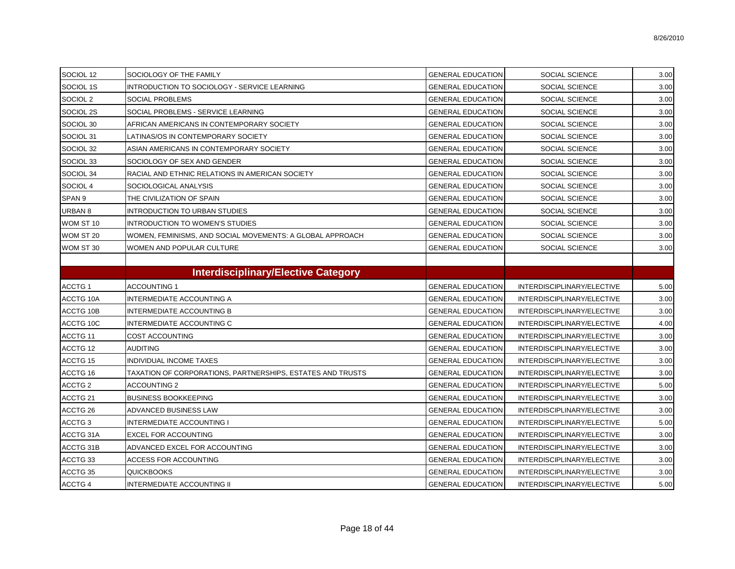| | | | | |
|---|---|---|---|---|
| SOCIOL 12 | SOCIOLOGY OF THE FAMILY | GENERAL EDUCATION | SOCIAL SCIENCE | 3.00 |
| SOCIOL 1S | INTRODUCTION TO SOCIOLOGY - SERVICE LEARNING | GENERAL EDUCATION | SOCIAL SCIENCE | 3.00 |
| SOCIOL 2 | SOCIAL PROBLEMS | GENERAL EDUCATION | SOCIAL SCIENCE | 3.00 |
| SOCIOL 2S | SOCIAL PROBLEMS - SERVICE LEARNING | GENERAL EDUCATION | SOCIAL SCIENCE | 3.00 |
| SOCIOL 30 | AFRICAN AMERICANS IN CONTEMPORARY SOCIETY | GENERAL EDUCATION | SOCIAL SCIENCE | 3.00 |
| SOCIOL 31 | LATINAS/OS IN CONTEMPORARY SOCIETY | GENERAL EDUCATION | SOCIAL SCIENCE | 3.00 |
| SOCIOL 32 | ASIAN AMERICANS IN CONTEMPORARY SOCIETY | GENERAL EDUCATION | SOCIAL SCIENCE | 3.00 |
| SOCIOL 33 | SOCIOLOGY OF SEX AND GENDER | GENERAL EDUCATION | SOCIAL SCIENCE | 3.00 |
| SOCIOL 34 | RACIAL AND ETHNIC RELATIONS IN AMERICAN SOCIETY | GENERAL EDUCATION | SOCIAL SCIENCE | 3.00 |
| SOCIOL 4 | SOCIOLOGICAL ANALYSIS | GENERAL EDUCATION | SOCIAL SCIENCE | 3.00 |
| SPAN 9 | THE CIVILIZATION OF SPAIN | GENERAL EDUCATION | SOCIAL SCIENCE | 3.00 |
| URBAN 8 | INTRODUCTION TO URBAN STUDIES | GENERAL EDUCATION | SOCIAL SCIENCE | 3.00 |
| WOM ST 10 | INTRODUCTION TO WOMEN'S STUDIES | GENERAL EDUCATION | SOCIAL SCIENCE | 3.00 |
| WOM ST 20 | WOMEN, FEMINISMS, AND SOCIAL MOVEMENTS: A GLOBAL APPROACH | GENERAL EDUCATION | SOCIAL SCIENCE | 3.00 |
| WOM ST 30 | WOMEN AND POPULAR CULTURE | GENERAL EDUCATION | SOCIAL SCIENCE | 3.00 |
| | | | | |
| | **Interdisciplinary/Elective Category** | | | |
| ACCTG 1 | ACCOUNTING 1 | GENERAL EDUCATION | INTERDISCIPLINARY/ELECTIVE | 5.00 |
| ACCTG 10A | INTERMEDIATE ACCOUNTING A | GENERAL EDUCATION | INTERDISCIPLINARY/ELECTIVE | 3.00 |
| ACCTG 10B | INTERMEDIATE ACCOUNTING B | GENERAL EDUCATION | INTERDISCIPLINARY/ELECTIVE | 3.00 |
| ACCTG 10C | INTERMEDIATE ACCOUNTING C | GENERAL EDUCATION | INTERDISCIPLINARY/ELECTIVE | 4.00 |
| ACCTG 11 | COST ACCOUNTING | GENERAL EDUCATION | INTERDISCIPLINARY/ELECTIVE | 3.00 |
| ACCTG 12 | AUDITING | GENERAL EDUCATION | INTERDISCIPLINARY/ELECTIVE | 3.00 |
| ACCTG 15 | INDIVIDUAL INCOME TAXES | GENERAL EDUCATION | INTERDISCIPLINARY/ELECTIVE | 3.00 |
| ACCTG 16 | TAXATION OF CORPORATIONS, PARTNERSHIPS, ESTATES AND TRUSTS | GENERAL EDUCATION | INTERDISCIPLINARY/ELECTIVE | 3.00 |
| ACCTG 2 | ACCOUNTING 2 | GENERAL EDUCATION | INTERDISCIPLINARY/ELECTIVE | 5.00 |
| ACCTG 21 | BUSINESS BOOKKEEPING | GENERAL EDUCATION | INTERDISCIPLINARY/ELECTIVE | 3.00 |
| ACCTG 26 | ADVANCED BUSINESS LAW | GENERAL EDUCATION | INTERDISCIPLINARY/ELECTIVE | 3.00 |
| ACCTG 3 | INTERMEDIATE ACCOUNTING I | GENERAL EDUCATION | INTERDISCIPLINARY/ELECTIVE | 5.00 |
| ACCTG 31A | EXCEL FOR ACCOUNTING | GENERAL EDUCATION | INTERDISCIPLINARY/ELECTIVE | 3.00 |
| ACCTG 31B | ADVANCED EXCEL FOR ACCOUNTING | GENERAL EDUCATION | INTERDISCIPLINARY/ELECTIVE | 3.00 |
| ACCTG 33 | ACCESS FOR ACCOUNTING | GENERAL EDUCATION | INTERDISCIPLINARY/ELECTIVE | 3.00 |
| ACCTG 35 | QUICKBOOKS | GENERAL EDUCATION | INTERDISCIPLINARY/ELECTIVE | 3.00 |
| ACCTG 4 | INTERMEDIATE ACCOUNTING II | GENERAL EDUCATION | INTERDISCIPLINARY/ELECTIVE | 5.00 |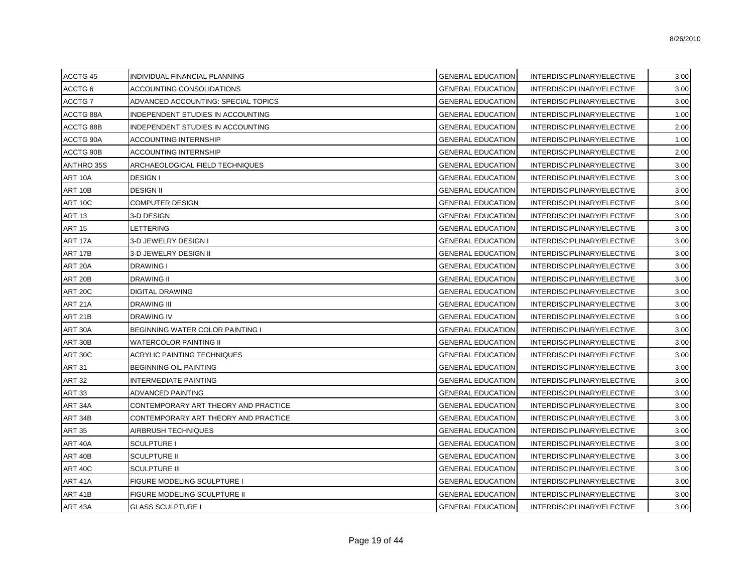| | | | | |
|---|---|---|---|---|
| ACCTG 45 | INDIVIDUAL FINANCIAL PLANNING | GENERAL EDUCATION | INTERDISCIPLINARY/ELECTIVE | 3.00 |
| ACCTG 6 | ACCOUNTING CONSOLIDATIONS | GENERAL EDUCATION | INTERDISCIPLINARY/ELECTIVE | 3.00 |
| ACCTG 7 | ADVANCED ACCOUNTING: SPECIAL TOPICS | GENERAL EDUCATION | INTERDISCIPLINARY/ELECTIVE | 3.00 |
| ACCTG 88A | INDEPENDENT STUDIES IN ACCOUNTING | GENERAL EDUCATION | INTERDISCIPLINARY/ELECTIVE | 1.00 |
| ACCTG 88B | INDEPENDENT STUDIES IN ACCOUNTING | GENERAL EDUCATION | INTERDISCIPLINARY/ELECTIVE | 2.00 |
| ACCTG 90A | ACCOUNTING INTERNSHIP | GENERAL EDUCATION | INTERDISCIPLINARY/ELECTIVE | 1.00 |
| ACCTG 90B | ACCOUNTING INTERNSHIP | GENERAL EDUCATION | INTERDISCIPLINARY/ELECTIVE | 2.00 |
| ANTHRO 35S | ARCHAEOLOGICAL FIELD TECHNIQUES | GENERAL EDUCATION | INTERDISCIPLINARY/ELECTIVE | 3.00 |
| ART 10A | DESIGN I | GENERAL EDUCATION | INTERDISCIPLINARY/ELECTIVE | 3.00 |
| ART 10B | DESIGN II | GENERAL EDUCATION | INTERDISCIPLINARY/ELECTIVE | 3.00 |
| ART 10C | COMPUTER DESIGN | GENERAL EDUCATION | INTERDISCIPLINARY/ELECTIVE | 3.00 |
| ART 13 | 3-D DESIGN | GENERAL EDUCATION | INTERDISCIPLINARY/ELECTIVE | 3.00 |
| ART 15 | LETTERING | GENERAL EDUCATION | INTERDISCIPLINARY/ELECTIVE | 3.00 |
| ART 17A | 3-D JEWELRY DESIGN I | GENERAL EDUCATION | INTERDISCIPLINARY/ELECTIVE | 3.00 |
| ART 17B | 3-D JEWELRY DESIGN II | GENERAL EDUCATION | INTERDISCIPLINARY/ELECTIVE | 3.00 |
| ART 20A | DRAWING I | GENERAL EDUCATION | INTERDISCIPLINARY/ELECTIVE | 3.00 |
| ART 20B | DRAWING II | GENERAL EDUCATION | INTERDISCIPLINARY/ELECTIVE | 3.00 |
| ART 20C | DIGITAL DRAWING | GENERAL EDUCATION | INTERDISCIPLINARY/ELECTIVE | 3.00 |
| ART 21A | DRAWING III | GENERAL EDUCATION | INTERDISCIPLINARY/ELECTIVE | 3.00 |
| ART 21B | DRAWING IV | GENERAL EDUCATION | INTERDISCIPLINARY/ELECTIVE | 3.00 |
| ART 30A | BEGINNING WATER COLOR PAINTING I | GENERAL EDUCATION | INTERDISCIPLINARY/ELECTIVE | 3.00 |
| ART 30B | WATERCOLOR PAINTING II | GENERAL EDUCATION | INTERDISCIPLINARY/ELECTIVE | 3.00 |
| ART 30C | ACRYLIC PAINTING TECHNIQUES | GENERAL EDUCATION | INTERDISCIPLINARY/ELECTIVE | 3.00 |
| ART 31 | BEGINNING OIL PAINTING | GENERAL EDUCATION | INTERDISCIPLINARY/ELECTIVE | 3.00 |
| ART 32 | INTERMEDIATE PAINTING | GENERAL EDUCATION | INTERDISCIPLINARY/ELECTIVE | 3.00 |
| ART 33 | ADVANCED PAINTING | GENERAL EDUCATION | INTERDISCIPLINARY/ELECTIVE | 3.00 |
| ART 34A | CONTEMPORARY ART THEORY AND PRACTICE | GENERAL EDUCATION | INTERDISCIPLINARY/ELECTIVE | 3.00 |
| ART 34B | CONTEMPORARY ART THEORY AND PRACTICE | GENERAL EDUCATION | INTERDISCIPLINARY/ELECTIVE | 3.00 |
| ART 35 | AIRBRUSH TECHNIQUES | GENERAL EDUCATION | INTERDISCIPLINARY/ELECTIVE | 3.00 |
| ART 40A | SCULPTURE I | GENERAL EDUCATION | INTERDISCIPLINARY/ELECTIVE | 3.00 |
| ART 40B | SCULPTURE II | GENERAL EDUCATION | INTERDISCIPLINARY/ELECTIVE | 3.00 |
| ART 40C | SCULPTURE III | GENERAL EDUCATION | INTERDISCIPLINARY/ELECTIVE | 3.00 |
| ART 41A | FIGURE MODELING SCULPTURE I | GENERAL EDUCATION | INTERDISCIPLINARY/ELECTIVE | 3.00 |
| ART 41B | FIGURE MODELING SCULPTURE II | GENERAL EDUCATION | INTERDISCIPLINARY/ELECTIVE | 3.00 |
| ART 43A | GLASS SCULPTURE I | GENERAL EDUCATION | INTERDISCIPLINARY/ELECTIVE | 3.00 |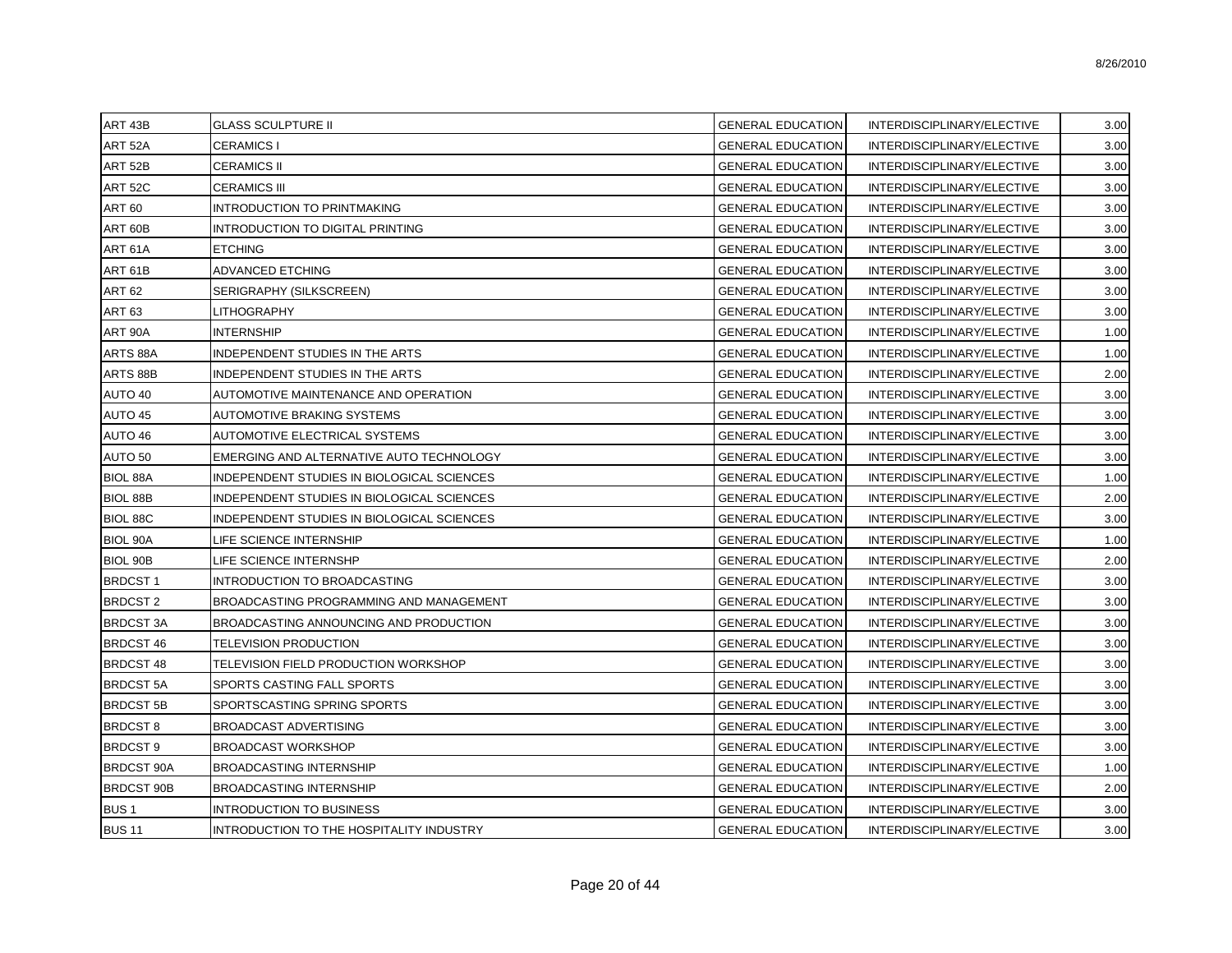| ART 43B | GLASS SCULPTURE II | GENERAL EDUCATION | INTERDISCIPLINARY/ELECTIVE | 3.00 |
|---|---|---|---|---|
| ART 52A | CERAMICS I | GENERAL EDUCATION | INTERDISCIPLINARY/ELECTIVE | 3.00 |
| ART 52B | CERAMICS II | GENERAL EDUCATION | INTERDISCIPLINARY/ELECTIVE | 3.00 |
| ART 52C | CERAMICS III | GENERAL EDUCATION | INTERDISCIPLINARY/ELECTIVE | 3.00 |
| ART 60 | INTRODUCTION TO PRINTMAKING | GENERAL EDUCATION | INTERDISCIPLINARY/ELECTIVE | 3.00 |
| ART 60B | INTRODUCTION TO DIGITAL PRINTING | GENERAL EDUCATION | INTERDISCIPLINARY/ELECTIVE | 3.00 |
| ART 61A | ETCHING | GENERAL EDUCATION | INTERDISCIPLINARY/ELECTIVE | 3.00 |
| ART 61B | ADVANCED ETCHING | GENERAL EDUCATION | INTERDISCIPLINARY/ELECTIVE | 3.00 |
| ART 62 | SERIGRAPHY (SILKSCREEN) | GENERAL EDUCATION | INTERDISCIPLINARY/ELECTIVE | 3.00 |
| ART 63 | LITHOGRAPHY | GENERAL EDUCATION | INTERDISCIPLINARY/ELECTIVE | 3.00 |
| ART 90A | INTERNSHIP | GENERAL EDUCATION | INTERDISCIPLINARY/ELECTIVE | 1.00 |
| ARTS 88A | INDEPENDENT STUDIES IN THE ARTS | GENERAL EDUCATION | INTERDISCIPLINARY/ELECTIVE | 1.00 |
| ARTS 88B | INDEPENDENT STUDIES IN THE ARTS | GENERAL EDUCATION | INTERDISCIPLINARY/ELECTIVE | 2.00 |
| AUTO 40 | AUTOMOTIVE MAINTENANCE AND OPERATION | GENERAL EDUCATION | INTERDISCIPLINARY/ELECTIVE | 3.00 |
| AUTO 45 | AUTOMOTIVE BRAKING SYSTEMS | GENERAL EDUCATION | INTERDISCIPLINARY/ELECTIVE | 3.00 |
| AUTO 46 | AUTOMOTIVE ELECTRICAL SYSTEMS | GENERAL EDUCATION | INTERDISCIPLINARY/ELECTIVE | 3.00 |
| AUTO 50 | EMERGING AND ALTERNATIVE AUTO TECHNOLOGY | GENERAL EDUCATION | INTERDISCIPLINARY/ELECTIVE | 3.00 |
| BIOL 88A | INDEPENDENT STUDIES IN BIOLOGICAL SCIENCES | GENERAL EDUCATION | INTERDISCIPLINARY/ELECTIVE | 1.00 |
| BIOL 88B | INDEPENDENT STUDIES IN BIOLOGICAL SCIENCES | GENERAL EDUCATION | INTERDISCIPLINARY/ELECTIVE | 2.00 |
| BIOL 88C | INDEPENDENT STUDIES IN BIOLOGICAL SCIENCES | GENERAL EDUCATION | INTERDISCIPLINARY/ELECTIVE | 3.00 |
| BIOL 90A | LIFE SCIENCE INTERNSHIP | GENERAL EDUCATION | INTERDISCIPLINARY/ELECTIVE | 1.00 |
| BIOL 90B | LIFE SCIENCE INTERNSHP | GENERAL EDUCATION | INTERDISCIPLINARY/ELECTIVE | 2.00 |
| BRDCST 1 | INTRODUCTION TO BROADCASTING | GENERAL EDUCATION | INTERDISCIPLINARY/ELECTIVE | 3.00 |
| BRDCST 2 | BROADCASTING PROGRAMMING AND MANAGEMENT | GENERAL EDUCATION | INTERDISCIPLINARY/ELECTIVE | 3.00 |
| BRDCST 3A | BROADCASTING ANNOUNCING AND PRODUCTION | GENERAL EDUCATION | INTERDISCIPLINARY/ELECTIVE | 3.00 |
| BRDCST 46 | TELEVISION PRODUCTION | GENERAL EDUCATION | INTERDISCIPLINARY/ELECTIVE | 3.00 |
| BRDCST 48 | TELEVISION FIELD PRODUCTION WORKSHOP | GENERAL EDUCATION | INTERDISCIPLINARY/ELECTIVE | 3.00 |
| BRDCST 5A | SPORTS CASTING FALL SPORTS | GENERAL EDUCATION | INTERDISCIPLINARY/ELECTIVE | 3.00 |
| BRDCST 5B | SPORTSCASTING SPRING SPORTS | GENERAL EDUCATION | INTERDISCIPLINARY/ELECTIVE | 3.00 |
| BRDCST 8 | BROADCAST ADVERTISING | GENERAL EDUCATION | INTERDISCIPLINARY/ELECTIVE | 3.00 |
| BRDCST 9 | BROADCAST WORKSHOP | GENERAL EDUCATION | INTERDISCIPLINARY/ELECTIVE | 3.00 |
| BRDCST 90A | BROADCASTING INTERNSHIP | GENERAL EDUCATION | INTERDISCIPLINARY/ELECTIVE | 1.00 |
| BRDCST 90B | BROADCASTING INTERNSHIP | GENERAL EDUCATION | INTERDISCIPLINARY/ELECTIVE | 2.00 |
| BUS 1 | INTRODUCTION TO BUSINESS | GENERAL EDUCATION | INTERDISCIPLINARY/ELECTIVE | 3.00 |
| BUS 11 | INTRODUCTION TO THE HOSPITALITY INDUSTRY | GENERAL EDUCATION | INTERDISCIPLINARY/ELECTIVE | 3.00 |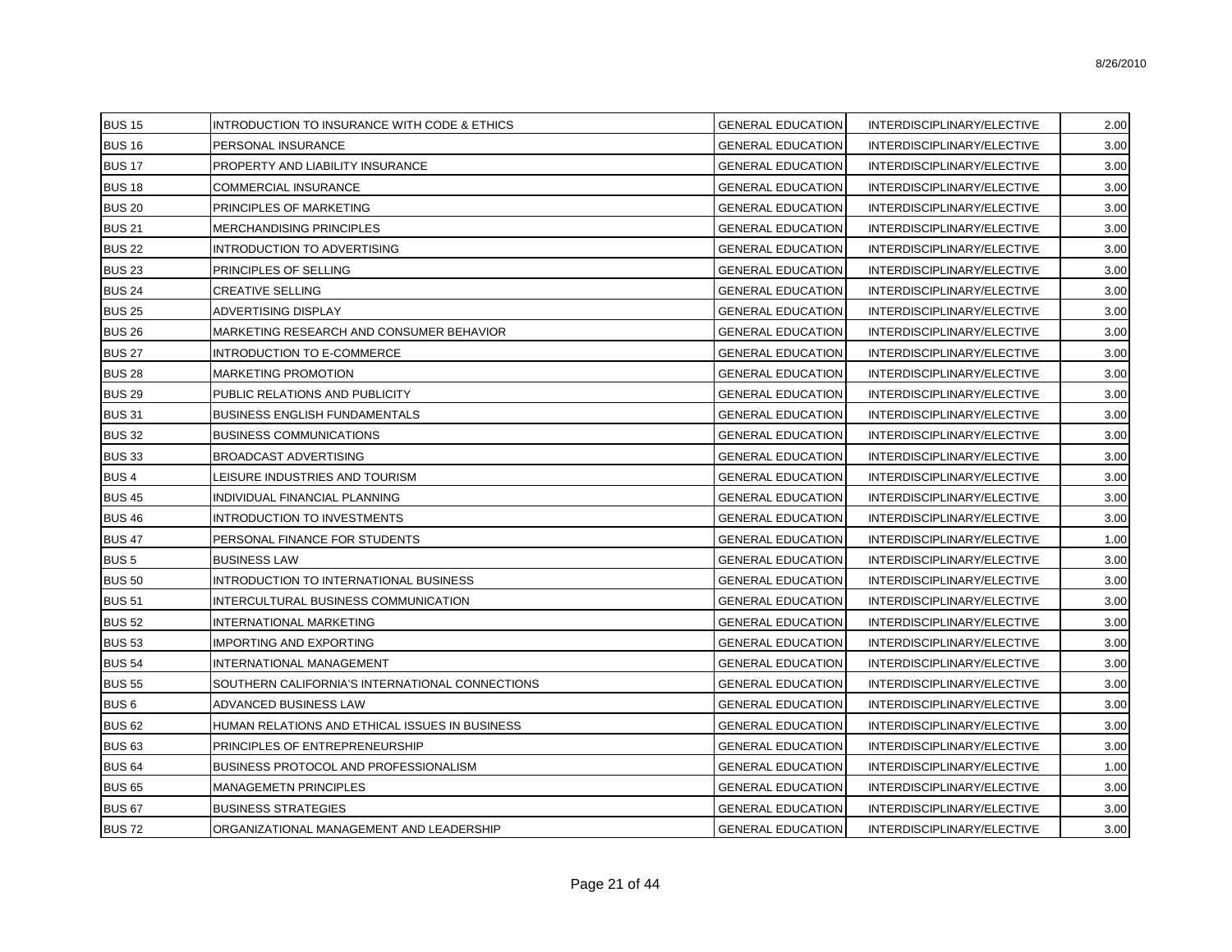| | | | | |
|---|---|---|---|---|
| BUS 15 | INTRODUCTION TO INSURANCE WITH CODE & ETHICS | GENERAL EDUCATION | INTERDISCIPLINARY/ELECTIVE | 2.00 |
| BUS 16 | PERSONAL INSURANCE | GENERAL EDUCATION | INTERDISCIPLINARY/ELECTIVE | 3.00 |
| BUS 17 | PROPERTY AND LIABILITY INSURANCE | GENERAL EDUCATION | INTERDISCIPLINARY/ELECTIVE | 3.00 |
| BUS 18 | COMMERCIAL INSURANCE | GENERAL EDUCATION | INTERDISCIPLINARY/ELECTIVE | 3.00 |
| BUS 20 | PRINCIPLES OF MARKETING | GENERAL EDUCATION | INTERDISCIPLINARY/ELECTIVE | 3.00 |
| BUS 21 | MERCHANDISING PRINCIPLES | GENERAL EDUCATION | INTERDISCIPLINARY/ELECTIVE | 3.00 |
| BUS 22 | INTRODUCTION TO ADVERTISING | GENERAL EDUCATION | INTERDISCIPLINARY/ELECTIVE | 3.00 |
| BUS 23 | PRINCIPLES OF SELLING | GENERAL EDUCATION | INTERDISCIPLINARY/ELECTIVE | 3.00 |
| BUS 24 | CREATIVE SELLING | GENERAL EDUCATION | INTERDISCIPLINARY/ELECTIVE | 3.00 |
| BUS 25 | ADVERTISING DISPLAY | GENERAL EDUCATION | INTERDISCIPLINARY/ELECTIVE | 3.00 |
| BUS 26 | MARKETING RESEARCH AND CONSUMER BEHAVIOR | GENERAL EDUCATION | INTERDISCIPLINARY/ELECTIVE | 3.00 |
| BUS 27 | INTRODUCTION TO E-COMMERCE | GENERAL EDUCATION | INTERDISCIPLINARY/ELECTIVE | 3.00 |
| BUS 28 | MARKETING PROMOTION | GENERAL EDUCATION | INTERDISCIPLINARY/ELECTIVE | 3.00 |
| BUS 29 | PUBLIC RELATIONS AND PUBLICITY | GENERAL EDUCATION | INTERDISCIPLINARY/ELECTIVE | 3.00 |
| BUS 31 | BUSINESS ENGLISH FUNDAMENTALS | GENERAL EDUCATION | INTERDISCIPLINARY/ELECTIVE | 3.00 |
| BUS 32 | BUSINESS COMMUNICATIONS | GENERAL EDUCATION | INTERDISCIPLINARY/ELECTIVE | 3.00 |
| BUS 33 | BROADCAST ADVERTISING | GENERAL EDUCATION | INTERDISCIPLINARY/ELECTIVE | 3.00 |
| BUS 4 | LEISURE INDUSTRIES AND TOURISM | GENERAL EDUCATION | INTERDISCIPLINARY/ELECTIVE | 3.00 |
| BUS 45 | INDIVIDUAL FINANCIAL PLANNING | GENERAL EDUCATION | INTERDISCIPLINARY/ELECTIVE | 3.00 |
| BUS 46 | INTRODUCTION TO INVESTMENTS | GENERAL EDUCATION | INTERDISCIPLINARY/ELECTIVE | 3.00 |
| BUS 47 | PERSONAL FINANCE FOR STUDENTS | GENERAL EDUCATION | INTERDISCIPLINARY/ELECTIVE | 1.00 |
| BUS 5 | BUSINESS LAW | GENERAL EDUCATION | INTERDISCIPLINARY/ELECTIVE | 3.00 |
| BUS 50 | INTRODUCTION TO INTERNATIONAL BUSINESS | GENERAL EDUCATION | INTERDISCIPLINARY/ELECTIVE | 3.00 |
| BUS 51 | INTERCULTURAL BUSINESS COMMUNICATION | GENERAL EDUCATION | INTERDISCIPLINARY/ELECTIVE | 3.00 |
| BUS 52 | INTERNATIONAL MARKETING | GENERAL EDUCATION | INTERDISCIPLINARY/ELECTIVE | 3.00 |
| BUS 53 | IMPORTING AND EXPORTING | GENERAL EDUCATION | INTERDISCIPLINARY/ELECTIVE | 3.00 |
| BUS 54 | INTERNATIONAL MANAGEMENT | GENERAL EDUCATION | INTERDISCIPLINARY/ELECTIVE | 3.00 |
| BUS 55 | SOUTHERN CALIFORNIA'S INTERNATIONAL CONNECTIONS | GENERAL EDUCATION | INTERDISCIPLINARY/ELECTIVE | 3.00 |
| BUS 6 | ADVANCED BUSINESS LAW | GENERAL EDUCATION | INTERDISCIPLINARY/ELECTIVE | 3.00 |
| BUS 62 | HUMAN RELATIONS AND ETHICAL ISSUES IN BUSINESS | GENERAL EDUCATION | INTERDISCIPLINARY/ELECTIVE | 3.00 |
| BUS 63 | PRINCIPLES OF ENTREPRENEURSHIP | GENERAL EDUCATION | INTERDISCIPLINARY/ELECTIVE | 3.00 |
| BUS 64 | BUSINESS PROTOCOL AND PROFESSIONALISM | GENERAL EDUCATION | INTERDISCIPLINARY/ELECTIVE | 1.00 |
| BUS 65 | MANAGEMETN PRINCIPLES | GENERAL EDUCATION | INTERDISCIPLINARY/ELECTIVE | 3.00 |
| BUS 67 | BUSINESS STRATEGIES | GENERAL EDUCATION | INTERDISCIPLINARY/ELECTIVE | 3.00 |
| BUS 72 | ORGANIZATIONAL MANAGEMENT AND LEADERSHIP | GENERAL EDUCATION | INTERDISCIPLINARY/ELECTIVE | 3.00 |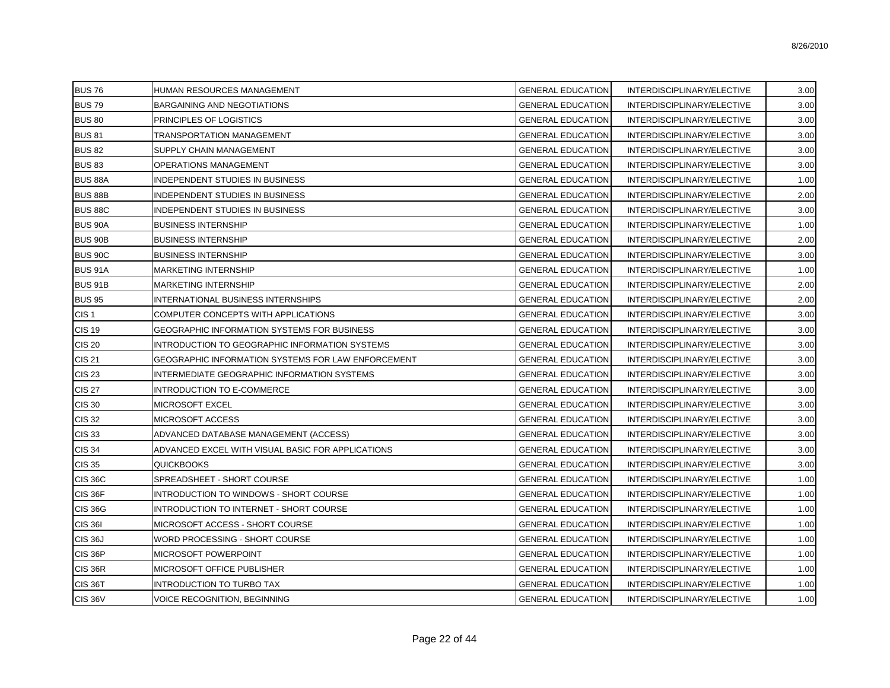| | | | | |
|---|---|---|---|---|
| BUS 76 | HUMAN RESOURCES MANAGEMENT | GENERAL EDUCATION | INTERDISCIPLINARY/ELECTIVE | 3.00 |
| BUS 79 | BARGAINING AND NEGOTIATIONS | GENERAL EDUCATION | INTERDISCIPLINARY/ELECTIVE | 3.00 |
| BUS 80 | PRINCIPLES OF LOGISTICS | GENERAL EDUCATION | INTERDISCIPLINARY/ELECTIVE | 3.00 |
| BUS 81 | TRANSPORTATION MANAGEMENT | GENERAL EDUCATION | INTERDISCIPLINARY/ELECTIVE | 3.00 |
| BUS 82 | SUPPLY CHAIN MANAGEMENT | GENERAL EDUCATION | INTERDISCIPLINARY/ELECTIVE | 3.00 |
| BUS 83 | OPERATIONS MANAGEMENT | GENERAL EDUCATION | INTERDISCIPLINARY/ELECTIVE | 3.00 |
| BUS 88A | INDEPENDENT STUDIES IN BUSINESS | GENERAL EDUCATION | INTERDISCIPLINARY/ELECTIVE | 1.00 |
| BUS 88B | INDEPENDENT STUDIES IN BUSINESS | GENERAL EDUCATION | INTERDISCIPLINARY/ELECTIVE | 2.00 |
| BUS 88C | INDEPENDENT STUDIES IN BUSINESS | GENERAL EDUCATION | INTERDISCIPLINARY/ELECTIVE | 3.00 |
| BUS 90A | BUSINESS INTERNSHIP | GENERAL EDUCATION | INTERDISCIPLINARY/ELECTIVE | 1.00 |
| BUS 90B | BUSINESS INTERNSHIP | GENERAL EDUCATION | INTERDISCIPLINARY/ELECTIVE | 2.00 |
| BUS 90C | BUSINESS INTERNSHIP | GENERAL EDUCATION | INTERDISCIPLINARY/ELECTIVE | 3.00 |
| BUS 91A | MARKETING INTERNSHIP | GENERAL EDUCATION | INTERDISCIPLINARY/ELECTIVE | 1.00 |
| BUS 91B | MARKETING INTERNSHIP | GENERAL EDUCATION | INTERDISCIPLINARY/ELECTIVE | 2.00 |
| BUS 95 | INTERNATIONAL BUSINESS INTERNSHIPS | GENERAL EDUCATION | INTERDISCIPLINARY/ELECTIVE | 2.00 |
| CIS 1 | COMPUTER CONCEPTS WITH APPLICATIONS | GENERAL EDUCATION | INTERDISCIPLINARY/ELECTIVE | 3.00 |
| CIS 19 | GEOGRAPHIC INFORMATION SYSTEMS FOR BUSINESS | GENERAL EDUCATION | INTERDISCIPLINARY/ELECTIVE | 3.00 |
| CIS 20 | INTRODUCTION TO GEOGRAPHIC INFORMATION SYSTEMS | GENERAL EDUCATION | INTERDISCIPLINARY/ELECTIVE | 3.00 |
| CIS 21 | GEOGRAPHIC INFORMATION SYSTEMS FOR LAW ENFORCEMENT | GENERAL EDUCATION | INTERDISCIPLINARY/ELECTIVE | 3.00 |
| CIS 23 | INTERMEDIATE GEOGRAPHIC INFORMATION SYSTEMS | GENERAL EDUCATION | INTERDISCIPLINARY/ELECTIVE | 3.00 |
| CIS 27 | INTRODUCTION TO E-COMMERCE | GENERAL EDUCATION | INTERDISCIPLINARY/ELECTIVE | 3.00 |
| CIS 30 | MICROSOFT EXCEL | GENERAL EDUCATION | INTERDISCIPLINARY/ELECTIVE | 3.00 |
| CIS 32 | MICROSOFT ACCESS | GENERAL EDUCATION | INTERDISCIPLINARY/ELECTIVE | 3.00 |
| CIS 33 | ADVANCED DATABASE MANAGEMENT (ACCESS) | GENERAL EDUCATION | INTERDISCIPLINARY/ELECTIVE | 3.00 |
| CIS 34 | ADVANCED EXCEL WITH VISUAL BASIC FOR APPLICATIONS | GENERAL EDUCATION | INTERDISCIPLINARY/ELECTIVE | 3.00 |
| CIS 35 | QUICKBOOKS | GENERAL EDUCATION | INTERDISCIPLINARY/ELECTIVE | 3.00 |
| CIS 36C | SPREADSHEET - SHORT COURSE | GENERAL EDUCATION | INTERDISCIPLINARY/ELECTIVE | 1.00 |
| CIS 36F | INTRODUCTION TO WINDOWS - SHORT COURSE | GENERAL EDUCATION | INTERDISCIPLINARY/ELECTIVE | 1.00 |
| CIS 36G | INTRODUCTION TO INTERNET - SHORT COURSE | GENERAL EDUCATION | INTERDISCIPLINARY/ELECTIVE | 1.00 |
| CIS 36I | MICROSOFT ACCESS - SHORT COURSE | GENERAL EDUCATION | INTERDISCIPLINARY/ELECTIVE | 1.00 |
| CIS 36J | WORD PROCESSING - SHORT COURSE | GENERAL EDUCATION | INTERDISCIPLINARY/ELECTIVE | 1.00 |
| CIS 36P | MICROSOFT POWERPOINT | GENERAL EDUCATION | INTERDISCIPLINARY/ELECTIVE | 1.00 |
| CIS 36R | MICROSOFT OFFICE PUBLISHER | GENERAL EDUCATION | INTERDISCIPLINARY/ELECTIVE | 1.00 |
| CIS 36T | INTRODUCTION TO TURBO TAX | GENERAL EDUCATION | INTERDISCIPLINARY/ELECTIVE | 1.00 |
| CIS 36V | VOICE RECOGNITION, BEGINNING | GENERAL EDUCATION | INTERDISCIPLINARY/ELECTIVE | 1.00 |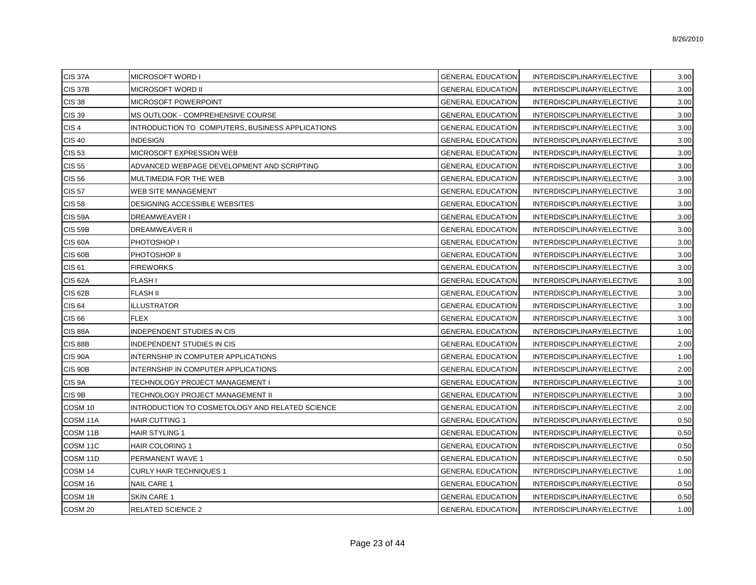| | | | | |
|---|---|---|---|---|
| CIS 37A | MICROSOFT WORD I | GENERAL EDUCATION | INTERDISCIPLINARY/ELECTIVE | 3.00 |
| CIS 37B | MICROSOFT WORD II | GENERAL EDUCATION | INTERDISCIPLINARY/ELECTIVE | 3.00 |
| CIS 38 | MICROSOFT POWERPOINT | GENERAL EDUCATION | INTERDISCIPLINARY/ELECTIVE | 3.00 |
| CIS 39 | MS OUTLOOK - COMPREHENSIVE COURSE | GENERAL EDUCATION | INTERDISCIPLINARY/ELECTIVE | 3.00 |
| CIS 4 | INTRODUCTION TO COMPUTERS, BUSINESS APPLICATIONS | GENERAL EDUCATION | INTERDISCIPLINARY/ELECTIVE | 3.00 |
| CIS 40 | INDESIGN | GENERAL EDUCATION | INTERDISCIPLINARY/ELECTIVE | 3.00 |
| CIS 53 | MICROSOFT EXPRESSION WEB | GENERAL EDUCATION | INTERDISCIPLINARY/ELECTIVE | 3.00 |
| CIS 55 | ADVANCED WEBPAGE DEVELOPMENT AND SCRIPTING | GENERAL EDUCATION | INTERDISCIPLINARY/ELECTIVE | 3.00 |
| CIS 56 | MULTIMEDIA FOR THE WEB | GENERAL EDUCATION | INTERDISCIPLINARY/ELECTIVE | 3.00 |
| CIS 57 | WEB SITE MANAGEMENT | GENERAL EDUCATION | INTERDISCIPLINARY/ELECTIVE | 3.00 |
| CIS 58 | DESIGNING ACCESSIBLE WEBSITES | GENERAL EDUCATION | INTERDISCIPLINARY/ELECTIVE | 3.00 |
| CIS 59A | DREAMWEAVER I | GENERAL EDUCATION | INTERDISCIPLINARY/ELECTIVE | 3.00 |
| CIS 59B | DREAMWEAVER II | GENERAL EDUCATION | INTERDISCIPLINARY/ELECTIVE | 3.00 |
| CIS 60A | PHOTOSHOP I | GENERAL EDUCATION | INTERDISCIPLINARY/ELECTIVE | 3.00 |
| CIS 60B | PHOTOSHOP II | GENERAL EDUCATION | INTERDISCIPLINARY/ELECTIVE | 3.00 |
| CIS 61 | FIREWORKS | GENERAL EDUCATION | INTERDISCIPLINARY/ELECTIVE | 3.00 |
| CIS 62A | FLASH I | GENERAL EDUCATION | INTERDISCIPLINARY/ELECTIVE | 3.00 |
| CIS 62B | FLASH II | GENERAL EDUCATION | INTERDISCIPLINARY/ELECTIVE | 3.00 |
| CIS 64 | ILLUSTRATOR | GENERAL EDUCATION | INTERDISCIPLINARY/ELECTIVE | 3.00 |
| CIS 66 | FLEX | GENERAL EDUCATION | INTERDISCIPLINARY/ELECTIVE | 3.00 |
| CIS 88A | INDEPENDENT STUDIES IN CIS | GENERAL EDUCATION | INTERDISCIPLINARY/ELECTIVE | 1.00 |
| CIS 88B | INDEPENDENT STUDIES IN CIS | GENERAL EDUCATION | INTERDISCIPLINARY/ELECTIVE | 2.00 |
| CIS 90A | INTERNSHIP IN COMPUTER APPLICATIONS | GENERAL EDUCATION | INTERDISCIPLINARY/ELECTIVE | 1.00 |
| CIS 90B | INTERNSHIP IN COMPUTER APPLICATIONS | GENERAL EDUCATION | INTERDISCIPLINARY/ELECTIVE | 2.00 |
| CIS 9A | TECHNOLOGY PROJECT MANAGEMENT I | GENERAL EDUCATION | INTERDISCIPLINARY/ELECTIVE | 3.00 |
| CIS 9B | TECHNOLOGY PROJECT MANAGEMENT II | GENERAL EDUCATION | INTERDISCIPLINARY/ELECTIVE | 3.00 |
| COSM 10 | INTRODUCTION TO COSMETOLOGY AND RELATED SCIENCE | GENERAL EDUCATION | INTERDISCIPLINARY/ELECTIVE | 2.00 |
| COSM 11A | HAIR CUTTING 1 | GENERAL EDUCATION | INTERDISCIPLINARY/ELECTIVE | 0.50 |
| COSM 11B | HAIR STYLING 1 | GENERAL EDUCATION | INTERDISCIPLINARY/ELECTIVE | 0.50 |
| COSM 11C | HAIR COLORING 1 | GENERAL EDUCATION | INTERDISCIPLINARY/ELECTIVE | 0.50 |
| COSM 11D | PERMANENT WAVE 1 | GENERAL EDUCATION | INTERDISCIPLINARY/ELECTIVE | 0.50 |
| COSM 14 | CURLY HAIR TECHNIQUES 1 | GENERAL EDUCATION | INTERDISCIPLINARY/ELECTIVE | 1.00 |
| COSM 16 | NAIL CARE 1 | GENERAL EDUCATION | INTERDISCIPLINARY/ELECTIVE | 0.50 |
| COSM 18 | SKIN CARE 1 | GENERAL EDUCATION | INTERDISCIPLINARY/ELECTIVE | 0.50 |
| COSM 20 | RELATED SCIENCE 2 | GENERAL EDUCATION | INTERDISCIPLINARY/ELECTIVE | 1.00 |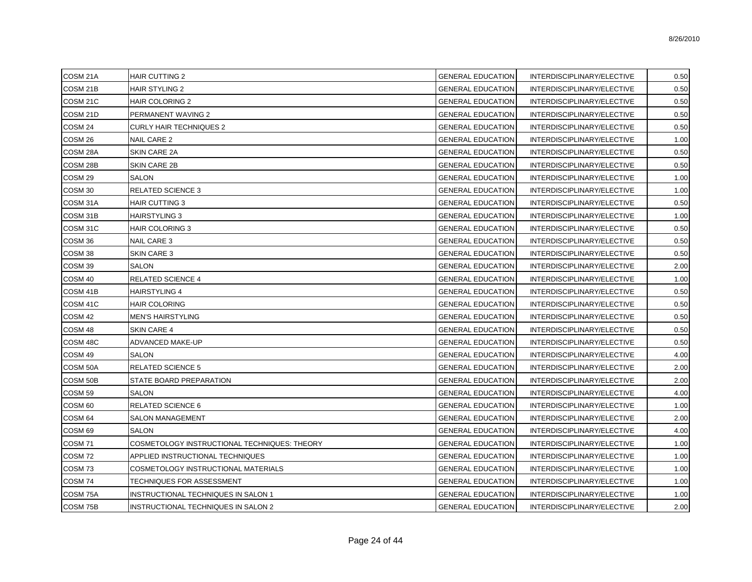| COSM 21A | HAIR CUTTING 2 | GENERAL EDUCATION | INTERDISCIPLINARY/ELECTIVE | 0.50 |
|---|---|---|---|---|
| COSM 21B | HAIR STYLING 2 | GENERAL EDUCATION | INTERDISCIPLINARY/ELECTIVE | 0.50 |
| COSM 21C | HAIR COLORING 2 | GENERAL EDUCATION | INTERDISCIPLINARY/ELECTIVE | 0.50 |
| COSM 21D | PERMANENT WAVING 2 | GENERAL EDUCATION | INTERDISCIPLINARY/ELECTIVE | 0.50 |
| COSM 24 | CURLY HAIR TECHNIQUES 2 | GENERAL EDUCATION | INTERDISCIPLINARY/ELECTIVE | 0.50 |
| COSM 26 | NAIL CARE 2 | GENERAL EDUCATION | INTERDISCIPLINARY/ELECTIVE | 1.00 |
| COSM 28A | SKIN CARE 2A | GENERAL EDUCATION | INTERDISCIPLINARY/ELECTIVE | 0.50 |
| COSM 28B | SKIN CARE 2B | GENERAL EDUCATION | INTERDISCIPLINARY/ELECTIVE | 0.50 |
| COSM 29 | SALON | GENERAL EDUCATION | INTERDISCIPLINARY/ELECTIVE | 1.00 |
| COSM 30 | RELATED SCIENCE 3 | GENERAL EDUCATION | INTERDISCIPLINARY/ELECTIVE | 1.00 |
| COSM 31A | HAIR CUTTING 3 | GENERAL EDUCATION | INTERDISCIPLINARY/ELECTIVE | 0.50 |
| COSM 31B | HAIRSTYLING 3 | GENERAL EDUCATION | INTERDISCIPLINARY/ELECTIVE | 1.00 |
| COSM 31C | HAIR COLORING 3 | GENERAL EDUCATION | INTERDISCIPLINARY/ELECTIVE | 0.50 |
| COSM 36 | NAIL CARE 3 | GENERAL EDUCATION | INTERDISCIPLINARY/ELECTIVE | 0.50 |
| COSM 38 | SKIN CARE 3 | GENERAL EDUCATION | INTERDISCIPLINARY/ELECTIVE | 0.50 |
| COSM 39 | SALON | GENERAL EDUCATION | INTERDISCIPLINARY/ELECTIVE | 2.00 |
| COSM 40 | RELATED SCIENCE 4 | GENERAL EDUCATION | INTERDISCIPLINARY/ELECTIVE | 1.00 |
| COSM 41B | HAIRSTYLING 4 | GENERAL EDUCATION | INTERDISCIPLINARY/ELECTIVE | 0.50 |
| COSM 41C | HAIR COLORING | GENERAL EDUCATION | INTERDISCIPLINARY/ELECTIVE | 0.50 |
| COSM 42 | MEN'S HAIRSTYLING | GENERAL EDUCATION | INTERDISCIPLINARY/ELECTIVE | 0.50 |
| COSM 48 | SKIN CARE 4 | GENERAL EDUCATION | INTERDISCIPLINARY/ELECTIVE | 0.50 |
| COSM 48C | ADVANCED MAKE-UP | GENERAL EDUCATION | INTERDISCIPLINARY/ELECTIVE | 0.50 |
| COSM 49 | SALON | GENERAL EDUCATION | INTERDISCIPLINARY/ELECTIVE | 4.00 |
| COSM 50A | RELATED SCIENCE 5 | GENERAL EDUCATION | INTERDISCIPLINARY/ELECTIVE | 2.00 |
| COSM 50B | STATE BOARD PREPARATION | GENERAL EDUCATION | INTERDISCIPLINARY/ELECTIVE | 2.00 |
| COSM 59 | SALON | GENERAL EDUCATION | INTERDISCIPLINARY/ELECTIVE | 4.00 |
| COSM 60 | RELATED SCIENCE 6 | GENERAL EDUCATION | INTERDISCIPLINARY/ELECTIVE | 1.00 |
| COSM 64 | SALON MANAGEMENT | GENERAL EDUCATION | INTERDISCIPLINARY/ELECTIVE | 2.00 |
| COSM 69 | SALON | GENERAL EDUCATION | INTERDISCIPLINARY/ELECTIVE | 4.00 |
| COSM 71 | COSMETOLOGY INSTRUCTIONAL TECHNIQUES: THEORY | GENERAL EDUCATION | INTERDISCIPLINARY/ELECTIVE | 1.00 |
| COSM 72 | APPLIED INSTRUCTIONAL TECHNIQUES | GENERAL EDUCATION | INTERDISCIPLINARY/ELECTIVE | 1.00 |
| COSM 73 | COSMETOLOGY INSTRUCTIONAL MATERIALS | GENERAL EDUCATION | INTERDISCIPLINARY/ELECTIVE | 1.00 |
| COSM 74 | TECHNIQUES FOR ASSESSMENT | GENERAL EDUCATION | INTERDISCIPLINARY/ELECTIVE | 1.00 |
| COSM 75A | INSTRUCTIONAL TECHNIQUES IN SALON 1 | GENERAL EDUCATION | INTERDISCIPLINARY/ELECTIVE | 1.00 |
| COSM 75B | INSTRUCTIONAL TECHNIQUES IN SALON 2 | GENERAL EDUCATION | INTERDISCIPLINARY/ELECTIVE | 2.00 |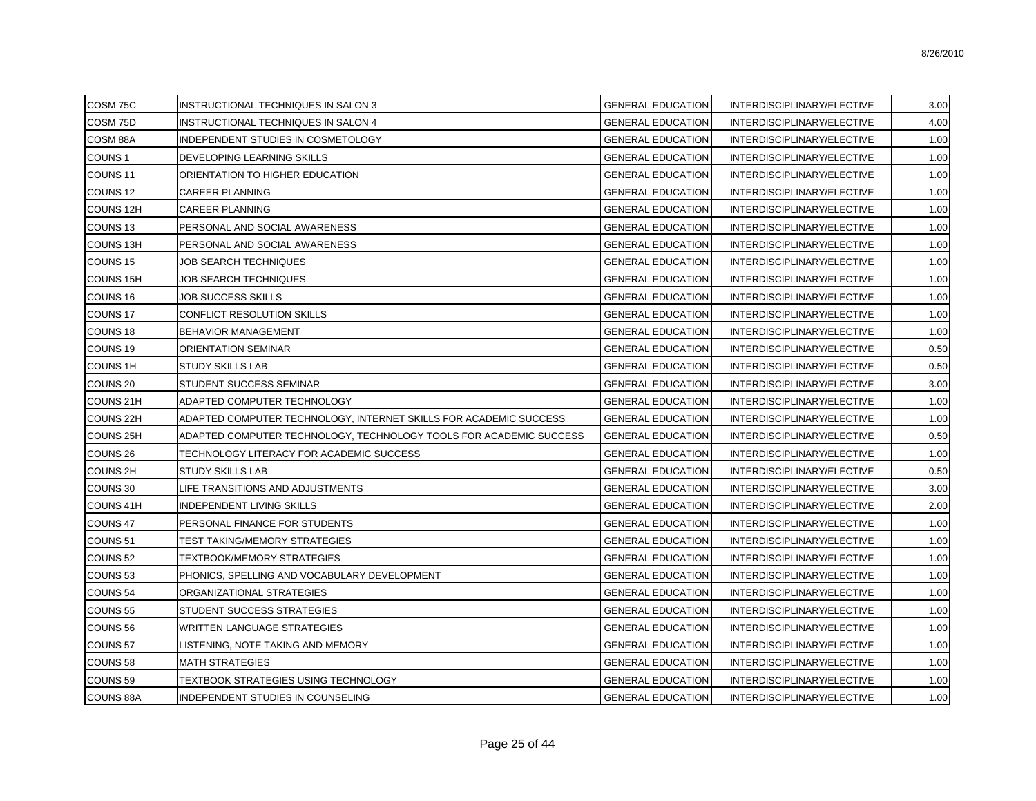| COSM 75C | INSTRUCTIONAL TECHNIQUES IN SALON 3 | GENERAL EDUCATION | INTERDISCIPLINARY/ELECTIVE | 3.00 |
|---|---|---|---|---|
| COSM 75D | INSTRUCTIONAL TECHNIQUES IN SALON 4 | GENERAL EDUCATION | INTERDISCIPLINARY/ELECTIVE | 4.00 |
| COSM 88A | INDEPENDENT STUDIES IN COSMETOLOGY | GENERAL EDUCATION | INTERDISCIPLINARY/ELECTIVE | 1.00 |
| COUNS 1 | DEVELOPING LEARNING SKILLS | GENERAL EDUCATION | INTERDISCIPLINARY/ELECTIVE | 1.00 |
| COUNS 11 | ORIENTATION TO HIGHER EDUCATION | GENERAL EDUCATION | INTERDISCIPLINARY/ELECTIVE | 1.00 |
| COUNS 12 | CAREER PLANNING | GENERAL EDUCATION | INTERDISCIPLINARY/ELECTIVE | 1.00 |
| COUNS 12H | CAREER PLANNING | GENERAL EDUCATION | INTERDISCIPLINARY/ELECTIVE | 1.00 |
| COUNS 13 | PERSONAL AND SOCIAL AWARENESS | GENERAL EDUCATION | INTERDISCIPLINARY/ELECTIVE | 1.00 |
| COUNS 13H | PERSONAL AND SOCIAL AWARENESS | GENERAL EDUCATION | INTERDISCIPLINARY/ELECTIVE | 1.00 |
| COUNS 15 | JOB SEARCH TECHNIQUES | GENERAL EDUCATION | INTERDISCIPLINARY/ELECTIVE | 1.00 |
| COUNS 15H | JOB SEARCH TECHNIQUES | GENERAL EDUCATION | INTERDISCIPLINARY/ELECTIVE | 1.00 |
| COUNS 16 | JOB SUCCESS SKILLS | GENERAL EDUCATION | INTERDISCIPLINARY/ELECTIVE | 1.00 |
| COUNS 17 | CONFLICT RESOLUTION SKILLS | GENERAL EDUCATION | INTERDISCIPLINARY/ELECTIVE | 1.00 |
| COUNS 18 | BEHAVIOR MANAGEMENT | GENERAL EDUCATION | INTERDISCIPLINARY/ELECTIVE | 1.00 |
| COUNS 19 | ORIENTATION SEMINAR | GENERAL EDUCATION | INTERDISCIPLINARY/ELECTIVE | 0.50 |
| COUNS 1H | STUDY SKILLS LAB | GENERAL EDUCATION | INTERDISCIPLINARY/ELECTIVE | 0.50 |
| COUNS 20 | STUDENT SUCCESS SEMINAR | GENERAL EDUCATION | INTERDISCIPLINARY/ELECTIVE | 3.00 |
| COUNS 21H | ADAPTED COMPUTER TECHNOLOGY | GENERAL EDUCATION | INTERDISCIPLINARY/ELECTIVE | 1.00 |
| COUNS 22H | ADAPTED COMPUTER TECHNOLOGY, INTERNET SKILLS FOR ACADEMIC SUCCESS | GENERAL EDUCATION | INTERDISCIPLINARY/ELECTIVE | 1.00 |
| COUNS 25H | ADAPTED COMPUTER TECHNOLOGY, TECHNOLOGY TOOLS FOR ACADEMIC SUCCESS | GENERAL EDUCATION | INTERDISCIPLINARY/ELECTIVE | 0.50 |
| COUNS 26 | TECHNOLOGY LITERACY FOR ACADEMIC SUCCESS | GENERAL EDUCATION | INTERDISCIPLINARY/ELECTIVE | 1.00 |
| COUNS 2H | STUDY SKILLS LAB | GENERAL EDUCATION | INTERDISCIPLINARY/ELECTIVE | 0.50 |
| COUNS 30 | LIFE TRANSITIONS AND ADJUSTMENTS | GENERAL EDUCATION | INTERDISCIPLINARY/ELECTIVE | 3.00 |
| COUNS 41H | INDEPENDENT LIVING SKILLS | GENERAL EDUCATION | INTERDISCIPLINARY/ELECTIVE | 2.00 |
| COUNS 47 | PERSONAL FINANCE FOR STUDENTS | GENERAL EDUCATION | INTERDISCIPLINARY/ELECTIVE | 1.00 |
| COUNS 51 | TEST TAKING/MEMORY STRATEGIES | GENERAL EDUCATION | INTERDISCIPLINARY/ELECTIVE | 1.00 |
| COUNS 52 | TEXTBOOK/MEMORY STRATEGIES | GENERAL EDUCATION | INTERDISCIPLINARY/ELECTIVE | 1.00 |
| COUNS 53 | PHONICS, SPELLING AND VOCABULARY DEVELOPMENT | GENERAL EDUCATION | INTERDISCIPLINARY/ELECTIVE | 1.00 |
| COUNS 54 | ORGANIZATIONAL STRATEGIES | GENERAL EDUCATION | INTERDISCIPLINARY/ELECTIVE | 1.00 |
| COUNS 55 | STUDENT SUCCESS STRATEGIES | GENERAL EDUCATION | INTERDISCIPLINARY/ELECTIVE | 1.00 |
| COUNS 56 | WRITTEN LANGUAGE STRATEGIES | GENERAL EDUCATION | INTERDISCIPLINARY/ELECTIVE | 1.00 |
| COUNS 57 | LISTENING, NOTE TAKING AND MEMORY | GENERAL EDUCATION | INTERDISCIPLINARY/ELECTIVE | 1.00 |
| COUNS 58 | MATH STRATEGIES | GENERAL EDUCATION | INTERDISCIPLINARY/ELECTIVE | 1.00 |
| COUNS 59 | TEXTBOOK STRATEGIES USING TECHNOLOGY | GENERAL EDUCATION | INTERDISCIPLINARY/ELECTIVE | 1.00 |
| COUNS 88A | INDEPENDENT STUDIES IN COUNSELING | GENERAL EDUCATION | INTERDISCIPLINARY/ELECTIVE | 1.00 |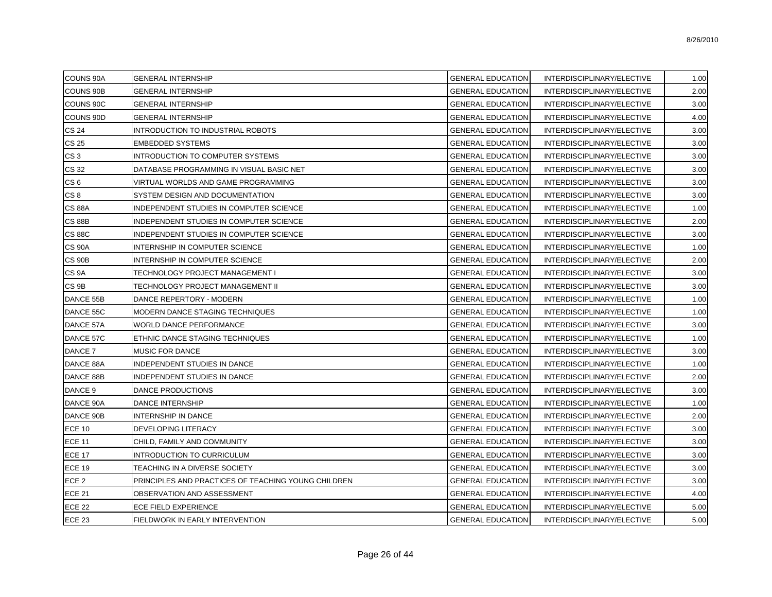| | | | | |
|---|---|---|---|---|
| COUNS 90A | GENERAL INTERNSHIP | GENERAL EDUCATION | INTERDISCIPLINARY/ELECTIVE | 1.00 |
| COUNS 90B | GENERAL INTERNSHIP | GENERAL EDUCATION | INTERDISCIPLINARY/ELECTIVE | 2.00 |
| COUNS 90C | GENERAL INTERNSHIP | GENERAL EDUCATION | INTERDISCIPLINARY/ELECTIVE | 3.00 |
| COUNS 90D | GENERAL INTERNSHIP | GENERAL EDUCATION | INTERDISCIPLINARY/ELECTIVE | 4.00 |
| CS 24 | INTRODUCTION TO INDUSTRIAL ROBOTS | GENERAL EDUCATION | INTERDISCIPLINARY/ELECTIVE | 3.00 |
| CS 25 | EMBEDDED SYSTEMS | GENERAL EDUCATION | INTERDISCIPLINARY/ELECTIVE | 3.00 |
| CS 3 | INTRODUCTION TO COMPUTER SYSTEMS | GENERAL EDUCATION | INTERDISCIPLINARY/ELECTIVE | 3.00 |
| CS 32 | DATABASE PROGRAMMING IN VISUAL BASIC NET | GENERAL EDUCATION | INTERDISCIPLINARY/ELECTIVE | 3.00 |
| CS 6 | VIRTUAL WORLDS AND GAME PROGRAMMING | GENERAL EDUCATION | INTERDISCIPLINARY/ELECTIVE | 3.00 |
| CS 8 | SYSTEM DESIGN AND DOCUMENTATION | GENERAL EDUCATION | INTERDISCIPLINARY/ELECTIVE | 3.00 |
| CS 88A | INDEPENDENT STUDIES IN COMPUTER SCIENCE | GENERAL EDUCATION | INTERDISCIPLINARY/ELECTIVE | 1.00 |
| CS 88B | INDEPENDENT STUDIES IN COMPUTER SCIENCE | GENERAL EDUCATION | INTERDISCIPLINARY/ELECTIVE | 2.00 |
| CS 88C | INDEPENDENT STUDIES IN COMPUTER SCIENCE | GENERAL EDUCATION | INTERDISCIPLINARY/ELECTIVE | 3.00 |
| CS 90A | INTERNSHIP IN COMPUTER SCIENCE | GENERAL EDUCATION | INTERDISCIPLINARY/ELECTIVE | 1.00 |
| CS 90B | INTERNSHIP IN COMPUTER SCIENCE | GENERAL EDUCATION | INTERDISCIPLINARY/ELECTIVE | 2.00 |
| CS 9A | TECHNOLOGY PROJECT MANAGEMENT I | GENERAL EDUCATION | INTERDISCIPLINARY/ELECTIVE | 3.00 |
| CS 9B | TECHNOLOGY PROJECT MANAGEMENT II | GENERAL EDUCATION | INTERDISCIPLINARY/ELECTIVE | 3.00 |
| DANCE 55B | DANCE REPERTORY - MODERN | GENERAL EDUCATION | INTERDISCIPLINARY/ELECTIVE | 1.00 |
| DANCE 55C | MODERN DANCE STAGING TECHNIQUES | GENERAL EDUCATION | INTERDISCIPLINARY/ELECTIVE | 1.00 |
| DANCE 57A | WORLD DANCE PERFORMANCE | GENERAL EDUCATION | INTERDISCIPLINARY/ELECTIVE | 3.00 |
| DANCE 57C | ETHNIC DANCE STAGING TECHNIQUES | GENERAL EDUCATION | INTERDISCIPLINARY/ELECTIVE | 1.00 |
| DANCE 7 | MUSIC FOR DANCE | GENERAL EDUCATION | INTERDISCIPLINARY/ELECTIVE | 3.00 |
| DANCE 88A | INDEPENDENT STUDIES IN DANCE | GENERAL EDUCATION | INTERDISCIPLINARY/ELECTIVE | 1.00 |
| DANCE 88B | INDEPENDENT STUDIES IN DANCE | GENERAL EDUCATION | INTERDISCIPLINARY/ELECTIVE | 2.00 |
| DANCE 9 | DANCE PRODUCTIONS | GENERAL EDUCATION | INTERDISCIPLINARY/ELECTIVE | 3.00 |
| DANCE 90A | DANCE INTERNSHIP | GENERAL EDUCATION | INTERDISCIPLINARY/ELECTIVE | 1.00 |
| DANCE 90B | INTERNSHIP IN DANCE | GENERAL EDUCATION | INTERDISCIPLINARY/ELECTIVE | 2.00 |
| ECE 10 | DEVELOPING LITERACY | GENERAL EDUCATION | INTERDISCIPLINARY/ELECTIVE | 3.00 |
| ECE 11 | CHILD, FAMILY AND COMMUNITY | GENERAL EDUCATION | INTERDISCIPLINARY/ELECTIVE | 3.00 |
| ECE 17 | INTRODUCTION TO CURRICULUM | GENERAL EDUCATION | INTERDISCIPLINARY/ELECTIVE | 3.00 |
| ECE 19 | TEACHING IN A DIVERSE SOCIETY | GENERAL EDUCATION | INTERDISCIPLINARY/ELECTIVE | 3.00 |
| ECE 2 | PRINCIPLES AND PRACTICES OF TEACHING YOUNG CHILDREN | GENERAL EDUCATION | INTERDISCIPLINARY/ELECTIVE | 3.00 |
| ECE 21 | OBSERVATION AND ASSESSMENT | GENERAL EDUCATION | INTERDISCIPLINARY/ELECTIVE | 4.00 |
| ECE 22 | ECE FIELD EXPERIENCE | GENERAL EDUCATION | INTERDISCIPLINARY/ELECTIVE | 5.00 |
| ECE 23 | FIELDWORK IN EARLY INTERVENTION | GENERAL EDUCATION | INTERDISCIPLINARY/ELECTIVE | 5.00 |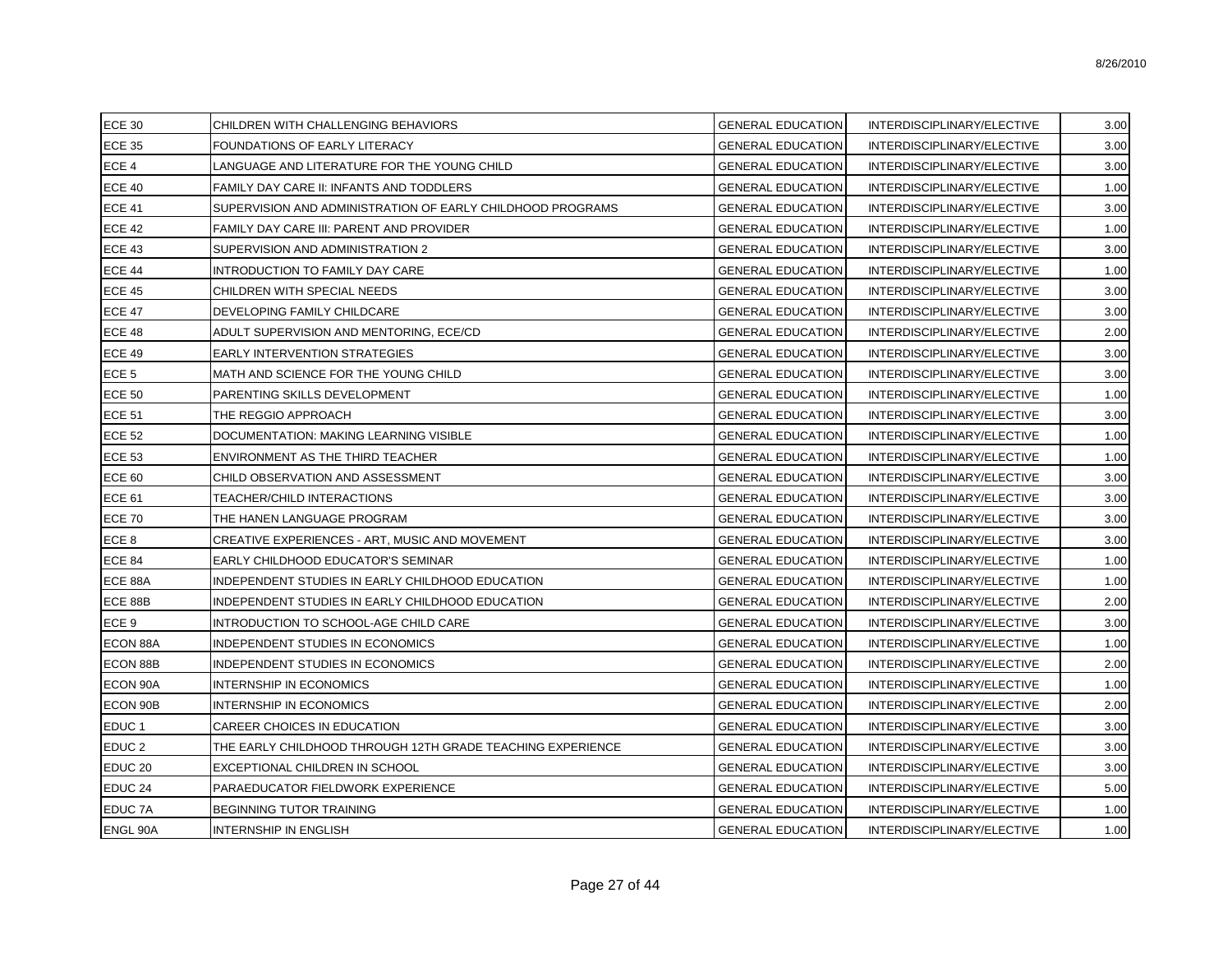| | | | | |
|---|---|---|---|---|
| ECE 30 | CHILDREN WITH CHALLENGING BEHAVIORS | GENERAL EDUCATION | INTERDISCIPLINARY/ELECTIVE | 3.00 |
| ECE 35 | FOUNDATIONS OF EARLY LITERACY | GENERAL EDUCATION | INTERDISCIPLINARY/ELECTIVE | 3.00 |
| ECE 4 | LANGUAGE AND LITERATURE FOR THE YOUNG CHILD | GENERAL EDUCATION | INTERDISCIPLINARY/ELECTIVE | 3.00 |
| ECE 40 | FAMILY DAY CARE II: INFANTS AND TODDLERS | GENERAL EDUCATION | INTERDISCIPLINARY/ELECTIVE | 1.00 |
| ECE 41 | SUPERVISION AND ADMINISTRATION OF EARLY CHILDHOOD PROGRAMS | GENERAL EDUCATION | INTERDISCIPLINARY/ELECTIVE | 3.00 |
| ECE 42 | FAMILY DAY CARE III: PARENT AND PROVIDER | GENERAL EDUCATION | INTERDISCIPLINARY/ELECTIVE | 1.00 |
| ECE 43 | SUPERVISION AND ADMINISTRATION 2 | GENERAL EDUCATION | INTERDISCIPLINARY/ELECTIVE | 3.00 |
| ECE 44 | INTRODUCTION TO FAMILY DAY CARE | GENERAL EDUCATION | INTERDISCIPLINARY/ELECTIVE | 1.00 |
| ECE 45 | CHILDREN WITH SPECIAL NEEDS | GENERAL EDUCATION | INTERDISCIPLINARY/ELECTIVE | 3.00 |
| ECE 47 | DEVELOPING FAMILY CHILDCARE | GENERAL EDUCATION | INTERDISCIPLINARY/ELECTIVE | 3.00 |
| ECE 48 | ADULT SUPERVISION AND MENTORING, ECE/CD | GENERAL EDUCATION | INTERDISCIPLINARY/ELECTIVE | 2.00 |
| ECE 49 | EARLY INTERVENTION STRATEGIES | GENERAL EDUCATION | INTERDISCIPLINARY/ELECTIVE | 3.00 |
| ECE 5 | MATH AND SCIENCE FOR THE YOUNG CHILD | GENERAL EDUCATION | INTERDISCIPLINARY/ELECTIVE | 3.00 |
| ECE 50 | PARENTING SKILLS DEVELOPMENT | GENERAL EDUCATION | INTERDISCIPLINARY/ELECTIVE | 1.00 |
| ECE 51 | THE REGGIO APPROACH | GENERAL EDUCATION | INTERDISCIPLINARY/ELECTIVE | 3.00 |
| ECE 52 | DOCUMENTATION: MAKING LEARNING VISIBLE | GENERAL EDUCATION | INTERDISCIPLINARY/ELECTIVE | 1.00 |
| ECE 53 | ENVIRONMENT AS THE THIRD TEACHER | GENERAL EDUCATION | INTERDISCIPLINARY/ELECTIVE | 1.00 |
| ECE 60 | CHILD OBSERVATION AND ASSESSMENT | GENERAL EDUCATION | INTERDISCIPLINARY/ELECTIVE | 3.00 |
| ECE 61 | TEACHER/CHILD INTERACTIONS | GENERAL EDUCATION | INTERDISCIPLINARY/ELECTIVE | 3.00 |
| ECE 70 | THE HANEN LANGUAGE PROGRAM | GENERAL EDUCATION | INTERDISCIPLINARY/ELECTIVE | 3.00 |
| ECE 8 | CREATIVE EXPERIENCES - ART, MUSIC AND MOVEMENT | GENERAL EDUCATION | INTERDISCIPLINARY/ELECTIVE | 3.00 |
| ECE 84 | EARLY CHILDHOOD EDUCATOR'S SEMINAR | GENERAL EDUCATION | INTERDISCIPLINARY/ELECTIVE | 1.00 |
| ECE 88A | INDEPENDENT STUDIES IN EARLY CHILDHOOD EDUCATION | GENERAL EDUCATION | INTERDISCIPLINARY/ELECTIVE | 1.00 |
| ECE 88B | INDEPENDENT STUDIES IN EARLY CHILDHOOD EDUCATION | GENERAL EDUCATION | INTERDISCIPLINARY/ELECTIVE | 2.00 |
| ECE 9 | INTRODUCTION TO SCHOOL-AGE CHILD CARE | GENERAL EDUCATION | INTERDISCIPLINARY/ELECTIVE | 3.00 |
| ECON 88A | INDEPENDENT STUDIES IN ECONOMICS | GENERAL EDUCATION | INTERDISCIPLINARY/ELECTIVE | 1.00 |
| ECON 88B | INDEPENDENT STUDIES IN ECONOMICS | GENERAL EDUCATION | INTERDISCIPLINARY/ELECTIVE | 2.00 |
| ECON 90A | INTERNSHIP IN ECONOMICS | GENERAL EDUCATION | INTERDISCIPLINARY/ELECTIVE | 1.00 |
| ECON 90B | INTERNSHIP IN ECONOMICS | GENERAL EDUCATION | INTERDISCIPLINARY/ELECTIVE | 2.00 |
| EDUC 1 | CAREER CHOICES IN EDUCATION | GENERAL EDUCATION | INTERDISCIPLINARY/ELECTIVE | 3.00 |
| EDUC 2 | THE EARLY CHILDHOOD THROUGH 12TH GRADE TEACHING EXPERIENCE | GENERAL EDUCATION | INTERDISCIPLINARY/ELECTIVE | 3.00 |
| EDUC 20 | EXCEPTIONAL CHILDREN IN SCHOOL | GENERAL EDUCATION | INTERDISCIPLINARY/ELECTIVE | 3.00 |
| EDUC 24 | PARAEDUCATOR FIELDWORK EXPERIENCE | GENERAL EDUCATION | INTERDISCIPLINARY/ELECTIVE | 5.00 |
| EDUC 7A | BEGINNING TUTOR TRAINING | GENERAL EDUCATION | INTERDISCIPLINARY/ELECTIVE | 1.00 |
| ENGL 90A | INTERNSHIP IN ENGLISH | GENERAL EDUCATION | INTERDISCIPLINARY/ELECTIVE | 1.00 |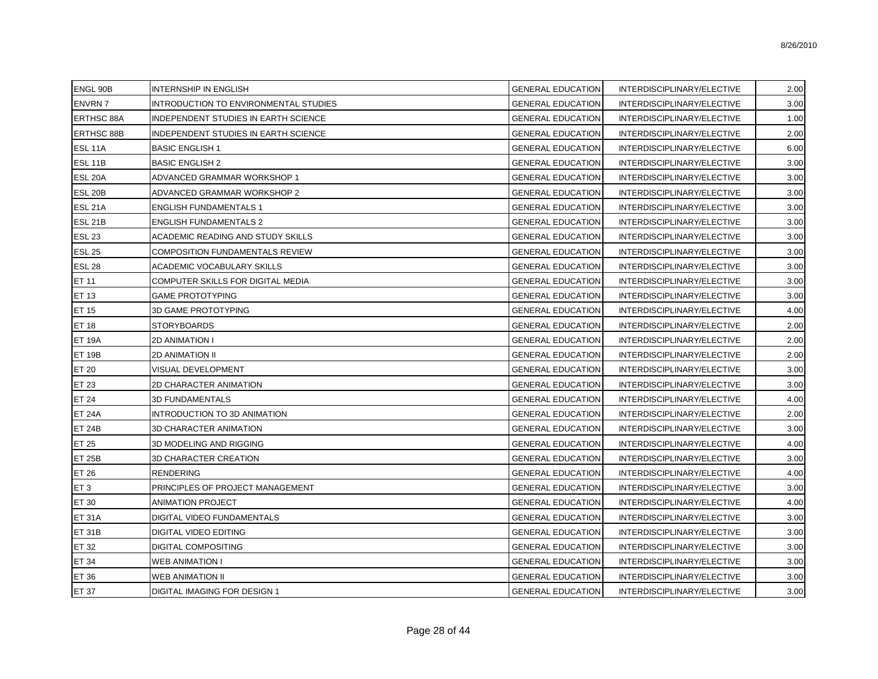| ENGL 90B | INTERNSHIP IN ENGLISH | GENERAL EDUCATION | INTERDISCIPLINARY/ELECTIVE | 2.00 |
|---|---|---|---|---|
| ENVRN 7 | INTRODUCTION TO ENVIRONMENTAL STUDIES | GENERAL EDUCATION | INTERDISCIPLINARY/ELECTIVE | 3.00 |
| ERTHSC 88A | INDEPENDENT STUDIES IN EARTH SCIENCE | GENERAL EDUCATION | INTERDISCIPLINARY/ELECTIVE | 1.00 |
| ERTHSC 88B | INDEPENDENT STUDIES IN EARTH SCIENCE | GENERAL EDUCATION | INTERDISCIPLINARY/ELECTIVE | 2.00 |
| ESL 11A | BASIC ENGLISH 1 | GENERAL EDUCATION | INTERDISCIPLINARY/ELECTIVE | 6.00 |
| ESL 11B | BASIC ENGLISH 2 | GENERAL EDUCATION | INTERDISCIPLINARY/ELECTIVE | 3.00 |
| ESL 20A | ADVANCED GRAMMAR WORKSHOP 1 | GENERAL EDUCATION | INTERDISCIPLINARY/ELECTIVE | 3.00 |
| ESL 20B | ADVANCED GRAMMAR WORKSHOP 2 | GENERAL EDUCATION | INTERDISCIPLINARY/ELECTIVE | 3.00 |
| ESL 21A | ENGLISH FUNDAMENTALS 1 | GENERAL EDUCATION | INTERDISCIPLINARY/ELECTIVE | 3.00 |
| ESL 21B | ENGLISH FUNDAMENTALS 2 | GENERAL EDUCATION | INTERDISCIPLINARY/ELECTIVE | 3.00 |
| ESL 23 | ACADEMIC READING AND STUDY SKILLS | GENERAL EDUCATION | INTERDISCIPLINARY/ELECTIVE | 3.00 |
| ESL 25 | COMPOSITION FUNDAMENTALS REVIEW | GENERAL EDUCATION | INTERDISCIPLINARY/ELECTIVE | 3.00 |
| ESL 28 | ACADEMIC VOCABULARY SKILLS | GENERAL EDUCATION | INTERDISCIPLINARY/ELECTIVE | 3.00 |
| ET 11 | COMPUTER SKILLS FOR DIGITAL MEDIA | GENERAL EDUCATION | INTERDISCIPLINARY/ELECTIVE | 3.00 |
| ET 13 | GAME PROTOTYPING | GENERAL EDUCATION | INTERDISCIPLINARY/ELECTIVE | 3.00 |
| ET 15 | 3D GAME PROTOTYPING | GENERAL EDUCATION | INTERDISCIPLINARY/ELECTIVE | 4.00 |
| ET 18 | STORYBOARDS | GENERAL EDUCATION | INTERDISCIPLINARY/ELECTIVE | 2.00 |
| ET 19A | 2D ANIMATION I | GENERAL EDUCATION | INTERDISCIPLINARY/ELECTIVE | 2.00 |
| ET 19B | 2D ANIMATION II | GENERAL EDUCATION | INTERDISCIPLINARY/ELECTIVE | 2.00 |
| ET 20 | VISUAL DEVELOPMENT | GENERAL EDUCATION | INTERDISCIPLINARY/ELECTIVE | 3.00 |
| ET 23 | 2D CHARACTER ANIMATION | GENERAL EDUCATION | INTERDISCIPLINARY/ELECTIVE | 3.00 |
| ET 24 | 3D FUNDAMENTALS | GENERAL EDUCATION | INTERDISCIPLINARY/ELECTIVE | 4.00 |
| ET 24A | INTRODUCTION TO 3D ANIMATION | GENERAL EDUCATION | INTERDISCIPLINARY/ELECTIVE | 2.00 |
| ET 24B | 3D CHARACTER ANIMATION | GENERAL EDUCATION | INTERDISCIPLINARY/ELECTIVE | 3.00 |
| ET 25 | 3D MODELING AND RIGGING | GENERAL EDUCATION | INTERDISCIPLINARY/ELECTIVE | 4.00 |
| ET 25B | 3D CHARACTER CREATION | GENERAL EDUCATION | INTERDISCIPLINARY/ELECTIVE | 3.00 |
| ET 26 | RENDERING | GENERAL EDUCATION | INTERDISCIPLINARY/ELECTIVE | 4.00 |
| ET 3 | PRINCIPLES OF PROJECT MANAGEMENT | GENERAL EDUCATION | INTERDISCIPLINARY/ELECTIVE | 3.00 |
| ET 30 | ANIMATION PROJECT | GENERAL EDUCATION | INTERDISCIPLINARY/ELECTIVE | 4.00 |
| ET 31A | DIGITAL VIDEO FUNDAMENTALS | GENERAL EDUCATION | INTERDISCIPLINARY/ELECTIVE | 3.00 |
| ET 31B | DIGITAL VIDEO EDITING | GENERAL EDUCATION | INTERDISCIPLINARY/ELECTIVE | 3.00 |
| ET 32 | DIGITAL COMPOSITING | GENERAL EDUCATION | INTERDISCIPLINARY/ELECTIVE | 3.00 |
| ET 34 | WEB ANIMATION I | GENERAL EDUCATION | INTERDISCIPLINARY/ELECTIVE | 3.00 |
| ET 36 | WEB ANIMATION II | GENERAL EDUCATION | INTERDISCIPLINARY/ELECTIVE | 3.00 |
| ET 37 | DIGITAL IMAGING FOR DESIGN 1 | GENERAL EDUCATION | INTERDISCIPLINARY/ELECTIVE | 3.00 |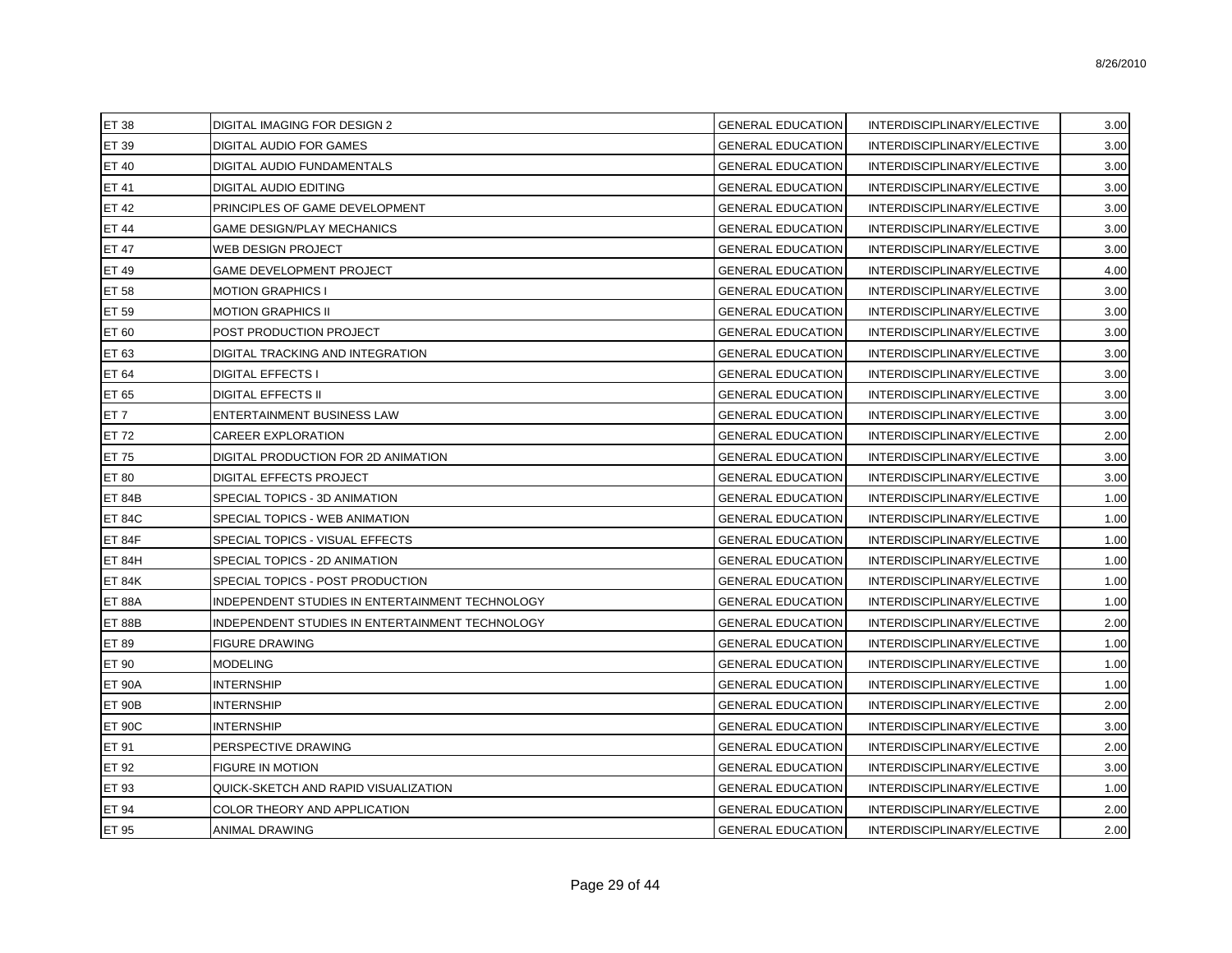| | | | | |
|---|---|---|---|---|
| ET 38 | DIGITAL IMAGING FOR DESIGN 2 | GENERAL EDUCATION | INTERDISCIPLINARY/ELECTIVE | 3.00 |
| ET 39 | DIGITAL AUDIO FOR GAMES | GENERAL EDUCATION | INTERDISCIPLINARY/ELECTIVE | 3.00 |
| ET 40 | DIGITAL AUDIO FUNDAMENTALS | GENERAL EDUCATION | INTERDISCIPLINARY/ELECTIVE | 3.00 |
| ET 41 | DIGITAL AUDIO EDITING | GENERAL EDUCATION | INTERDISCIPLINARY/ELECTIVE | 3.00 |
| ET 42 | PRINCIPLES OF GAME DEVELOPMENT | GENERAL EDUCATION | INTERDISCIPLINARY/ELECTIVE | 3.00 |
| ET 44 | GAME DESIGN/PLAY MECHANICS | GENERAL EDUCATION | INTERDISCIPLINARY/ELECTIVE | 3.00 |
| ET 47 | WEB DESIGN PROJECT | GENERAL EDUCATION | INTERDISCIPLINARY/ELECTIVE | 3.00 |
| ET 49 | GAME DEVELOPMENT PROJECT | GENERAL EDUCATION | INTERDISCIPLINARY/ELECTIVE | 4.00 |
| ET 58 | MOTION GRAPHICS I | GENERAL EDUCATION | INTERDISCIPLINARY/ELECTIVE | 3.00 |
| ET 59 | MOTION GRAPHICS II | GENERAL EDUCATION | INTERDISCIPLINARY/ELECTIVE | 3.00 |
| ET 60 | POST PRODUCTION PROJECT | GENERAL EDUCATION | INTERDISCIPLINARY/ELECTIVE | 3.00 |
| ET 63 | DIGITAL TRACKING AND INTEGRATION | GENERAL EDUCATION | INTERDISCIPLINARY/ELECTIVE | 3.00 |
| ET 64 | DIGITAL EFFECTS I | GENERAL EDUCATION | INTERDISCIPLINARY/ELECTIVE | 3.00 |
| ET 65 | DIGITAL EFFECTS II | GENERAL EDUCATION | INTERDISCIPLINARY/ELECTIVE | 3.00 |
| ET 7 | ENTERTAINMENT BUSINESS LAW | GENERAL EDUCATION | INTERDISCIPLINARY/ELECTIVE | 3.00 |
| ET 72 | CAREER EXPLORATION | GENERAL EDUCATION | INTERDISCIPLINARY/ELECTIVE | 2.00 |
| ET 75 | DIGITAL PRODUCTION FOR 2D ANIMATION | GENERAL EDUCATION | INTERDISCIPLINARY/ELECTIVE | 3.00 |
| ET 80 | DIGITAL EFFECTS PROJECT | GENERAL EDUCATION | INTERDISCIPLINARY/ELECTIVE | 3.00 |
| ET 84B | SPECIAL TOPICS - 3D ANIMATION | GENERAL EDUCATION | INTERDISCIPLINARY/ELECTIVE | 1.00 |
| ET 84C | SPECIAL TOPICS - WEB ANIMATION | GENERAL EDUCATION | INTERDISCIPLINARY/ELECTIVE | 1.00 |
| ET 84F | SPECIAL TOPICS - VISUAL EFFECTS | GENERAL EDUCATION | INTERDISCIPLINARY/ELECTIVE | 1.00 |
| ET 84H | SPECIAL TOPICS - 2D ANIMATION | GENERAL EDUCATION | INTERDISCIPLINARY/ELECTIVE | 1.00 |
| ET 84K | SPECIAL TOPICS - POST PRODUCTION | GENERAL EDUCATION | INTERDISCIPLINARY/ELECTIVE | 1.00 |
| ET 88A | INDEPENDENT STUDIES IN ENTERTAINMENT TECHNOLOGY | GENERAL EDUCATION | INTERDISCIPLINARY/ELECTIVE | 1.00 |
| ET 88B | INDEPENDENT STUDIES IN ENTERTAINMENT TECHNOLOGY | GENERAL EDUCATION | INTERDISCIPLINARY/ELECTIVE | 2.00 |
| ET 89 | FIGURE DRAWING | GENERAL EDUCATION | INTERDISCIPLINARY/ELECTIVE | 1.00 |
| ET 90 | MODELING | GENERAL EDUCATION | INTERDISCIPLINARY/ELECTIVE | 1.00 |
| ET 90A | INTERNSHIP | GENERAL EDUCATION | INTERDISCIPLINARY/ELECTIVE | 1.00 |
| ET 90B | INTERNSHIP | GENERAL EDUCATION | INTERDISCIPLINARY/ELECTIVE | 2.00 |
| ET 90C | INTERNSHIP | GENERAL EDUCATION | INTERDISCIPLINARY/ELECTIVE | 3.00 |
| ET 91 | PERSPECTIVE DRAWING | GENERAL EDUCATION | INTERDISCIPLINARY/ELECTIVE | 2.00 |
| ET 92 | FIGURE IN MOTION | GENERAL EDUCATION | INTERDISCIPLINARY/ELECTIVE | 3.00 |
| ET 93 | QUICK-SKETCH AND RAPID VISUALIZATION | GENERAL EDUCATION | INTERDISCIPLINARY/ELECTIVE | 1.00 |
| ET 94 | COLOR THEORY AND APPLICATION | GENERAL EDUCATION | INTERDISCIPLINARY/ELECTIVE | 2.00 |
| ET 95 | ANIMAL DRAWING | GENERAL EDUCATION | INTERDISCIPLINARY/ELECTIVE | 2.00 |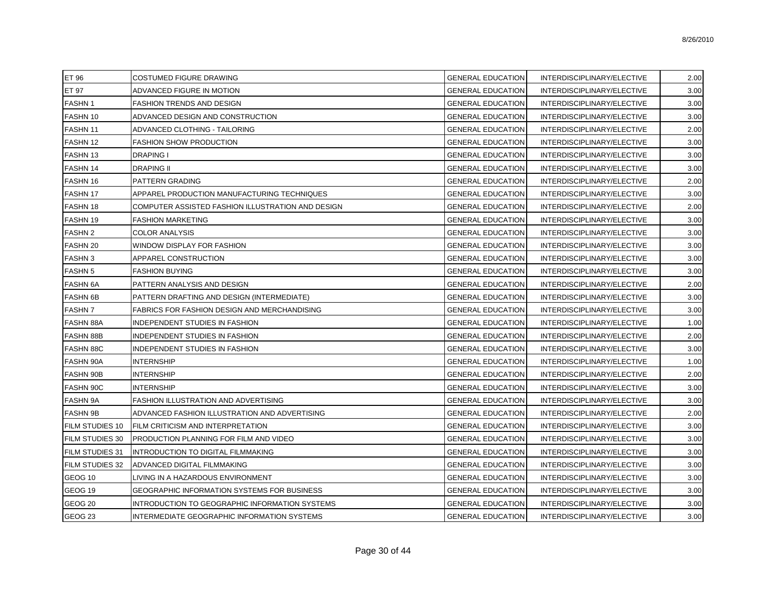| ET 96 | COSTUMED FIGURE DRAWING | GENERAL EDUCATION | INTERDISCIPLINARY/ELECTIVE | 2.00 |
|---|---|---|---|---|
| ET 97 | ADVANCED FIGURE IN MOTION | GENERAL EDUCATION | INTERDISCIPLINARY/ELECTIVE | 3.00 |
| FASHN 1 | FASHION TRENDS AND DESIGN | GENERAL EDUCATION | INTERDISCIPLINARY/ELECTIVE | 3.00 |
| FASHN 10 | ADVANCED DESIGN AND CONSTRUCTION | GENERAL EDUCATION | INTERDISCIPLINARY/ELECTIVE | 3.00 |
| FASHN 11 | ADVANCED CLOTHING - TAILORING | GENERAL EDUCATION | INTERDISCIPLINARY/ELECTIVE | 2.00 |
| FASHN 12 | FASHION SHOW PRODUCTION | GENERAL EDUCATION | INTERDISCIPLINARY/ELECTIVE | 3.00 |
| FASHN 13 | DRAPING I | GENERAL EDUCATION | INTERDISCIPLINARY/ELECTIVE | 3.00 |
| FASHN 14 | DRAPING II | GENERAL EDUCATION | INTERDISCIPLINARY/ELECTIVE | 3.00 |
| FASHN 16 | PATTERN GRADING | GENERAL EDUCATION | INTERDISCIPLINARY/ELECTIVE | 2.00 |
| FASHN 17 | APPAREL PRODUCTION MANUFACTURING TECHNIQUES | GENERAL EDUCATION | INTERDISCIPLINARY/ELECTIVE | 3.00 |
| FASHN 18 | COMPUTER ASSISTED FASHION ILLUSTRATION AND DESIGN | GENERAL EDUCATION | INTERDISCIPLINARY/ELECTIVE | 2.00 |
| FASHN 19 | FASHION MARKETING | GENERAL EDUCATION | INTERDISCIPLINARY/ELECTIVE | 3.00 |
| FASHN 2 | COLOR ANALYSIS | GENERAL EDUCATION | INTERDISCIPLINARY/ELECTIVE | 3.00 |
| FASHN 20 | WINDOW DISPLAY FOR FASHION | GENERAL EDUCATION | INTERDISCIPLINARY/ELECTIVE | 3.00 |
| FASHN 3 | APPAREL CONSTRUCTION | GENERAL EDUCATION | INTERDISCIPLINARY/ELECTIVE | 3.00 |
| FASHN 5 | FASHION BUYING | GENERAL EDUCATION | INTERDISCIPLINARY/ELECTIVE | 3.00 |
| FASHN 6A | PATTERN ANALYSIS AND DESIGN | GENERAL EDUCATION | INTERDISCIPLINARY/ELECTIVE | 2.00 |
| FASHN 6B | PATTERN DRAFTING AND DESIGN (INTERMEDIATE) | GENERAL EDUCATION | INTERDISCIPLINARY/ELECTIVE | 3.00 |
| FASHN 7 | FABRICS FOR FASHION DESIGN AND MERCHANDISING | GENERAL EDUCATION | INTERDISCIPLINARY/ELECTIVE | 3.00 |
| FASHN 88A | INDEPENDENT STUDIES IN FASHION | GENERAL EDUCATION | INTERDISCIPLINARY/ELECTIVE | 1.00 |
| FASHN 88B | INDEPENDENT STUDIES IN FASHION | GENERAL EDUCATION | INTERDISCIPLINARY/ELECTIVE | 2.00 |
| FASHN 88C | INDEPENDENT STUDIES IN FASHION | GENERAL EDUCATION | INTERDISCIPLINARY/ELECTIVE | 3.00 |
| FASHN 90A | INTERNSHIP | GENERAL EDUCATION | INTERDISCIPLINARY/ELECTIVE | 1.00 |
| FASHN 90B | INTERNSHIP | GENERAL EDUCATION | INTERDISCIPLINARY/ELECTIVE | 2.00 |
| FASHN 90C | INTERNSHIP | GENERAL EDUCATION | INTERDISCIPLINARY/ELECTIVE | 3.00 |
| FASHN 9A | FASHION ILLUSTRATION AND ADVERTISING | GENERAL EDUCATION | INTERDISCIPLINARY/ELECTIVE | 3.00 |
| FASHN 9B | ADVANCED FASHION ILLUSTRATION AND ADVERTISING | GENERAL EDUCATION | INTERDISCIPLINARY/ELECTIVE | 2.00 |
| FILM STUDIES 10 | FILM CRITICISM AND INTERPRETATION | GENERAL EDUCATION | INTERDISCIPLINARY/ELECTIVE | 3.00 |
| FILM STUDIES 30 | PRODUCTION PLANNING FOR FILM AND VIDEO | GENERAL EDUCATION | INTERDISCIPLINARY/ELECTIVE | 3.00 |
| FILM STUDIES 31 | INTRODUCTION TO DIGITAL FILMMAKING | GENERAL EDUCATION | INTERDISCIPLINARY/ELECTIVE | 3.00 |
| FILM STUDIES 32 | ADVANCED DIGITAL FILMMAKING | GENERAL EDUCATION | INTERDISCIPLINARY/ELECTIVE | 3.00 |
| GEOG 10 | LIVING IN A HAZARDOUS ENVIRONMENT | GENERAL EDUCATION | INTERDISCIPLINARY/ELECTIVE | 3.00 |
| GEOG 19 | GEOGRAPHIC INFORMATION SYSTEMS FOR BUSINESS | GENERAL EDUCATION | INTERDISCIPLINARY/ELECTIVE | 3.00 |
| GEOG 20 | INTRODUCTION TO GEOGRAPHIC INFORMATION SYSTEMS | GENERAL EDUCATION | INTERDISCIPLINARY/ELECTIVE | 3.00 |
| GEOG 23 | INTERMEDIATE GEOGRAPHIC INFORMATION SYSTEMS | GENERAL EDUCATION | INTERDISCIPLINARY/ELECTIVE | 3.00 |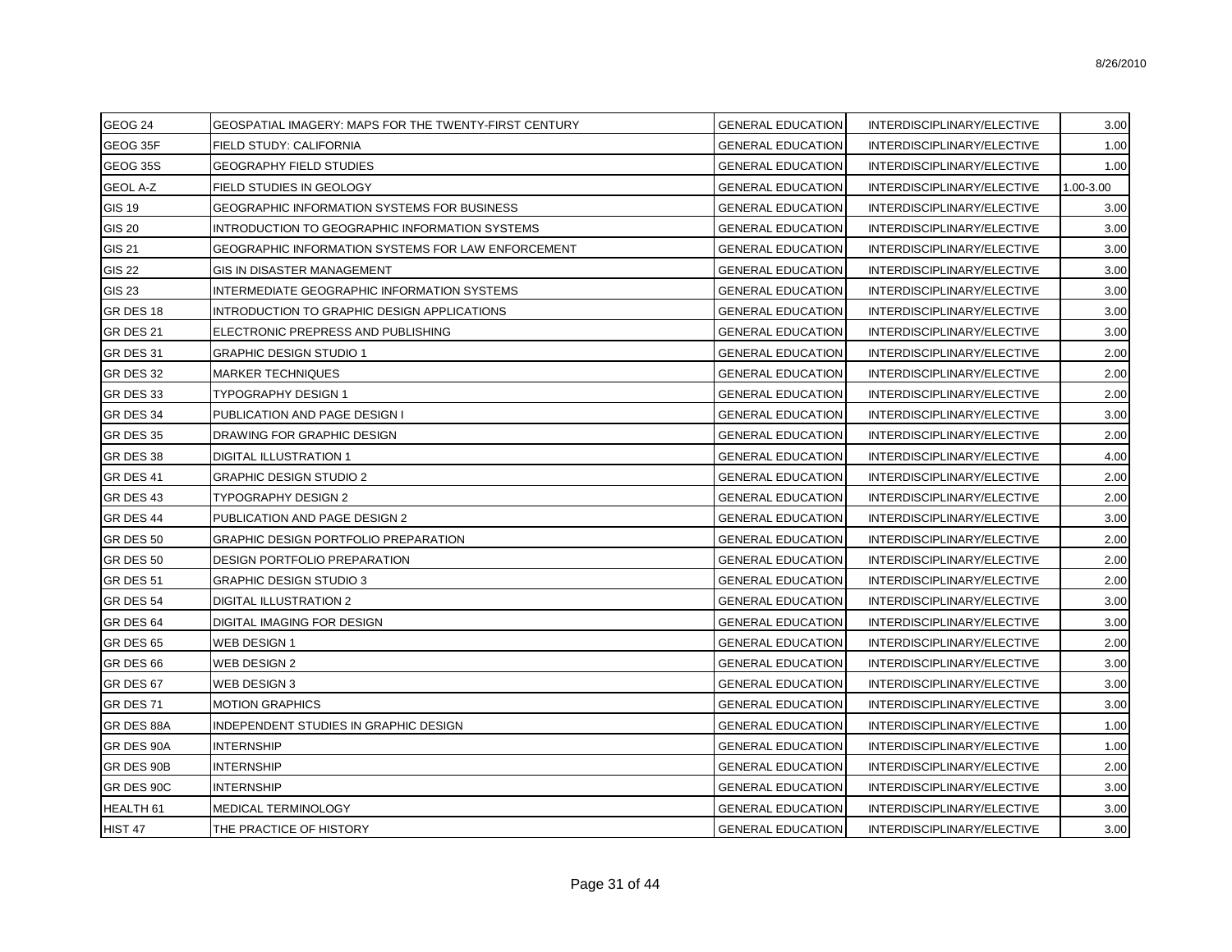| | | | | |
|---|---|---|---|---|
| GEOG 24 | GEOSPATIAL IMAGERY: MAPS FOR THE TWENTY-FIRST CENTURY | GENERAL EDUCATION | INTERDISCIPLINARY/ELECTIVE | 3.00 |
| GEOG 35F | FIELD STUDY: CALIFORNIA | GENERAL EDUCATION | INTERDISCIPLINARY/ELECTIVE | 1.00 |
| GEOG 35S | GEOGRAPHY FIELD STUDIES | GENERAL EDUCATION | INTERDISCIPLINARY/ELECTIVE | 1.00 |
| GEOL A-Z | FIELD STUDIES IN GEOLOGY | GENERAL EDUCATION | INTERDISCIPLINARY/ELECTIVE | 1.00-3.00 |
| GIS 19 | GEOGRAPHIC INFORMATION SYSTEMS FOR BUSINESS | GENERAL EDUCATION | INTERDISCIPLINARY/ELECTIVE | 3.00 |
| GIS 20 | INTRODUCTION TO GEOGRAPHIC INFORMATION SYSTEMS | GENERAL EDUCATION | INTERDISCIPLINARY/ELECTIVE | 3.00 |
| GIS 21 | GEOGRAPHIC INFORMATION SYSTEMS FOR LAW ENFORCEMENT | GENERAL EDUCATION | INTERDISCIPLINARY/ELECTIVE | 3.00 |
| GIS 22 | GIS IN DISASTER MANAGEMENT | GENERAL EDUCATION | INTERDISCIPLINARY/ELECTIVE | 3.00 |
| GIS 23 | INTERMEDIATE GEOGRAPHIC INFORMATION SYSTEMS | GENERAL EDUCATION | INTERDISCIPLINARY/ELECTIVE | 3.00 |
| GR DES 18 | INTRODUCTION TO GRAPHIC DESIGN APPLICATIONS | GENERAL EDUCATION | INTERDISCIPLINARY/ELECTIVE | 3.00 |
| GR DES 21 | ELECTRONIC PREPRESS AND PUBLISHING | GENERAL EDUCATION | INTERDISCIPLINARY/ELECTIVE | 3.00 |
| GR DES 31 | GRAPHIC DESIGN STUDIO 1 | GENERAL EDUCATION | INTERDISCIPLINARY/ELECTIVE | 2.00 |
| GR DES 32 | MARKER TECHNIQUES | GENERAL EDUCATION | INTERDISCIPLINARY/ELECTIVE | 2.00 |
| GR DES 33 | TYPOGRAPHY DESIGN 1 | GENERAL EDUCATION | INTERDISCIPLINARY/ELECTIVE | 2.00 |
| GR DES 34 | PUBLICATION AND PAGE DESIGN I | GENERAL EDUCATION | INTERDISCIPLINARY/ELECTIVE | 3.00 |
| GR DES 35 | DRAWING FOR GRAPHIC DESIGN | GENERAL EDUCATION | INTERDISCIPLINARY/ELECTIVE | 2.00 |
| GR DES 38 | DIGITAL ILLUSTRATION 1 | GENERAL EDUCATION | INTERDISCIPLINARY/ELECTIVE | 4.00 |
| GR DES 41 | GRAPHIC DESIGN STUDIO 2 | GENERAL EDUCATION | INTERDISCIPLINARY/ELECTIVE | 2.00 |
| GR DES 43 | TYPOGRAPHY DESIGN 2 | GENERAL EDUCATION | INTERDISCIPLINARY/ELECTIVE | 2.00 |
| GR DES 44 | PUBLICATION AND PAGE DESIGN 2 | GENERAL EDUCATION | INTERDISCIPLINARY/ELECTIVE | 3.00 |
| GR DES 50 | GRAPHIC DESIGN PORTFOLIO PREPARATION | GENERAL EDUCATION | INTERDISCIPLINARY/ELECTIVE | 2.00 |
| GR DES 50 | DESIGN PORTFOLIO PREPARATION | GENERAL EDUCATION | INTERDISCIPLINARY/ELECTIVE | 2.00 |
| GR DES 51 | GRAPHIC DESIGN STUDIO 3 | GENERAL EDUCATION | INTERDISCIPLINARY/ELECTIVE | 2.00 |
| GR DES 54 | DIGITAL ILLUSTRATION 2 | GENERAL EDUCATION | INTERDISCIPLINARY/ELECTIVE | 3.00 |
| GR DES 64 | DIGITAL IMAGING FOR DESIGN | GENERAL EDUCATION | INTERDISCIPLINARY/ELECTIVE | 3.00 |
| GR DES 65 | WEB DESIGN 1 | GENERAL EDUCATION | INTERDISCIPLINARY/ELECTIVE | 2.00 |
| GR DES 66 | WEB DESIGN 2 | GENERAL EDUCATION | INTERDISCIPLINARY/ELECTIVE | 3.00 |
| GR DES 67 | WEB DESIGN 3 | GENERAL EDUCATION | INTERDISCIPLINARY/ELECTIVE | 3.00 |
| GR DES 71 | MOTION GRAPHICS | GENERAL EDUCATION | INTERDISCIPLINARY/ELECTIVE | 3.00 |
| GR DES 88A | INDEPENDENT STUDIES IN GRAPHIC DESIGN | GENERAL EDUCATION | INTERDISCIPLINARY/ELECTIVE | 1.00 |
| GR DES 90A | INTERNSHIP | GENERAL EDUCATION | INTERDISCIPLINARY/ELECTIVE | 1.00 |
| GR DES 90B | INTERNSHIP | GENERAL EDUCATION | INTERDISCIPLINARY/ELECTIVE | 2.00 |
| GR DES 90C | INTERNSHIP | GENERAL EDUCATION | INTERDISCIPLINARY/ELECTIVE | 3.00 |
| HEALTH 61 | MEDICAL TERMINOLOGY | GENERAL EDUCATION | INTERDISCIPLINARY/ELECTIVE | 3.00 |
| HIST 47 | THE PRACTICE OF HISTORY | GENERAL EDUCATION | INTERDISCIPLINARY/ELECTIVE | 3.00 |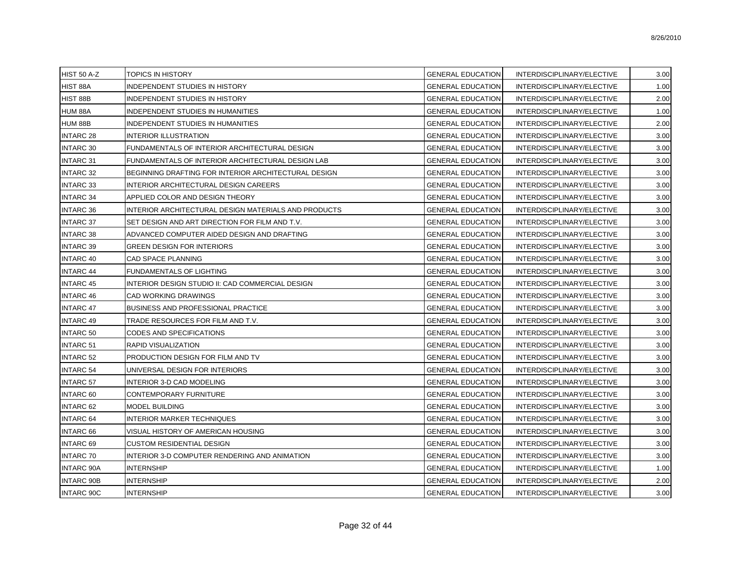| HIST 50 A-Z | TOPICS IN HISTORY | GENERAL EDUCATION | INTERDISCIPLINARY/ELECTIVE | 3.00 |
|---|---|---|---|---|
| HIST 88A | INDEPENDENT STUDIES IN HISTORY | GENERAL EDUCATION | INTERDISCIPLINARY/ELECTIVE | 1.00 |
| HIST 88B | INDEPENDENT STUDIES IN HISTORY | GENERAL EDUCATION | INTERDISCIPLINARY/ELECTIVE | 2.00 |
| HUM 88A | INDEPENDENT STUDIES IN HUMANITIES | GENERAL EDUCATION | INTERDISCIPLINARY/ELECTIVE | 1.00 |
| HUM 88B | INDEPENDENT STUDIES IN HUMANITIES | GENERAL EDUCATION | INTERDISCIPLINARY/ELECTIVE | 2.00 |
| INTARC 28 | INTERIOR ILLUSTRATION | GENERAL EDUCATION | INTERDISCIPLINARY/ELECTIVE | 3.00 |
| INTARC 30 | FUNDAMENTALS OF INTERIOR ARCHITECTURAL DESIGN | GENERAL EDUCATION | INTERDISCIPLINARY/ELECTIVE | 3.00 |
| INTARC 31 | FUNDAMENTALS OF INTERIOR ARCHITECTURAL DESIGN LAB | GENERAL EDUCATION | INTERDISCIPLINARY/ELECTIVE | 3.00 |
| INTARC 32 | BEGINNING DRAFTING FOR INTERIOR ARCHITECTURAL DESIGN | GENERAL EDUCATION | INTERDISCIPLINARY/ELECTIVE | 3.00 |
| INTARC 33 | INTERIOR ARCHITECTURAL DESIGN CAREERS | GENERAL EDUCATION | INTERDISCIPLINARY/ELECTIVE | 3.00 |
| INTARC 34 | APPLIED COLOR AND DESIGN THEORY | GENERAL EDUCATION | INTERDISCIPLINARY/ELECTIVE | 3.00 |
| INTARC 36 | INTERIOR ARCHITECTURAL DESIGN MATERIALS AND PRODUCTS | GENERAL EDUCATION | INTERDISCIPLINARY/ELECTIVE | 3.00 |
| INTARC 37 | SET DESIGN AND ART DIRECTION FOR FILM AND T.V. | GENERAL EDUCATION | INTERDISCIPLINARY/ELECTIVE | 3.00 |
| INTARC 38 | ADVANCED COMPUTER AIDED DESIGN AND DRAFTING | GENERAL EDUCATION | INTERDISCIPLINARY/ELECTIVE | 3.00 |
| INTARC 39 | GREEN DESIGN FOR INTERIORS | GENERAL EDUCATION | INTERDISCIPLINARY/ELECTIVE | 3.00 |
| INTARC 40 | CAD SPACE PLANNING | GENERAL EDUCATION | INTERDISCIPLINARY/ELECTIVE | 3.00 |
| INTARC 44 | FUNDAMENTALS OF LIGHTING | GENERAL EDUCATION | INTERDISCIPLINARY/ELECTIVE | 3.00 |
| INTARC 45 | INTERIOR DESIGN STUDIO II: CAD COMMERCIAL DESIGN | GENERAL EDUCATION | INTERDISCIPLINARY/ELECTIVE | 3.00 |
| INTARC 46 | CAD WORKING DRAWINGS | GENERAL EDUCATION | INTERDISCIPLINARY/ELECTIVE | 3.00 |
| INTARC 47 | BUSINESS AND PROFESSIONAL PRACTICE | GENERAL EDUCATION | INTERDISCIPLINARY/ELECTIVE | 3.00 |
| INTARC 49 | TRADE RESOURCES FOR FILM AND T.V. | GENERAL EDUCATION | INTERDISCIPLINARY/ELECTIVE | 3.00 |
| INTARC 50 | CODES AND SPECIFICATIONS | GENERAL EDUCATION | INTERDISCIPLINARY/ELECTIVE | 3.00 |
| INTARC 51 | RAPID VISUALIZATION | GENERAL EDUCATION | INTERDISCIPLINARY/ELECTIVE | 3.00 |
| INTARC 52 | PRODUCTION DESIGN FOR FILM AND TV | GENERAL EDUCATION | INTERDISCIPLINARY/ELECTIVE | 3.00 |
| INTARC 54 | UNIVERSAL DESIGN FOR INTERIORS | GENERAL EDUCATION | INTERDISCIPLINARY/ELECTIVE | 3.00 |
| INTARC 57 | INTERIOR 3-D CAD MODELING | GENERAL EDUCATION | INTERDISCIPLINARY/ELECTIVE | 3.00 |
| INTARC 60 | CONTEMPORARY FURNITURE | GENERAL EDUCATION | INTERDISCIPLINARY/ELECTIVE | 3.00 |
| INTARC 62 | MODEL BUILDING | GENERAL EDUCATION | INTERDISCIPLINARY/ELECTIVE | 3.00 |
| INTARC 64 | INTERIOR MARKER TECHNIQUES | GENERAL EDUCATION | INTERDISCIPLINARY/ELECTIVE | 3.00 |
| INTARC 66 | VISUAL HISTORY OF AMERICAN HOUSING | GENERAL EDUCATION | INTERDISCIPLINARY/ELECTIVE | 3.00 |
| INTARC 69 | CUSTOM RESIDENTIAL DESIGN | GENERAL EDUCATION | INTERDISCIPLINARY/ELECTIVE | 3.00 |
| INTARC 70 | INTERIOR 3-D COMPUTER RENDERING AND ANIMATION | GENERAL EDUCATION | INTERDISCIPLINARY/ELECTIVE | 3.00 |
| INTARC 90A | INTERNSHIP | GENERAL EDUCATION | INTERDISCIPLINARY/ELECTIVE | 1.00 |
| INTARC 90B | INTERNSHIP | GENERAL EDUCATION | INTERDISCIPLINARY/ELECTIVE | 2.00 |
| INTARC 90C | INTERNSHIP | GENERAL EDUCATION | INTERDISCIPLINARY/ELECTIVE | 3.00 |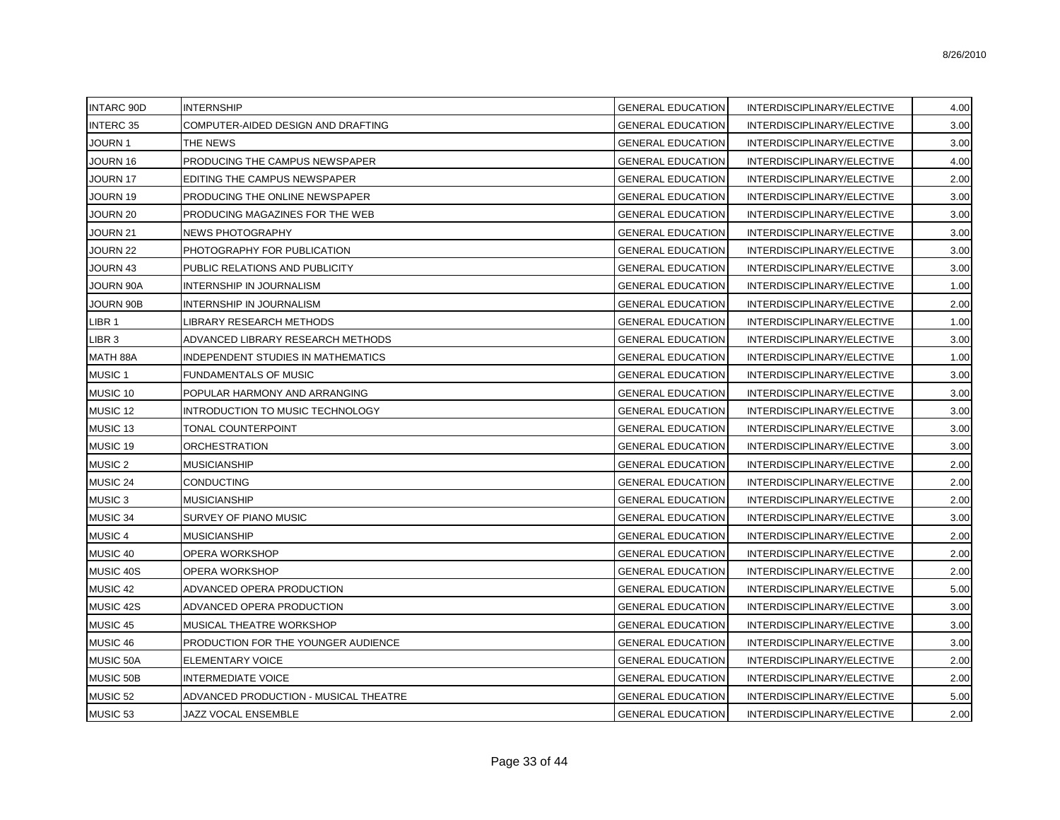| | | | | |
|---|---|---|---|---|
| INTARC 90D | INTERNSHIP | GENERAL EDUCATION | INTERDISCIPLINARY/ELECTIVE | 4.00 |
| INTERC 35 | COMPUTER-AIDED DESIGN AND DRAFTING | GENERAL EDUCATION | INTERDISCIPLINARY/ELECTIVE | 3.00 |
| JOURN 1 | THE NEWS | GENERAL EDUCATION | INTERDISCIPLINARY/ELECTIVE | 3.00 |
| JOURN 16 | PRODUCING THE CAMPUS NEWSPAPER | GENERAL EDUCATION | INTERDISCIPLINARY/ELECTIVE | 4.00 |
| JOURN 17 | EDITING THE CAMPUS NEWSPAPER | GENERAL EDUCATION | INTERDISCIPLINARY/ELECTIVE | 2.00 |
| JOURN 19 | PRODUCING THE ONLINE NEWSPAPER | GENERAL EDUCATION | INTERDISCIPLINARY/ELECTIVE | 3.00 |
| JOURN 20 | PRODUCING MAGAZINES FOR THE WEB | GENERAL EDUCATION | INTERDISCIPLINARY/ELECTIVE | 3.00 |
| JOURN 21 | NEWS PHOTOGRAPHY | GENERAL EDUCATION | INTERDISCIPLINARY/ELECTIVE | 3.00 |
| JOURN 22 | PHOTOGRAPHY FOR PUBLICATION | GENERAL EDUCATION | INTERDISCIPLINARY/ELECTIVE | 3.00 |
| JOURN 43 | PUBLIC RELATIONS AND PUBLICITY | GENERAL EDUCATION | INTERDISCIPLINARY/ELECTIVE | 3.00 |
| JOURN 90A | INTERNSHIP IN JOURNALISM | GENERAL EDUCATION | INTERDISCIPLINARY/ELECTIVE | 1.00 |
| JOURN 90B | INTERNSHIP IN JOURNALISM | GENERAL EDUCATION | INTERDISCIPLINARY/ELECTIVE | 2.00 |
| LIBR 1 | LIBRARY RESEARCH METHODS | GENERAL EDUCATION | INTERDISCIPLINARY/ELECTIVE | 1.00 |
| LIBR 3 | ADVANCED LIBRARY RESEARCH METHODS | GENERAL EDUCATION | INTERDISCIPLINARY/ELECTIVE | 3.00 |
| MATH 88A | INDEPENDENT STUDIES IN MATHEMATICS | GENERAL EDUCATION | INTERDISCIPLINARY/ELECTIVE | 1.00 |
| MUSIC 1 | FUNDAMENTALS OF MUSIC | GENERAL EDUCATION | INTERDISCIPLINARY/ELECTIVE | 3.00 |
| MUSIC 10 | POPULAR HARMONY AND ARRANGING | GENERAL EDUCATION | INTERDISCIPLINARY/ELECTIVE | 3.00 |
| MUSIC 12 | INTRODUCTION TO MUSIC TECHNOLOGY | GENERAL EDUCATION | INTERDISCIPLINARY/ELECTIVE | 3.00 |
| MUSIC 13 | TONAL COUNTERPOINT | GENERAL EDUCATION | INTERDISCIPLINARY/ELECTIVE | 3.00 |
| MUSIC 19 | ORCHESTRATION | GENERAL EDUCATION | INTERDISCIPLINARY/ELECTIVE | 3.00 |
| MUSIC 2 | MUSICIANSHIP | GENERAL EDUCATION | INTERDISCIPLINARY/ELECTIVE | 2.00 |
| MUSIC 24 | CONDUCTING | GENERAL EDUCATION | INTERDISCIPLINARY/ELECTIVE | 2.00 |
| MUSIC 3 | MUSICIANSHIP | GENERAL EDUCATION | INTERDISCIPLINARY/ELECTIVE | 2.00 |
| MUSIC 34 | SURVEY OF PIANO MUSIC | GENERAL EDUCATION | INTERDISCIPLINARY/ELECTIVE | 3.00 |
| MUSIC 4 | MUSICIANSHIP | GENERAL EDUCATION | INTERDISCIPLINARY/ELECTIVE | 2.00 |
| MUSIC 40 | OPERA WORKSHOP | GENERAL EDUCATION | INTERDISCIPLINARY/ELECTIVE | 2.00 |
| MUSIC 40S | OPERA WORKSHOP | GENERAL EDUCATION | INTERDISCIPLINARY/ELECTIVE | 2.00 |
| MUSIC 42 | ADVANCED OPERA PRODUCTION | GENERAL EDUCATION | INTERDISCIPLINARY/ELECTIVE | 5.00 |
| MUSIC 42S | ADVANCED OPERA PRODUCTION | GENERAL EDUCATION | INTERDISCIPLINARY/ELECTIVE | 3.00 |
| MUSIC 45 | MUSICAL THEATRE WORKSHOP | GENERAL EDUCATION | INTERDISCIPLINARY/ELECTIVE | 3.00 |
| MUSIC 46 | PRODUCTION FOR THE YOUNGER AUDIENCE | GENERAL EDUCATION | INTERDISCIPLINARY/ELECTIVE | 3.00 |
| MUSIC 50A | ELEMENTARY VOICE | GENERAL EDUCATION | INTERDISCIPLINARY/ELECTIVE | 2.00 |
| MUSIC 50B | INTERMEDIATE VOICE | GENERAL EDUCATION | INTERDISCIPLINARY/ELECTIVE | 2.00 |
| MUSIC 52 | ADVANCED PRODUCTION - MUSICAL THEATRE | GENERAL EDUCATION | INTERDISCIPLINARY/ELECTIVE | 5.00 |
| MUSIC 53 | JAZZ VOCAL ENSEMBLE | GENERAL EDUCATION | INTERDISCIPLINARY/ELECTIVE | 2.00 |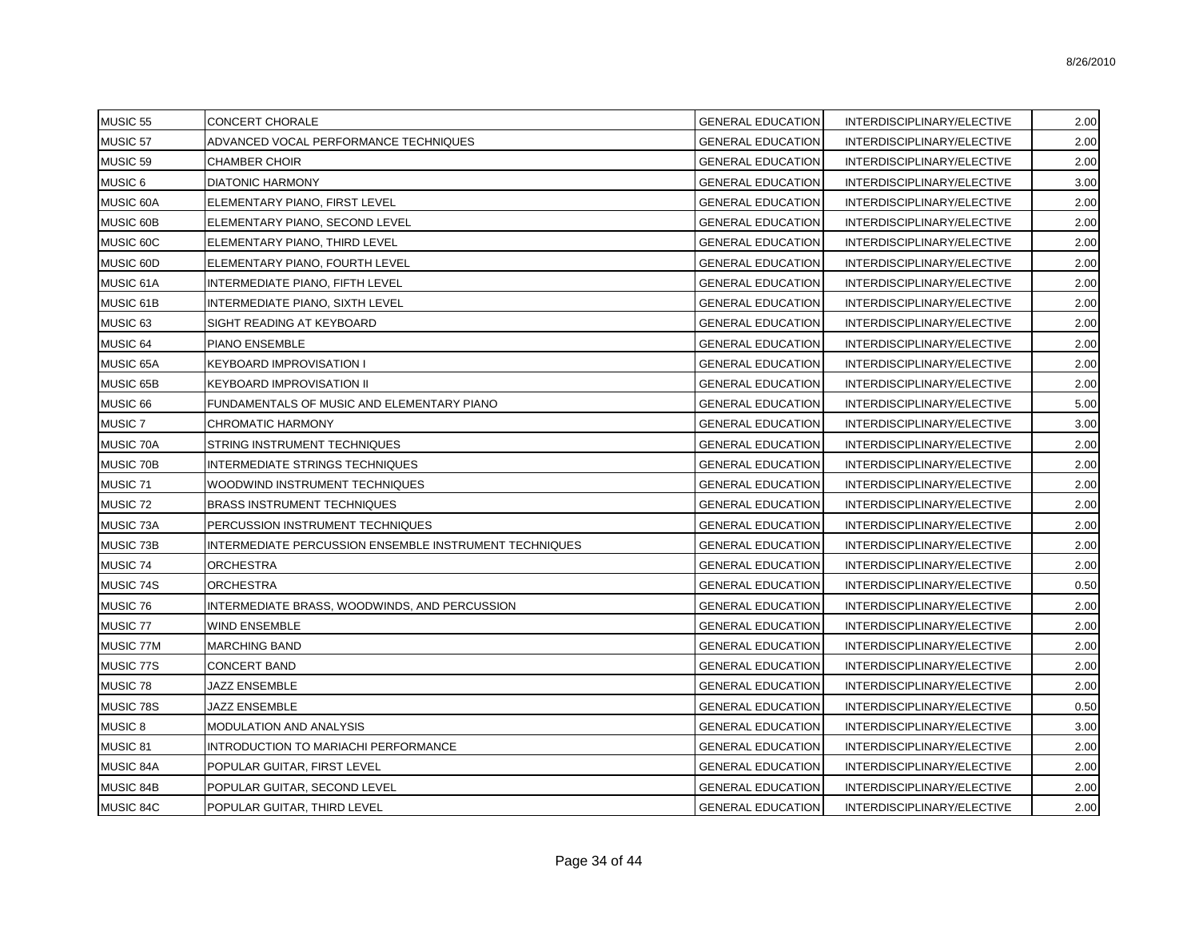| | | | | |
|---|---|---|---|---|
| MUSIC 55 | CONCERT CHORALE | GENERAL EDUCATION | INTERDISCIPLINARY/ELECTIVE | 2.00 |
| MUSIC 57 | ADVANCED VOCAL PERFORMANCE TECHNIQUES | GENERAL EDUCATION | INTERDISCIPLINARY/ELECTIVE | 2.00 |
| MUSIC 59 | CHAMBER CHOIR | GENERAL EDUCATION | INTERDISCIPLINARY/ELECTIVE | 2.00 |
| MUSIC 6 | DIATONIC HARMONY | GENERAL EDUCATION | INTERDISCIPLINARY/ELECTIVE | 3.00 |
| MUSIC 60A | ELEMENTARY PIANO, FIRST LEVEL | GENERAL EDUCATION | INTERDISCIPLINARY/ELECTIVE | 2.00 |
| MUSIC 60B | ELEMENTARY PIANO, SECOND LEVEL | GENERAL EDUCATION | INTERDISCIPLINARY/ELECTIVE | 2.00 |
| MUSIC 60C | ELEMENTARY PIANO, THIRD LEVEL | GENERAL EDUCATION | INTERDISCIPLINARY/ELECTIVE | 2.00 |
| MUSIC 60D | ELEMENTARY PIANO, FOURTH LEVEL | GENERAL EDUCATION | INTERDISCIPLINARY/ELECTIVE | 2.00 |
| MUSIC 61A | INTERMEDIATE PIANO, FIFTH LEVEL | GENERAL EDUCATION | INTERDISCIPLINARY/ELECTIVE | 2.00 |
| MUSIC 61B | INTERMEDIATE PIANO, SIXTH LEVEL | GENERAL EDUCATION | INTERDISCIPLINARY/ELECTIVE | 2.00 |
| MUSIC 63 | SIGHT READING AT KEYBOARD | GENERAL EDUCATION | INTERDISCIPLINARY/ELECTIVE | 2.00 |
| MUSIC 64 | PIANO ENSEMBLE | GENERAL EDUCATION | INTERDISCIPLINARY/ELECTIVE | 2.00 |
| MUSIC 65A | KEYBOARD IMPROVISATION I | GENERAL EDUCATION | INTERDISCIPLINARY/ELECTIVE | 2.00 |
| MUSIC 65B | KEYBOARD IMPROVISATION II | GENERAL EDUCATION | INTERDISCIPLINARY/ELECTIVE | 2.00 |
| MUSIC 66 | FUNDAMENTALS OF MUSIC AND ELEMENTARY PIANO | GENERAL EDUCATION | INTERDISCIPLINARY/ELECTIVE | 5.00 |
| MUSIC 7 | CHROMATIC HARMONY | GENERAL EDUCATION | INTERDISCIPLINARY/ELECTIVE | 3.00 |
| MUSIC 70A | STRING INSTRUMENT TECHNIQUES | GENERAL EDUCATION | INTERDISCIPLINARY/ELECTIVE | 2.00 |
| MUSIC 70B | INTERMEDIATE STRINGS TECHNIQUES | GENERAL EDUCATION | INTERDISCIPLINARY/ELECTIVE | 2.00 |
| MUSIC 71 | WOODWIND INSTRUMENT TECHNIQUES | GENERAL EDUCATION | INTERDISCIPLINARY/ELECTIVE | 2.00 |
| MUSIC 72 | BRASS INSTRUMENT TECHNIQUES | GENERAL EDUCATION | INTERDISCIPLINARY/ELECTIVE | 2.00 |
| MUSIC 73A | PERCUSSION INSTRUMENT TECHNIQUES | GENERAL EDUCATION | INTERDISCIPLINARY/ELECTIVE | 2.00 |
| MUSIC 73B | INTERMEDIATE PERCUSSION ENSEMBLE INSTRUMENT TECHNIQUES | GENERAL EDUCATION | INTERDISCIPLINARY/ELECTIVE | 2.00 |
| MUSIC 74 | ORCHESTRA | GENERAL EDUCATION | INTERDISCIPLINARY/ELECTIVE | 2.00 |
| MUSIC 74S | ORCHESTRA | GENERAL EDUCATION | INTERDISCIPLINARY/ELECTIVE | 0.50 |
| MUSIC 76 | INTERMEDIATE BRASS, WOODWINDS, AND PERCUSSION | GENERAL EDUCATION | INTERDISCIPLINARY/ELECTIVE | 2.00 |
| MUSIC 77 | WIND ENSEMBLE | GENERAL EDUCATION | INTERDISCIPLINARY/ELECTIVE | 2.00 |
| MUSIC 77M | MARCHING BAND | GENERAL EDUCATION | INTERDISCIPLINARY/ELECTIVE | 2.00 |
| MUSIC 77S | CONCERT BAND | GENERAL EDUCATION | INTERDISCIPLINARY/ELECTIVE | 2.00 |
| MUSIC 78 | JAZZ ENSEMBLE | GENERAL EDUCATION | INTERDISCIPLINARY/ELECTIVE | 2.00 |
| MUSIC 78S | JAZZ ENSEMBLE | GENERAL EDUCATION | INTERDISCIPLINARY/ELECTIVE | 0.50 |
| MUSIC 8 | MODULATION AND ANALYSIS | GENERAL EDUCATION | INTERDISCIPLINARY/ELECTIVE | 3.00 |
| MUSIC 81 | INTRODUCTION TO MARIACHI PERFORMANCE | GENERAL EDUCATION | INTERDISCIPLINARY/ELECTIVE | 2.00 |
| MUSIC 84A | POPULAR GUITAR, FIRST LEVEL | GENERAL EDUCATION | INTERDISCIPLINARY/ELECTIVE | 2.00 |
| MUSIC 84B | POPULAR GUITAR, SECOND LEVEL | GENERAL EDUCATION | INTERDISCIPLINARY/ELECTIVE | 2.00 |
| MUSIC 84C | POPULAR GUITAR, THIRD LEVEL | GENERAL EDUCATION | INTERDISCIPLINARY/ELECTIVE | 2.00 |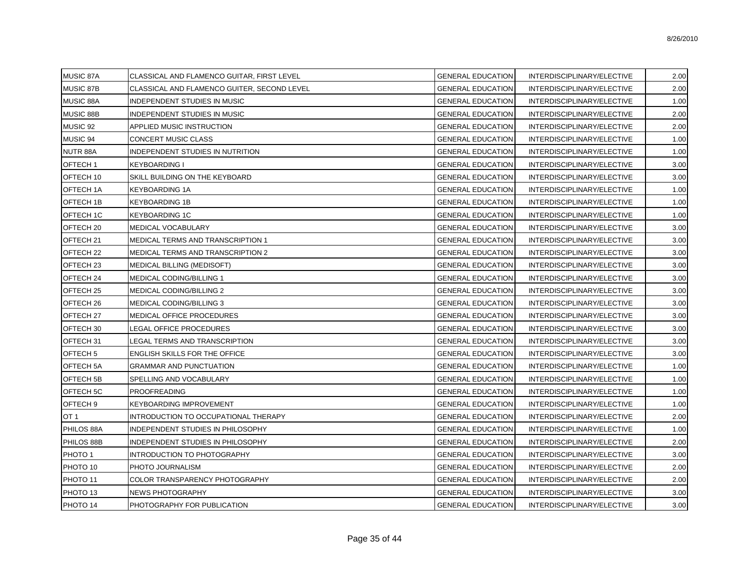| | | | | |
|---|---|---|---|---|
| MUSIC 87A | CLASSICAL AND FLAMENCO GUITAR, FIRST LEVEL | GENERAL EDUCATION | INTERDISCIPLINARY/ELECTIVE | 2.00 |
| MUSIC 87B | CLASSICAL AND FLAMENCO GUITER, SECOND LEVEL | GENERAL EDUCATION | INTERDISCIPLINARY/ELECTIVE | 2.00 |
| MUSIC 88A | INDEPENDENT STUDIES IN MUSIC | GENERAL EDUCATION | INTERDISCIPLINARY/ELECTIVE | 1.00 |
| MUSIC 88B | INDEPENDENT STUDIES IN MUSIC | GENERAL EDUCATION | INTERDISCIPLINARY/ELECTIVE | 2.00 |
| MUSIC 92 | APPLIED MUSIC INSTRUCTION | GENERAL EDUCATION | INTERDISCIPLINARY/ELECTIVE | 2.00 |
| MUSIC 94 | CONCERT MUSIC CLASS | GENERAL EDUCATION | INTERDISCIPLINARY/ELECTIVE | 1.00 |
| NUTR 88A | INDEPENDENT STUDIES IN NUTRITION | GENERAL EDUCATION | INTERDISCIPLINARY/ELECTIVE | 1.00 |
| OFTECH 1 | KEYBOARDING I | GENERAL EDUCATION | INTERDISCIPLINARY/ELECTIVE | 3.00 |
| OFTECH 10 | SKILL BUILDING ON THE KEYBOARD | GENERAL EDUCATION | INTERDISCIPLINARY/ELECTIVE | 3.00 |
| OFTECH 1A | KEYBOARDING 1A | GENERAL EDUCATION | INTERDISCIPLINARY/ELECTIVE | 1.00 |
| OFTECH 1B | KEYBOARDING 1B | GENERAL EDUCATION | INTERDISCIPLINARY/ELECTIVE | 1.00 |
| OFTECH 1C | KEYBOARDING 1C | GENERAL EDUCATION | INTERDISCIPLINARY/ELECTIVE | 1.00 |
| OFTECH 20 | MEDICAL VOCABULARY | GENERAL EDUCATION | INTERDISCIPLINARY/ELECTIVE | 3.00 |
| OFTECH 21 | MEDICAL TERMS AND TRANSCRIPTION 1 | GENERAL EDUCATION | INTERDISCIPLINARY/ELECTIVE | 3.00 |
| OFTECH 22 | MEDICAL TERMS AND TRANSCRIPTION 2 | GENERAL EDUCATION | INTERDISCIPLINARY/ELECTIVE | 3.00 |
| OFTECH 23 | MEDICAL BILLING (MEDISOFT) | GENERAL EDUCATION | INTERDISCIPLINARY/ELECTIVE | 3.00 |
| OFTECH 24 | MEDICAL CODING/BILLING 1 | GENERAL EDUCATION | INTERDISCIPLINARY/ELECTIVE | 3.00 |
| OFTECH 25 | MEDICAL CODING/BILLING 2 | GENERAL EDUCATION | INTERDISCIPLINARY/ELECTIVE | 3.00 |
| OFTECH 26 | MEDICAL CODING/BILLING 3 | GENERAL EDUCATION | INTERDISCIPLINARY/ELECTIVE | 3.00 |
| OFTECH 27 | MEDICAL OFFICE PROCEDURES | GENERAL EDUCATION | INTERDISCIPLINARY/ELECTIVE | 3.00 |
| OFTECH 30 | LEGAL OFFICE PROCEDURES | GENERAL EDUCATION | INTERDISCIPLINARY/ELECTIVE | 3.00 |
| OFTECH 31 | LEGAL TERMS AND TRANSCRIPTION | GENERAL EDUCATION | INTERDISCIPLINARY/ELECTIVE | 3.00 |
| OFTECH 5 | ENGLISH SKILLS FOR THE OFFICE | GENERAL EDUCATION | INTERDISCIPLINARY/ELECTIVE | 3.00 |
| OFTECH 5A | GRAMMAR AND PUNCTUATION | GENERAL EDUCATION | INTERDISCIPLINARY/ELECTIVE | 1.00 |
| OFTECH 5B | SPELLING AND VOCABULARY | GENERAL EDUCATION | INTERDISCIPLINARY/ELECTIVE | 1.00 |
| OFTECH 5C | PROOFREADING | GENERAL EDUCATION | INTERDISCIPLINARY/ELECTIVE | 1.00 |
| OFTECH 9 | KEYBOARDING IMPROVEMENT | GENERAL EDUCATION | INTERDISCIPLINARY/ELECTIVE | 1.00 |
| OT 1 | INTRODUCTION TO OCCUPATIONAL THERAPY | GENERAL EDUCATION | INTERDISCIPLINARY/ELECTIVE | 2.00 |
| PHILOS 88A | INDEPENDENT STUDIES IN PHILOSOPHY | GENERAL EDUCATION | INTERDISCIPLINARY/ELECTIVE | 1.00 |
| PHILOS 88B | INDEPENDENT STUDIES IN PHILOSOPHY | GENERAL EDUCATION | INTERDISCIPLINARY/ELECTIVE | 2.00 |
| PHOTO 1 | INTRODUCTION TO PHOTOGRAPHY | GENERAL EDUCATION | INTERDISCIPLINARY/ELECTIVE | 3.00 |
| PHOTO 10 | PHOTO JOURNALISM | GENERAL EDUCATION | INTERDISCIPLINARY/ELECTIVE | 2.00 |
| PHOTO 11 | COLOR TRANSPARENCY PHOTOGRAPHY | GENERAL EDUCATION | INTERDISCIPLINARY/ELECTIVE | 2.00 |
| PHOTO 13 | NEWS PHOTOGRAPHY | GENERAL EDUCATION | INTERDISCIPLINARY/ELECTIVE | 3.00 |
| PHOTO 14 | PHOTOGRAPHY FOR PUBLICATION | GENERAL EDUCATION | INTERDISCIPLINARY/ELECTIVE | 3.00 |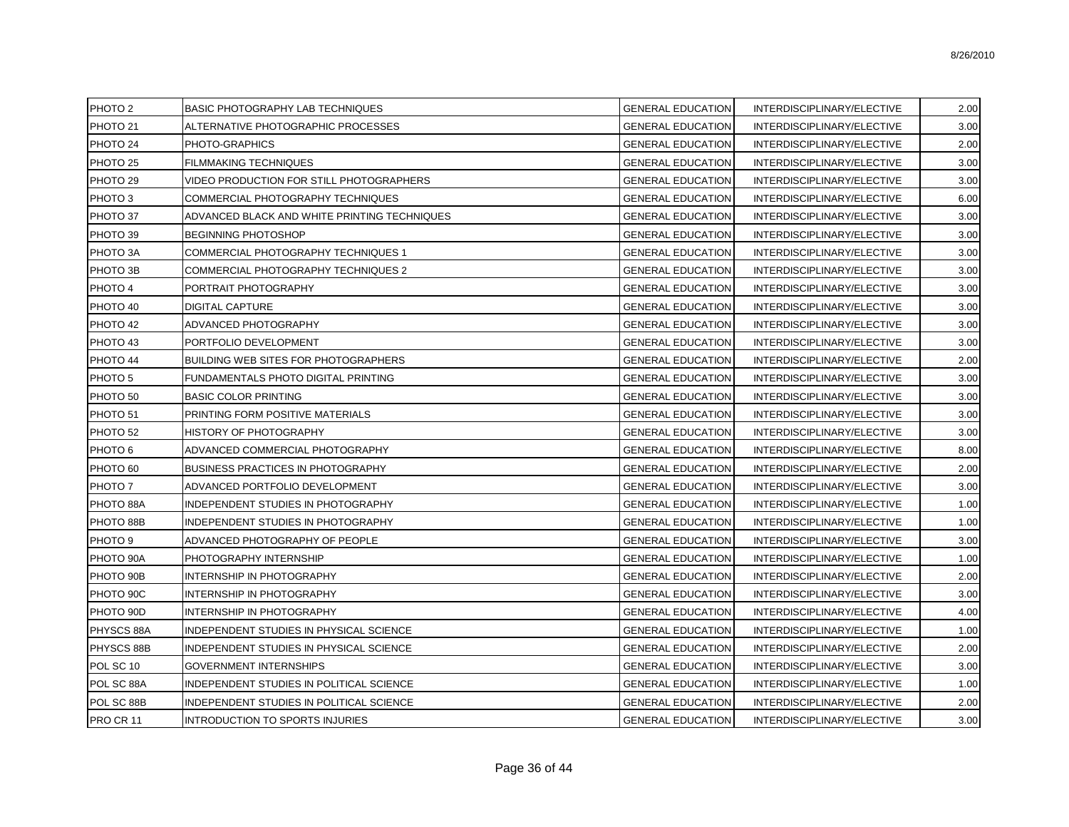| | | | | |
|---|---|---|---|---|
| PHOTO 2 | BASIC PHOTOGRAPHY LAB TECHNIQUES | GENERAL EDUCATION | INTERDISCIPLINARY/ELECTIVE | 2.00 |
| PHOTO 21 | ALTERNATIVE PHOTOGRAPHIC PROCESSES | GENERAL EDUCATION | INTERDISCIPLINARY/ELECTIVE | 3.00 |
| PHOTO 24 | PHOTO-GRAPHICS | GENERAL EDUCATION | INTERDISCIPLINARY/ELECTIVE | 2.00 |
| PHOTO 25 | FILMMAKING TECHNIQUES | GENERAL EDUCATION | INTERDISCIPLINARY/ELECTIVE | 3.00 |
| PHOTO 29 | VIDEO PRODUCTION FOR STILL PHOTOGRAPHERS | GENERAL EDUCATION | INTERDISCIPLINARY/ELECTIVE | 3.00 |
| PHOTO 3 | COMMERCIAL PHOTOGRAPHY TECHNIQUES | GENERAL EDUCATION | INTERDISCIPLINARY/ELECTIVE | 6.00 |
| PHOTO 37 | ADVANCED BLACK AND WHITE PRINTING TECHNIQUES | GENERAL EDUCATION | INTERDISCIPLINARY/ELECTIVE | 3.00 |
| PHOTO 39 | BEGINNING PHOTOSHOP | GENERAL EDUCATION | INTERDISCIPLINARY/ELECTIVE | 3.00 |
| PHOTO 3A | COMMERCIAL PHOTOGRAPHY TECHNIQUES 1 | GENERAL EDUCATION | INTERDISCIPLINARY/ELECTIVE | 3.00 |
| PHOTO 3B | COMMERCIAL PHOTOGRAPHY TECHNIQUES 2 | GENERAL EDUCATION | INTERDISCIPLINARY/ELECTIVE | 3.00 |
| PHOTO 4 | PORTRAIT PHOTOGRAPHY | GENERAL EDUCATION | INTERDISCIPLINARY/ELECTIVE | 3.00 |
| PHOTO 40 | DIGITAL CAPTURE | GENERAL EDUCATION | INTERDISCIPLINARY/ELECTIVE | 3.00 |
| PHOTO 42 | ADVANCED PHOTOGRAPHY | GENERAL EDUCATION | INTERDISCIPLINARY/ELECTIVE | 3.00 |
| PHOTO 43 | PORTFOLIO DEVELOPMENT | GENERAL EDUCATION | INTERDISCIPLINARY/ELECTIVE | 3.00 |
| PHOTO 44 | BUILDING WEB SITES FOR PHOTOGRAPHERS | GENERAL EDUCATION | INTERDISCIPLINARY/ELECTIVE | 2.00 |
| PHOTO 5 | FUNDAMENTALS PHOTO DIGITAL PRINTING | GENERAL EDUCATION | INTERDISCIPLINARY/ELECTIVE | 3.00 |
| PHOTO 50 | BASIC COLOR PRINTING | GENERAL EDUCATION | INTERDISCIPLINARY/ELECTIVE | 3.00 |
| PHOTO 51 | PRINTING FORM POSITIVE MATERIALS | GENERAL EDUCATION | INTERDISCIPLINARY/ELECTIVE | 3.00 |
| PHOTO 52 | HISTORY OF PHOTOGRAPHY | GENERAL EDUCATION | INTERDISCIPLINARY/ELECTIVE | 3.00 |
| PHOTO 6 | ADVANCED COMMERCIAL PHOTOGRAPHY | GENERAL EDUCATION | INTERDISCIPLINARY/ELECTIVE | 8.00 |
| PHOTO 60 | BUSINESS PRACTICES IN PHOTOGRAPHY | GENERAL EDUCATION | INTERDISCIPLINARY/ELECTIVE | 2.00 |
| PHOTO 7 | ADVANCED PORTFOLIO DEVELOPMENT | GENERAL EDUCATION | INTERDISCIPLINARY/ELECTIVE | 3.00 |
| PHOTO 88A | INDEPENDENT STUDIES IN PHOTOGRAPHY | GENERAL EDUCATION | INTERDISCIPLINARY/ELECTIVE | 1.00 |
| PHOTO 88B | INDEPENDENT STUDIES IN PHOTOGRAPHY | GENERAL EDUCATION | INTERDISCIPLINARY/ELECTIVE | 1.00 |
| PHOTO 9 | ADVANCED PHOTOGRAPHY OF PEOPLE | GENERAL EDUCATION | INTERDISCIPLINARY/ELECTIVE | 3.00 |
| PHOTO 90A | PHOTOGRAPHY INTERNSHIP | GENERAL EDUCATION | INTERDISCIPLINARY/ELECTIVE | 1.00 |
| PHOTO 90B | INTERNSHIP IN PHOTOGRAPHY | GENERAL EDUCATION | INTERDISCIPLINARY/ELECTIVE | 2.00 |
| PHOTO 90C | INTERNSHIP IN PHOTOGRAPHY | GENERAL EDUCATION | INTERDISCIPLINARY/ELECTIVE | 3.00 |
| PHOTO 90D | INTERNSHIP IN PHOTOGRAPHY | GENERAL EDUCATION | INTERDISCIPLINARY/ELECTIVE | 4.00 |
| PHYSCS 88A | INDEPENDENT STUDIES IN PHYSICAL SCIENCE | GENERAL EDUCATION | INTERDISCIPLINARY/ELECTIVE | 1.00 |
| PHYSCS 88B | INDEPENDENT STUDIES IN PHYSICAL SCIENCE | GENERAL EDUCATION | INTERDISCIPLINARY/ELECTIVE | 2.00 |
| POL SC 10 | GOVERNMENT INTERNSHIPS | GENERAL EDUCATION | INTERDISCIPLINARY/ELECTIVE | 3.00 |
| POL SC 88A | INDEPENDENT STUDIES IN POLITICAL SCIENCE | GENERAL EDUCATION | INTERDISCIPLINARY/ELECTIVE | 1.00 |
| POL SC 88B | INDEPENDENT STUDIES IN POLITICAL SCIENCE | GENERAL EDUCATION | INTERDISCIPLINARY/ELECTIVE | 2.00 |
| PRO CR 11 | INTRODUCTION TO SPORTS INJURIES | GENERAL EDUCATION | INTERDISCIPLINARY/ELECTIVE | 3.00 |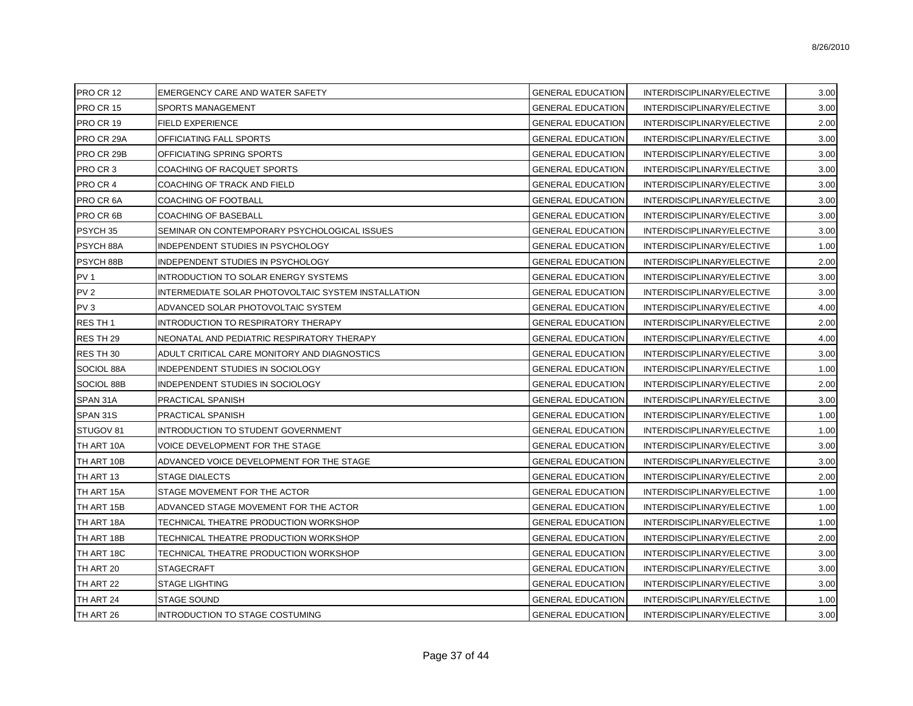| | | | | |
|---|---|---|---|---|
| PRO CR 12 | EMERGENCY CARE AND WATER SAFETY | GENERAL EDUCATION | INTERDISCIPLINARY/ELECTIVE | 3.00 |
| PRO CR 15 | SPORTS MANAGEMENT | GENERAL EDUCATION | INTERDISCIPLINARY/ELECTIVE | 3.00 |
| PRO CR 19 | FIELD EXPERIENCE | GENERAL EDUCATION | INTERDISCIPLINARY/ELECTIVE | 2.00 |
| PRO CR 29A | OFFICIATING FALL SPORTS | GENERAL EDUCATION | INTERDISCIPLINARY/ELECTIVE | 3.00 |
| PRO CR 29B | OFFICIATING SPRING SPORTS | GENERAL EDUCATION | INTERDISCIPLINARY/ELECTIVE | 3.00 |
| PRO CR 3 | COACHING OF RACQUET SPORTS | GENERAL EDUCATION | INTERDISCIPLINARY/ELECTIVE | 3.00 |
| PRO CR 4 | COACHING OF TRACK AND FIELD | GENERAL EDUCATION | INTERDISCIPLINARY/ELECTIVE | 3.00 |
| PRO CR 6A | COACHING OF FOOTBALL | GENERAL EDUCATION | INTERDISCIPLINARY/ELECTIVE | 3.00 |
| PRO CR 6B | COACHING OF BASEBALL | GENERAL EDUCATION | INTERDISCIPLINARY/ELECTIVE | 3.00 |
| PSYCH 35 | SEMINAR ON CONTEMPORARY PSYCHOLOGICAL ISSUES | GENERAL EDUCATION | INTERDISCIPLINARY/ELECTIVE | 3.00 |
| PSYCH 88A | INDEPENDENT STUDIES IN PSYCHOLOGY | GENERAL EDUCATION | INTERDISCIPLINARY/ELECTIVE | 1.00 |
| PSYCH 88B | INDEPENDENT STUDIES IN PSYCHOLOGY | GENERAL EDUCATION | INTERDISCIPLINARY/ELECTIVE | 2.00 |
| PV 1 | INTRODUCTION TO SOLAR ENERGY SYSTEMS | GENERAL EDUCATION | INTERDISCIPLINARY/ELECTIVE | 3.00 |
| PV 2 | INTERMEDIATE SOLAR PHOTOVOLTAIC SYSTEM INSTALLATION | GENERAL EDUCATION | INTERDISCIPLINARY/ELECTIVE | 3.00 |
| PV 3 | ADVANCED SOLAR PHOTOVOLTAIC SYSTEM | GENERAL EDUCATION | INTERDISCIPLINARY/ELECTIVE | 4.00 |
| RES TH 1 | INTRODUCTION TO RESPIRATORY THERAPY | GENERAL EDUCATION | INTERDISCIPLINARY/ELECTIVE | 2.00 |
| RES TH 29 | NEONATAL AND PEDIATRIC RESPIRATORY THERAPY | GENERAL EDUCATION | INTERDISCIPLINARY/ELECTIVE | 4.00 |
| RES TH 30 | ADULT CRITICAL CARE MONITORY AND DIAGNOSTICS | GENERAL EDUCATION | INTERDISCIPLINARY/ELECTIVE | 3.00 |
| SOCIOL 88A | INDEPENDENT STUDIES IN SOCIOLOGY | GENERAL EDUCATION | INTERDISCIPLINARY/ELECTIVE | 1.00 |
| SOCIOL 88B | INDEPENDENT STUDIES IN SOCIOLOGY | GENERAL EDUCATION | INTERDISCIPLINARY/ELECTIVE | 2.00 |
| SPAN 31A | PRACTICAL SPANISH | GENERAL EDUCATION | INTERDISCIPLINARY/ELECTIVE | 3.00 |
| SPAN 31S | PRACTICAL SPANISH | GENERAL EDUCATION | INTERDISCIPLINARY/ELECTIVE | 1.00 |
| STUGOV 81 | INTRODUCTION TO STUDENT GOVERNMENT | GENERAL EDUCATION | INTERDISCIPLINARY/ELECTIVE | 1.00 |
| TH ART 10A | VOICE DEVELOPMENT FOR THE STAGE | GENERAL EDUCATION | INTERDISCIPLINARY/ELECTIVE | 3.00 |
| TH ART 10B | ADVANCED VOICE DEVELOPMENT FOR THE STAGE | GENERAL EDUCATION | INTERDISCIPLINARY/ELECTIVE | 3.00 |
| TH ART 13 | STAGE DIALECTS | GENERAL EDUCATION | INTERDISCIPLINARY/ELECTIVE | 2.00 |
| TH ART 15A | STAGE MOVEMENT FOR THE ACTOR | GENERAL EDUCATION | INTERDISCIPLINARY/ELECTIVE | 1.00 |
| TH ART 15B | ADVANCED STAGE MOVEMENT FOR THE ACTOR | GENERAL EDUCATION | INTERDISCIPLINARY/ELECTIVE | 1.00 |
| TH ART 18A | TECHNICAL THEATRE PRODUCTION WORKSHOP | GENERAL EDUCATION | INTERDISCIPLINARY/ELECTIVE | 1.00 |
| TH ART 18B | TECHNICAL THEATRE PRODUCTION WORKSHOP | GENERAL EDUCATION | INTERDISCIPLINARY/ELECTIVE | 2.00 |
| TH ART 18C | TECHNICAL THEATRE PRODUCTION WORKSHOP | GENERAL EDUCATION | INTERDISCIPLINARY/ELECTIVE | 3.00 |
| TH ART 20 | STAGECRAFT | GENERAL EDUCATION | INTERDISCIPLINARY/ELECTIVE | 3.00 |
| TH ART 22 | STAGE LIGHTING | GENERAL EDUCATION | INTERDISCIPLINARY/ELECTIVE | 3.00 |
| TH ART 24 | STAGE SOUND | GENERAL EDUCATION | INTERDISCIPLINARY/ELECTIVE | 1.00 |
| TH ART 26 | INTRODUCTION TO STAGE COSTUMING | GENERAL EDUCATION | INTERDISCIPLINARY/ELECTIVE | 3.00 |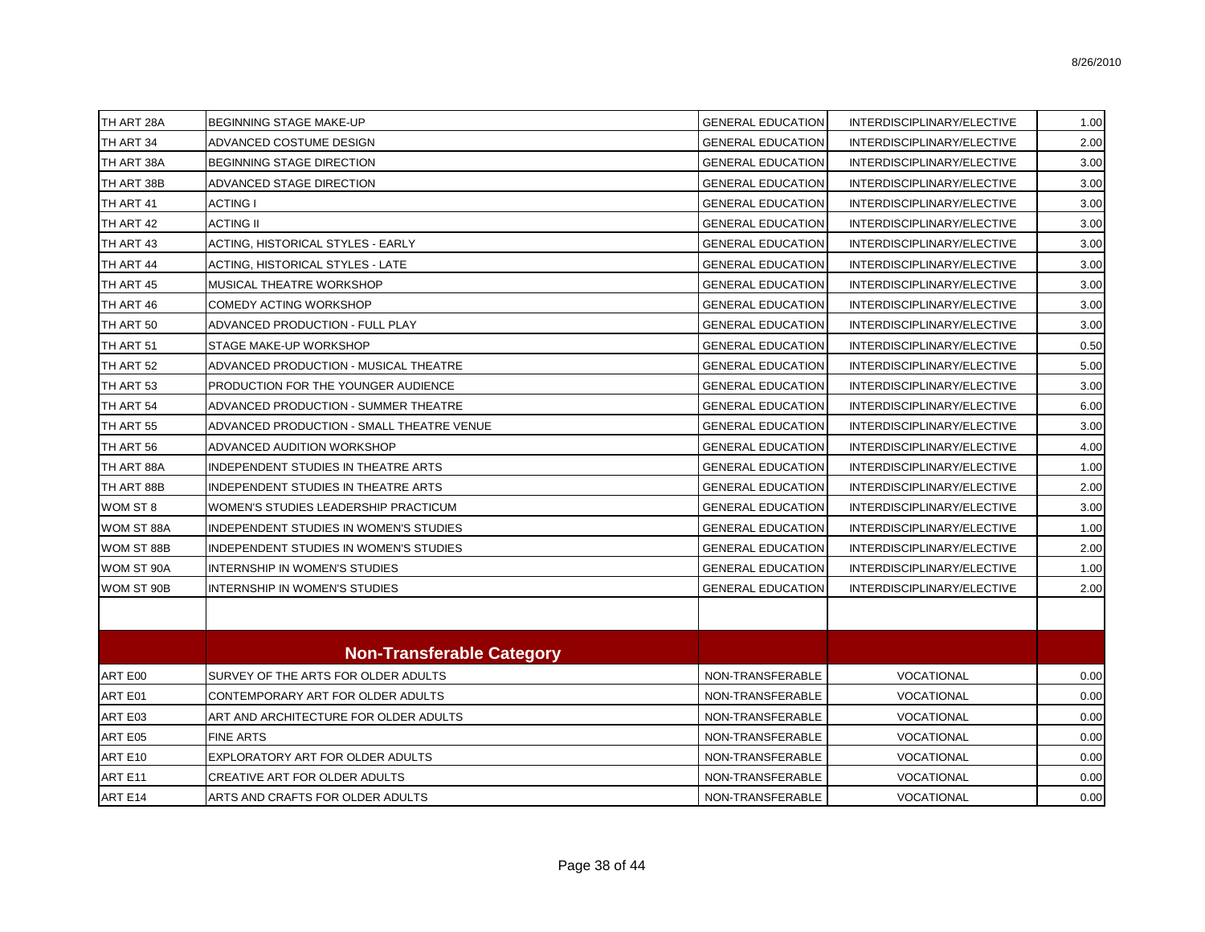| | | | | |
|---|---|---|---|---|
| TH ART 28A | BEGINNING STAGE MAKE-UP | GENERAL EDUCATION | INTERDISCIPLINARY/ELECTIVE | 1.00 |
| TH ART 34 | ADVANCED COSTUME DESIGN | GENERAL EDUCATION | INTERDISCIPLINARY/ELECTIVE | 2.00 |
| TH ART 38A | BEGINNING STAGE DIRECTION | GENERAL EDUCATION | INTERDISCIPLINARY/ELECTIVE | 3.00 |
| TH ART 38B | ADVANCED STAGE DIRECTION | GENERAL EDUCATION | INTERDISCIPLINARY/ELECTIVE | 3.00 |
| TH ART 41 | ACTING I | GENERAL EDUCATION | INTERDISCIPLINARY/ELECTIVE | 3.00 |
| TH ART 42 | ACTING II | GENERAL EDUCATION | INTERDISCIPLINARY/ELECTIVE | 3.00 |
| TH ART 43 | ACTING, HISTORICAL STYLES - EARLY | GENERAL EDUCATION | INTERDISCIPLINARY/ELECTIVE | 3.00 |
| TH ART 44 | ACTING, HISTORICAL STYLES - LATE | GENERAL EDUCATION | INTERDISCIPLINARY/ELECTIVE | 3.00 |
| TH ART 45 | MUSICAL THEATRE WORKSHOP | GENERAL EDUCATION | INTERDISCIPLINARY/ELECTIVE | 3.00 |
| TH ART 46 | COMEDY ACTING WORKSHOP | GENERAL EDUCATION | INTERDISCIPLINARY/ELECTIVE | 3.00 |
| TH ART 50 | ADVANCED PRODUCTION - FULL PLAY | GENERAL EDUCATION | INTERDISCIPLINARY/ELECTIVE | 3.00 |
| TH ART 51 | STAGE MAKE-UP WORKSHOP | GENERAL EDUCATION | INTERDISCIPLINARY/ELECTIVE | 0.50 |
| TH ART 52 | ADVANCED PRODUCTION - MUSICAL THEATRE | GENERAL EDUCATION | INTERDISCIPLINARY/ELECTIVE | 5.00 |
| TH ART 53 | PRODUCTION FOR THE YOUNGER AUDIENCE | GENERAL EDUCATION | INTERDISCIPLINARY/ELECTIVE | 3.00 |
| TH ART 54 | ADVANCED PRODUCTION - SUMMER THEATRE | GENERAL EDUCATION | INTERDISCIPLINARY/ELECTIVE | 6.00 |
| TH ART 55 | ADVANCED PRODUCTION - SMALL THEATRE VENUE | GENERAL EDUCATION | INTERDISCIPLINARY/ELECTIVE | 3.00 |
| TH ART 56 | ADVANCED AUDITION WORKSHOP | GENERAL EDUCATION | INTERDISCIPLINARY/ELECTIVE | 4.00 |
| TH ART 88A | INDEPENDENT STUDIES IN THEATRE ARTS | GENERAL EDUCATION | INTERDISCIPLINARY/ELECTIVE | 1.00 |
| TH ART 88B | INDEPENDENT STUDIES IN THEATRE ARTS | GENERAL EDUCATION | INTERDISCIPLINARY/ELECTIVE | 2.00 |
| WOM ST 8 | WOMEN'S STUDIES LEADERSHIP PRACTICUM | GENERAL EDUCATION | INTERDISCIPLINARY/ELECTIVE | 3.00 |
| WOM ST 88A | INDEPENDENT STUDIES IN WOMEN'S STUDIES | GENERAL EDUCATION | INTERDISCIPLINARY/ELECTIVE | 1.00 |
| WOM ST 88B | INDEPENDENT STUDIES IN WOMEN'S STUDIES | GENERAL EDUCATION | INTERDISCIPLINARY/ELECTIVE | 2.00 |
| WOM ST 90A | INTERNSHIP IN WOMEN'S STUDIES | GENERAL EDUCATION | INTERDISCIPLINARY/ELECTIVE | 1.00 |
| WOM ST 90B | INTERNSHIP IN WOMEN'S STUDIES | GENERAL EDUCATION | INTERDISCIPLINARY/ELECTIVE | 2.00 |
| | | | | |
| | **Non-Transferable Category** | | | |
| ART E00 | SURVEY OF THE ARTS FOR OLDER ADULTS | NON-TRANSFERABLE | VOCATIONAL | 0.00 |
| ART E01 | CONTEMPORARY ART FOR OLDER ADULTS | NON-TRANSFERABLE | VOCATIONAL | 0.00 |
| ART E03 | ART AND ARCHITECTURE FOR OLDER ADULTS | NON-TRANSFERABLE | VOCATIONAL | 0.00 |
| ART E05 | FINE ARTS | NON-TRANSFERABLE | VOCATIONAL | 0.00 |
| ART E10 | EXPLORATORY ART FOR OLDER ADULTS | NON-TRANSFERABLE | VOCATIONAL | 0.00 |
| ART E11 | CREATIVE ART FOR OLDER ADULTS | NON-TRANSFERABLE | VOCATIONAL | 0.00 |
| ART E14 | ARTS AND CRAFTS FOR OLDER ADULTS | NON-TRANSFERABLE | VOCATIONAL | 0.00 |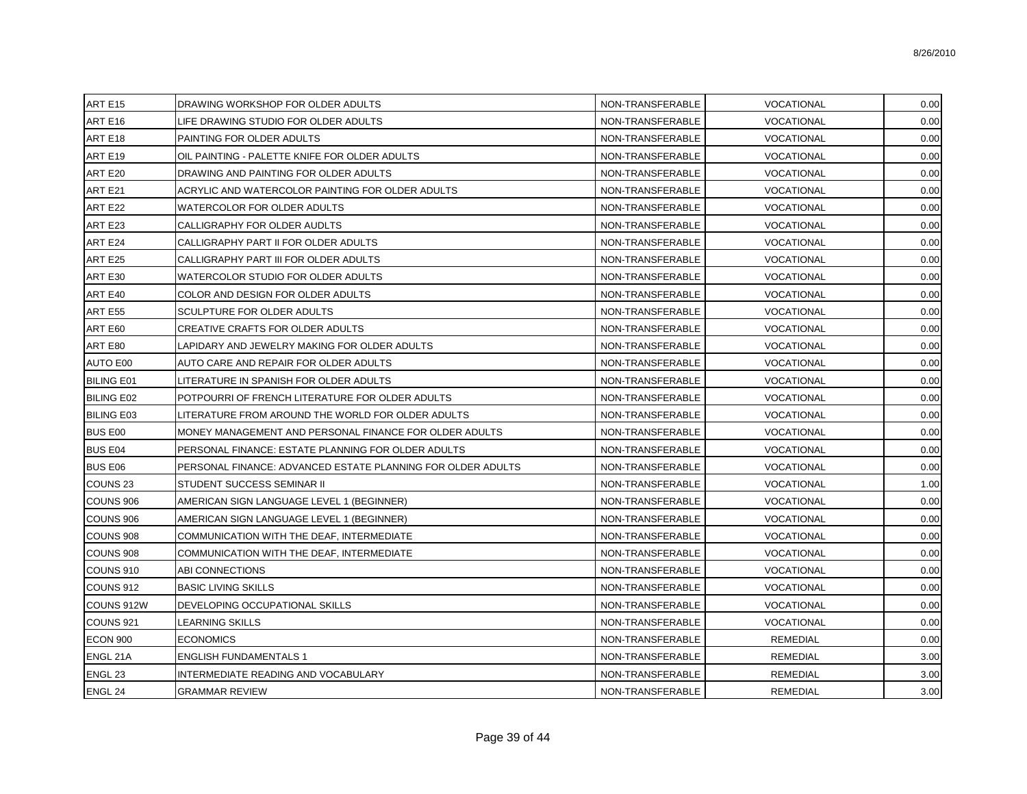| ART E15 | DRAWING WORKSHOP FOR OLDER ADULTS | NON-TRANSFERABLE | VOCATIONAL | 0.00 |
|---|---|---|---|---|
| ART E16 | LIFE DRAWING STUDIO FOR OLDER ADULTS | NON-TRANSFERABLE | VOCATIONAL | 0.00 |
| ART E18 | PAINTING FOR OLDER ADULTS | NON-TRANSFERABLE | VOCATIONAL | 0.00 |
| ART E19 | OIL PAINTING - PALETTE KNIFE FOR OLDER ADULTS | NON-TRANSFERABLE | VOCATIONAL | 0.00 |
| ART E20 | DRAWING AND PAINTING FOR OLDER ADULTS | NON-TRANSFERABLE | VOCATIONAL | 0.00 |
| ART E21 | ACRYLIC AND WATERCOLOR PAINTING FOR OLDER ADULTS | NON-TRANSFERABLE | VOCATIONAL | 0.00 |
| ART E22 | WATERCOLOR FOR OLDER ADULTS | NON-TRANSFERABLE | VOCATIONAL | 0.00 |
| ART E23 | CALLIGRAPHY FOR OLDER AUDLTS | NON-TRANSFERABLE | VOCATIONAL | 0.00 |
| ART E24 | CALLIGRAPHY PART II FOR OLDER ADULTS | NON-TRANSFERABLE | VOCATIONAL | 0.00 |
| ART E25 | CALLIGRAPHY PART III FOR OLDER ADULTS | NON-TRANSFERABLE | VOCATIONAL | 0.00 |
| ART E30 | WATERCOLOR STUDIO FOR OLDER ADULTS | NON-TRANSFERABLE | VOCATIONAL | 0.00 |
| ART E40 | COLOR AND DESIGN FOR OLDER ADULTS | NON-TRANSFERABLE | VOCATIONAL | 0.00 |
| ART E55 | SCULPTURE FOR OLDER ADULTS | NON-TRANSFERABLE | VOCATIONAL | 0.00 |
| ART E60 | CREATIVE CRAFTS FOR OLDER ADULTS | NON-TRANSFERABLE | VOCATIONAL | 0.00 |
| ART E80 | LAPIDARY AND JEWELRY MAKING FOR OLDER ADULTS | NON-TRANSFERABLE | VOCATIONAL | 0.00 |
| AUTO E00 | AUTO CARE AND REPAIR FOR OLDER ADULTS | NON-TRANSFERABLE | VOCATIONAL | 0.00 |
| BILING E01 | LITERATURE IN SPANISH FOR OLDER ADULTS | NON-TRANSFERABLE | VOCATIONAL | 0.00 |
| BILING E02 | POTPOURRI OF FRENCH LITERATURE FOR OLDER ADULTS | NON-TRANSFERABLE | VOCATIONAL | 0.00 |
| BILING E03 | LITERATURE FROM AROUND THE WORLD FOR OLDER ADULTS | NON-TRANSFERABLE | VOCATIONAL | 0.00 |
| BUS E00 | MONEY MANAGEMENT AND PERSONAL FINANCE FOR OLDER ADULTS | NON-TRANSFERABLE | VOCATIONAL | 0.00 |
| BUS E04 | PERSONAL FINANCE: ESTATE PLANNING FOR OLDER ADULTS | NON-TRANSFERABLE | VOCATIONAL | 0.00 |
| BUS E06 | PERSONAL FINANCE: ADVANCED ESTATE PLANNING FOR OLDER ADULTS | NON-TRANSFERABLE | VOCATIONAL | 0.00 |
| COUNS 23 | STUDENT SUCCESS SEMINAR II | NON-TRANSFERABLE | VOCATIONAL | 1.00 |
| COUNS 906 | AMERICAN SIGN LANGUAGE LEVEL 1 (BEGINNER) | NON-TRANSFERABLE | VOCATIONAL | 0.00 |
| COUNS 906 | AMERICAN SIGN LANGUAGE LEVEL 1 (BEGINNER) | NON-TRANSFERABLE | VOCATIONAL | 0.00 |
| COUNS 908 | COMMUNICATION WITH THE DEAF, INTERMEDIATE | NON-TRANSFERABLE | VOCATIONAL | 0.00 |
| COUNS 908 | COMMUNICATION WITH THE DEAF, INTERMEDIATE | NON-TRANSFERABLE | VOCATIONAL | 0.00 |
| COUNS 910 | ABI CONNECTIONS | NON-TRANSFERABLE | VOCATIONAL | 0.00 |
| COUNS 912 | BASIC LIVING SKILLS | NON-TRANSFERABLE | VOCATIONAL | 0.00 |
| COUNS 912W | DEVELOPING OCCUPATIONAL SKILLS | NON-TRANSFERABLE | VOCATIONAL | 0.00 |
| COUNS 921 | LEARNING SKILLS | NON-TRANSFERABLE | VOCATIONAL | 0.00 |
| ECON 900 | ECONOMICS | NON-TRANSFERABLE | REMEDIAL | 0.00 |
| ENGL 21A | ENGLISH FUNDAMENTALS 1 | NON-TRANSFERABLE | REMEDIAL | 3.00 |
| ENGL 23 | INTERMEDIATE READING AND VOCABULARY | NON-TRANSFERABLE | REMEDIAL | 3.00 |
| ENGL 24 | GRAMMAR REVIEW | NON-TRANSFERABLE | REMEDIAL | 3.00 |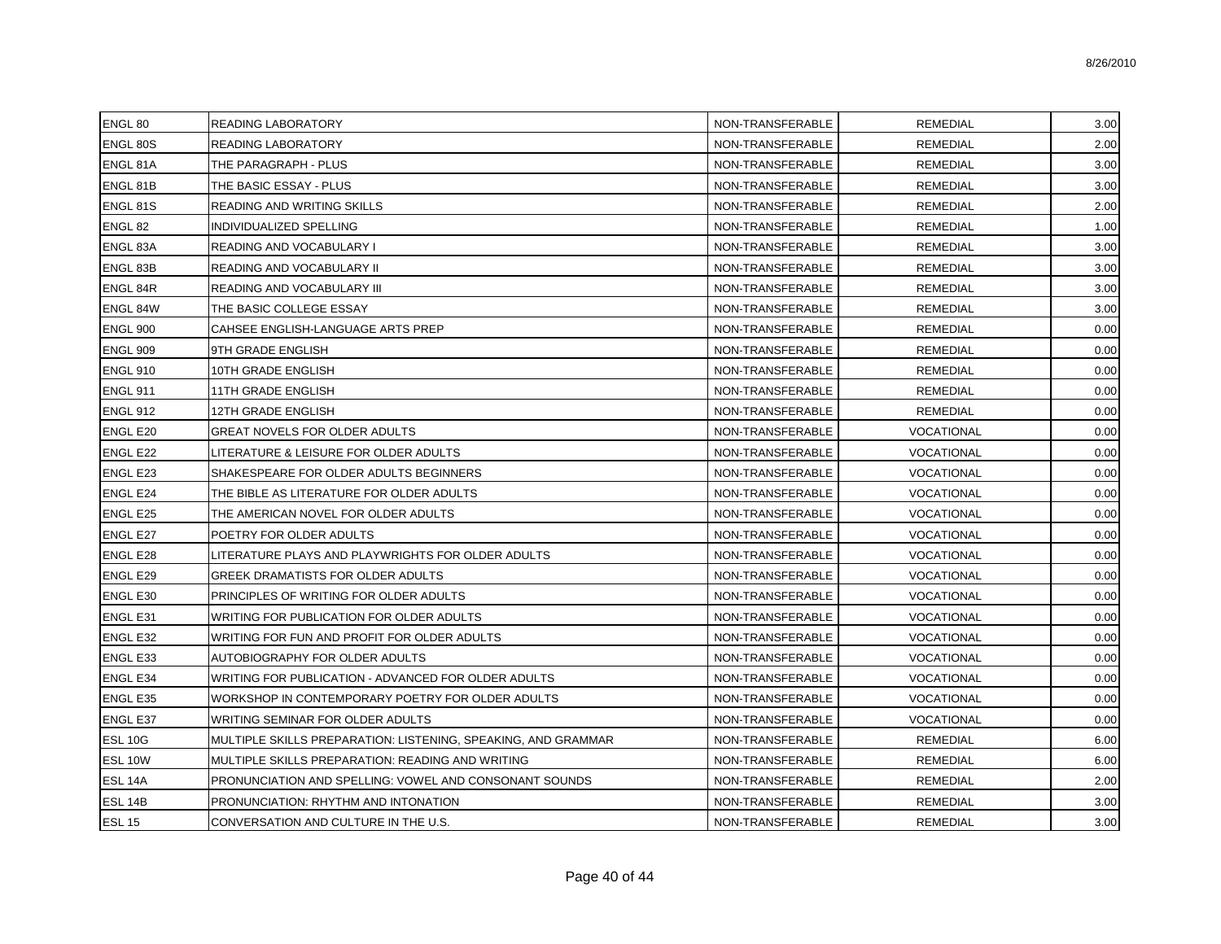| ENGL 80 | READING LABORATORY | NON-TRANSFERABLE | REMEDIAL | 3.00 |
|---|---|---|---|---|
| ENGL 80S | READING LABORATORY | NON-TRANSFERABLE | REMEDIAL | 2.00 |
| ENGL 81A | THE PARAGRAPH - PLUS | NON-TRANSFERABLE | REMEDIAL | 3.00 |
| ENGL 81B | THE BASIC ESSAY - PLUS | NON-TRANSFERABLE | REMEDIAL | 3.00 |
| ENGL 81S | READING AND WRITING SKILLS | NON-TRANSFERABLE | REMEDIAL | 2.00 |
| ENGL 82 | INDIVIDUALIZED SPELLING | NON-TRANSFERABLE | REMEDIAL | 1.00 |
| ENGL 83A | READING AND VOCABULARY I | NON-TRANSFERABLE | REMEDIAL | 3.00 |
| ENGL 83B | READING AND VOCABULARY II | NON-TRANSFERABLE | REMEDIAL | 3.00 |
| ENGL 84R | READING AND VOCABULARY III | NON-TRANSFERABLE | REMEDIAL | 3.00 |
| ENGL 84W | THE BASIC COLLEGE ESSAY | NON-TRANSFERABLE | REMEDIAL | 3.00 |
| ENGL 900 | CAHSEE ENGLISH-LANGUAGE ARTS PREP | NON-TRANSFERABLE | REMEDIAL | 0.00 |
| ENGL 909 | 9TH GRADE ENGLISH | NON-TRANSFERABLE | REMEDIAL | 0.00 |
| ENGL 910 | 10TH GRADE ENGLISH | NON-TRANSFERABLE | REMEDIAL | 0.00 |
| ENGL 911 | 11TH GRADE ENGLISH | NON-TRANSFERABLE | REMEDIAL | 0.00 |
| ENGL 912 | 12TH GRADE ENGLISH | NON-TRANSFERABLE | REMEDIAL | 0.00 |
| ENGL E20 | GREAT NOVELS FOR OLDER ADULTS | NON-TRANSFERABLE | VOCATIONAL | 0.00 |
| ENGL E22 | LITERATURE & LEISURE FOR OLDER ADULTS | NON-TRANSFERABLE | VOCATIONAL | 0.00 |
| ENGL E23 | SHAKESPEARE FOR OLDER ADULTS BEGINNERS | NON-TRANSFERABLE | VOCATIONAL | 0.00 |
| ENGL E24 | THE BIBLE AS LITERATURE FOR OLDER ADULTS | NON-TRANSFERABLE | VOCATIONAL | 0.00 |
| ENGL E25 | THE AMERICAN NOVEL FOR OLDER ADULTS | NON-TRANSFERABLE | VOCATIONAL | 0.00 |
| ENGL E27 | POETRY FOR OLDER ADULTS | NON-TRANSFERABLE | VOCATIONAL | 0.00 |
| ENGL E28 | LITERATURE PLAYS AND PLAYWRIGHTS FOR OLDER ADULTS | NON-TRANSFERABLE | VOCATIONAL | 0.00 |
| ENGL E29 | GREEK DRAMATISTS FOR OLDER ADULTS | NON-TRANSFERABLE | VOCATIONAL | 0.00 |
| ENGL E30 | PRINCIPLES OF WRITING FOR OLDER ADULTS | NON-TRANSFERABLE | VOCATIONAL | 0.00 |
| ENGL E31 | WRITING FOR PUBLICATION FOR OLDER ADULTS | NON-TRANSFERABLE | VOCATIONAL | 0.00 |
| ENGL E32 | WRITING FOR FUN AND PROFIT FOR OLDER ADULTS | NON-TRANSFERABLE | VOCATIONAL | 0.00 |
| ENGL E33 | AUTOBIOGRAPHY FOR OLDER ADULTS | NON-TRANSFERABLE | VOCATIONAL | 0.00 |
| ENGL E34 | WRITING FOR PUBLICATION - ADVANCED FOR OLDER ADULTS | NON-TRANSFERABLE | VOCATIONAL | 0.00 |
| ENGL E35 | WORKSHOP IN CONTEMPORARY POETRY FOR OLDER ADULTS | NON-TRANSFERABLE | VOCATIONAL | 0.00 |
| ENGL E37 | WRITING SEMINAR FOR OLDER ADULTS | NON-TRANSFERABLE | VOCATIONAL | 0.00 |
| ESL 10G | MULTIPLE SKILLS PREPARATION: LISTENING, SPEAKING, AND GRAMMAR | NON-TRANSFERABLE | REMEDIAL | 6.00 |
| ESL 10W | MULTIPLE SKILLS PREPARATION: READING AND WRITING | NON-TRANSFERABLE | REMEDIAL | 6.00 |
| ESL 14A | PRONUNCIATION AND SPELLING: VOWEL AND CONSONANT SOUNDS | NON-TRANSFERABLE | REMEDIAL | 2.00 |
| ESL 14B | PRONUNCIATION: RHYTHM AND INTONATION | NON-TRANSFERABLE | REMEDIAL | 3.00 |
| ESL 15 | CONVERSATION AND CULTURE IN THE U.S. | NON-TRANSFERABLE | REMEDIAL | 3.00 |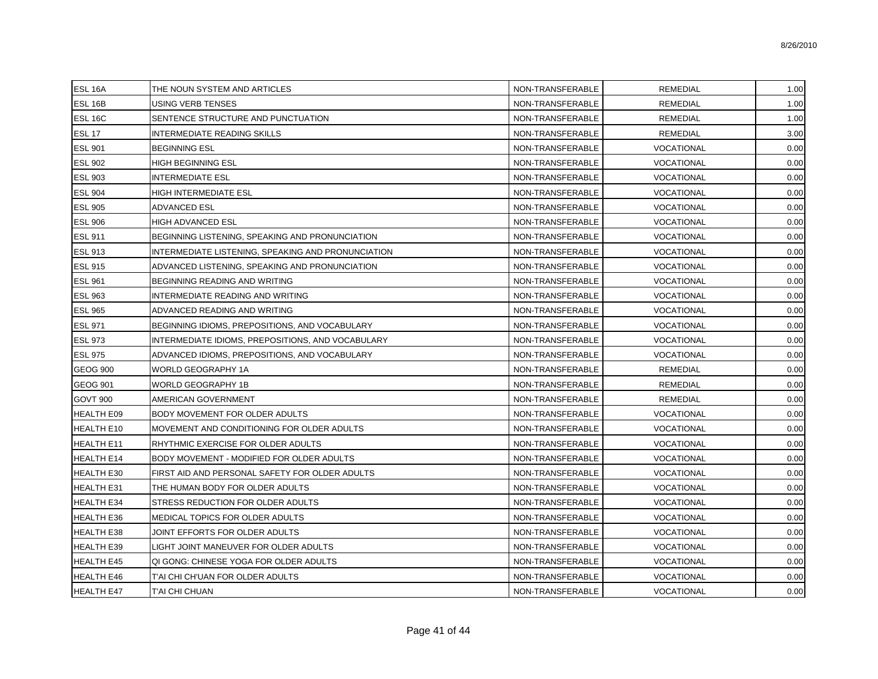| | | | | |
|---|---|---|---|---|
| ESL 16A | THE NOUN SYSTEM AND ARTICLES | NON-TRANSFERABLE | REMEDIAL | 1.00 |
| ESL 16B | USING VERB TENSES | NON-TRANSFERABLE | REMEDIAL | 1.00 |
| ESL 16C | SENTENCE STRUCTURE AND PUNCTUATION | NON-TRANSFERABLE | REMEDIAL | 1.00 |
| ESL 17 | INTERMEDIATE READING SKILLS | NON-TRANSFERABLE | REMEDIAL | 3.00 |
| ESL 901 | BEGINNING ESL | NON-TRANSFERABLE | VOCATIONAL | 0.00 |
| ESL 902 | HIGH BEGINNING ESL | NON-TRANSFERABLE | VOCATIONAL | 0.00 |
| ESL 903 | INTERMEDIATE ESL | NON-TRANSFERABLE | VOCATIONAL | 0.00 |
| ESL 904 | HIGH INTERMEDIATE ESL | NON-TRANSFERABLE | VOCATIONAL | 0.00 |
| ESL 905 | ADVANCED ESL | NON-TRANSFERABLE | VOCATIONAL | 0.00 |
| ESL 906 | HIGH ADVANCED ESL | NON-TRANSFERABLE | VOCATIONAL | 0.00 |
| ESL 911 | BEGINNING LISTENING, SPEAKING AND PRONUNCIATION | NON-TRANSFERABLE | VOCATIONAL | 0.00 |
| ESL 913 | INTERMEDIATE LISTENING, SPEAKING AND PRONUNCIATION | NON-TRANSFERABLE | VOCATIONAL | 0.00 |
| ESL 915 | ADVANCED LISTENING, SPEAKING AND PRONUNCIATION | NON-TRANSFERABLE | VOCATIONAL | 0.00 |
| ESL 961 | BEGINNING READING AND WRITING | NON-TRANSFERABLE | VOCATIONAL | 0.00 |
| ESL 963 | INTERMEDIATE READING AND WRITING | NON-TRANSFERABLE | VOCATIONAL | 0.00 |
| ESL 965 | ADVANCED READING AND WRITING | NON-TRANSFERABLE | VOCATIONAL | 0.00 |
| ESL 971 | BEGINNING IDIOMS, PREPOSITIONS, AND VOCABULARY | NON-TRANSFERABLE | VOCATIONAL | 0.00 |
| ESL 973 | INTERMEDIATE IDIOMS, PREPOSITIONS, AND VOCABULARY | NON-TRANSFERABLE | VOCATIONAL | 0.00 |
| ESL 975 | ADVANCED IDIOMS, PREPOSITIONS, AND VOCABULARY | NON-TRANSFERABLE | VOCATIONAL | 0.00 |
| GEOG 900 | WORLD GEOGRAPHY 1A | NON-TRANSFERABLE | REMEDIAL | 0.00 |
| GEOG 901 | WORLD GEOGRAPHY 1B | NON-TRANSFERABLE | REMEDIAL | 0.00 |
| GOVT 900 | AMERICAN GOVERNMENT | NON-TRANSFERABLE | REMEDIAL | 0.00 |
| HEALTH E09 | BODY MOVEMENT FOR OLDER ADULTS | NON-TRANSFERABLE | VOCATIONAL | 0.00 |
| HEALTH E10 | MOVEMENT AND CONDITIONING FOR OLDER ADULTS | NON-TRANSFERABLE | VOCATIONAL | 0.00 |
| HEALTH E11 | RHYTHMIC EXERCISE FOR OLDER ADULTS | NON-TRANSFERABLE | VOCATIONAL | 0.00 |
| HEALTH E14 | BODY MOVEMENT - MODIFIED FOR OLDER ADULTS | NON-TRANSFERABLE | VOCATIONAL | 0.00 |
| HEALTH E30 | FIRST AID AND PERSONAL SAFETY FOR OLDER ADULTS | NON-TRANSFERABLE | VOCATIONAL | 0.00 |
| HEALTH E31 | THE HUMAN BODY FOR OLDER ADULTS | NON-TRANSFERABLE | VOCATIONAL | 0.00 |
| HEALTH E34 | STRESS REDUCTION FOR OLDER ADULTS | NON-TRANSFERABLE | VOCATIONAL | 0.00 |
| HEALTH E36 | MEDICAL TOPICS FOR OLDER ADULTS | NON-TRANSFERABLE | VOCATIONAL | 0.00 |
| HEALTH E38 | JOINT EFFORTS FOR OLDER ADULTS | NON-TRANSFERABLE | VOCATIONAL | 0.00 |
| HEALTH E39 | LIGHT JOINT MANEUVER FOR OLDER ADULTS | NON-TRANSFERABLE | VOCATIONAL | 0.00 |
| HEALTH E45 | QI GONG: CHINESE YOGA FOR OLDER ADULTS | NON-TRANSFERABLE | VOCATIONAL | 0.00 |
| HEALTH E46 | T'AI CHI CH'UAN FOR OLDER ADULTS | NON-TRANSFERABLE | VOCATIONAL | 0.00 |
| HEALTH E47 | T'AI CHI CHUAN | NON-TRANSFERABLE | VOCATIONAL | 0.00 |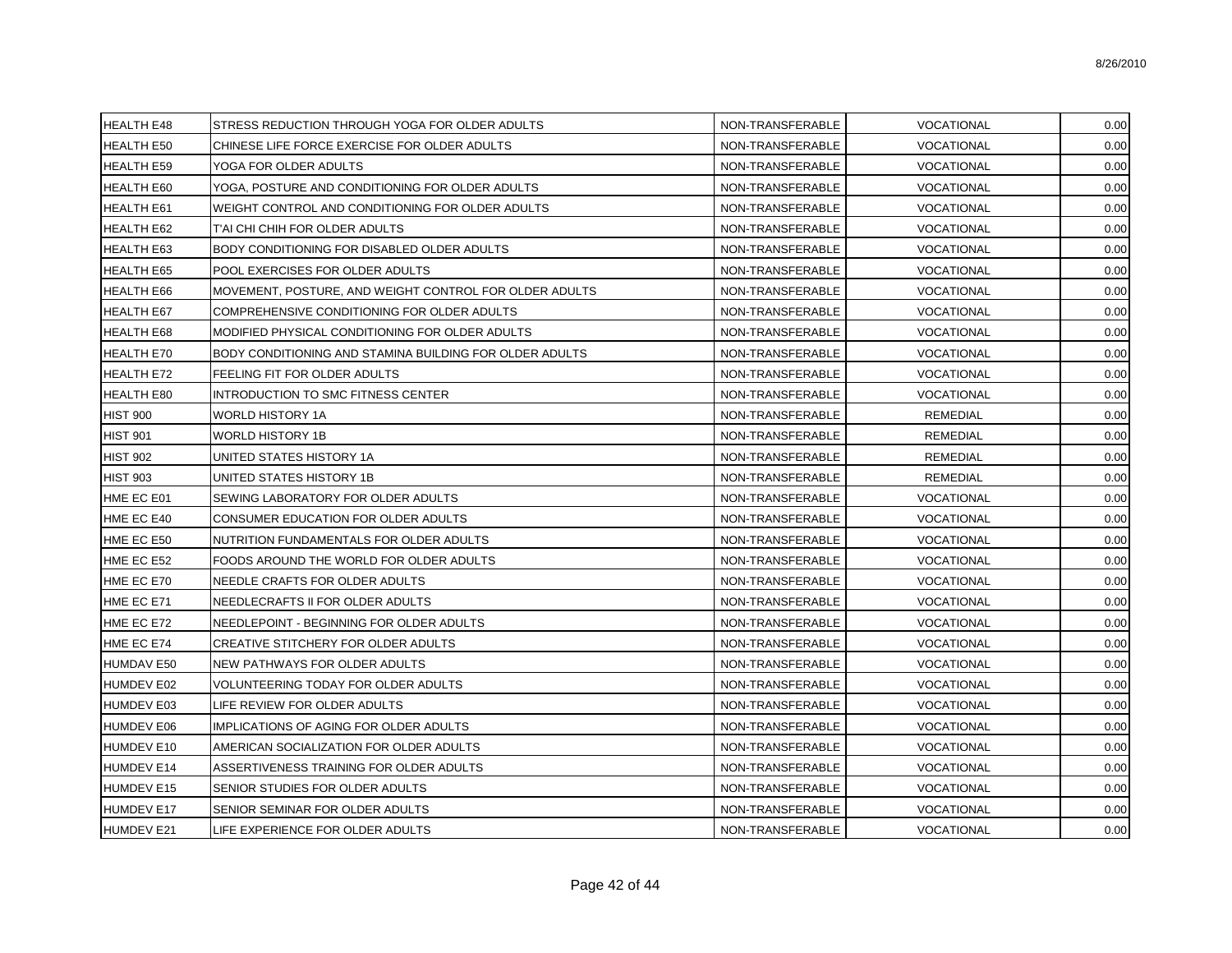| | | | | |
|---|---|---|---|---|
| HEALTH E48 | STRESS REDUCTION THROUGH YOGA FOR OLDER ADULTS | NON-TRANSFERABLE | VOCATIONAL | 0.00 |
| HEALTH E50 | CHINESE LIFE FORCE EXERCISE FOR OLDER ADULTS | NON-TRANSFERABLE | VOCATIONAL | 0.00 |
| HEALTH E59 | YOGA FOR OLDER ADULTS | NON-TRANSFERABLE | VOCATIONAL | 0.00 |
| HEALTH E60 | YOGA, POSTURE AND CONDITIONING FOR OLDER ADULTS | NON-TRANSFERABLE | VOCATIONAL | 0.00 |
| HEALTH E61 | WEIGHT CONTROL AND CONDITIONING FOR OLDER ADULTS | NON-TRANSFERABLE | VOCATIONAL | 0.00 |
| HEALTH E62 | T'AI CHI CHIH FOR OLDER ADULTS | NON-TRANSFERABLE | VOCATIONAL | 0.00 |
| HEALTH E63 | BODY CONDITIONING FOR DISABLED OLDER ADULTS | NON-TRANSFERABLE | VOCATIONAL | 0.00 |
| HEALTH E65 | POOL EXERCISES FOR OLDER ADULTS | NON-TRANSFERABLE | VOCATIONAL | 0.00 |
| HEALTH E66 | MOVEMENT, POSTURE, AND WEIGHT CONTROL FOR OLDER ADULTS | NON-TRANSFERABLE | VOCATIONAL | 0.00 |
| HEALTH E67 | COMPREHENSIVE CONDITIONING FOR OLDER ADULTS | NON-TRANSFERABLE | VOCATIONAL | 0.00 |
| HEALTH E68 | MODIFIED PHYSICAL CONDITIONING FOR OLDER ADULTS | NON-TRANSFERABLE | VOCATIONAL | 0.00 |
| HEALTH E70 | BODY CONDITIONING AND STAMINA BUILDING FOR OLDER ADULTS | NON-TRANSFERABLE | VOCATIONAL | 0.00 |
| HEALTH E72 | FEELING FIT FOR OLDER ADULTS | NON-TRANSFERABLE | VOCATIONAL | 0.00 |
| HEALTH E80 | INTRODUCTION TO SMC FITNESS CENTER | NON-TRANSFERABLE | VOCATIONAL | 0.00 |
| HIST 900 | WORLD HISTORY 1A | NON-TRANSFERABLE | REMEDIAL | 0.00 |
| HIST 901 | WORLD HISTORY 1B | NON-TRANSFERABLE | REMEDIAL | 0.00 |
| HIST 902 | UNITED STATES HISTORY 1A | NON-TRANSFERABLE | REMEDIAL | 0.00 |
| HIST 903 | UNITED STATES HISTORY 1B | NON-TRANSFERABLE | REMEDIAL | 0.00 |
| HME EC E01 | SEWING LABORATORY FOR OLDER ADULTS | NON-TRANSFERABLE | VOCATIONAL | 0.00 |
| HME EC E40 | CONSUMER EDUCATION FOR OLDER ADULTS | NON-TRANSFERABLE | VOCATIONAL | 0.00 |
| HME EC E50 | NUTRITION FUNDAMENTALS FOR OLDER ADULTS | NON-TRANSFERABLE | VOCATIONAL | 0.00 |
| HME EC E52 | FOODS AROUND THE WORLD FOR OLDER ADULTS | NON-TRANSFERABLE | VOCATIONAL | 0.00 |
| HME EC E70 | NEEDLE CRAFTS FOR OLDER ADULTS | NON-TRANSFERABLE | VOCATIONAL | 0.00 |
| HME EC E71 | NEEDLECRAFTS II FOR OLDER ADULTS | NON-TRANSFERABLE | VOCATIONAL | 0.00 |
| HME EC E72 | NEEDLEPOINT - BEGINNING FOR OLDER ADULTS | NON-TRANSFERABLE | VOCATIONAL | 0.00 |
| HME EC E74 | CREATIVE STITCHERY FOR OLDER ADULTS | NON-TRANSFERABLE | VOCATIONAL | 0.00 |
| HUMDAV E50 | NEW PATHWAYS FOR OLDER ADULTS | NON-TRANSFERABLE | VOCATIONAL | 0.00 |
| HUMDEV E02 | VOLUNTEERING TODAY FOR OLDER ADULTS | NON-TRANSFERABLE | VOCATIONAL | 0.00 |
| HUMDEV E03 | LIFE REVIEW FOR OLDER ADULTS | NON-TRANSFERABLE | VOCATIONAL | 0.00 |
| HUMDEV E06 | IMPLICATIONS OF AGING FOR OLDER ADULTS | NON-TRANSFERABLE | VOCATIONAL | 0.00 |
| HUMDEV E10 | AMERICAN SOCIALIZATION FOR OLDER ADULTS | NON-TRANSFERABLE | VOCATIONAL | 0.00 |
| HUMDEV E14 | ASSERTIVENESS TRAINING FOR OLDER ADULTS | NON-TRANSFERABLE | VOCATIONAL | 0.00 |
| HUMDEV E15 | SENIOR STUDIES FOR OLDER ADULTS | NON-TRANSFERABLE | VOCATIONAL | 0.00 |
| HUMDEV E17 | SENIOR SEMINAR FOR OLDER ADULTS | NON-TRANSFERABLE | VOCATIONAL | 0.00 |
| HUMDEV E21 | LIFE EXPERIENCE FOR OLDER ADULTS | NON-TRANSFERABLE | VOCATIONAL | 0.00 |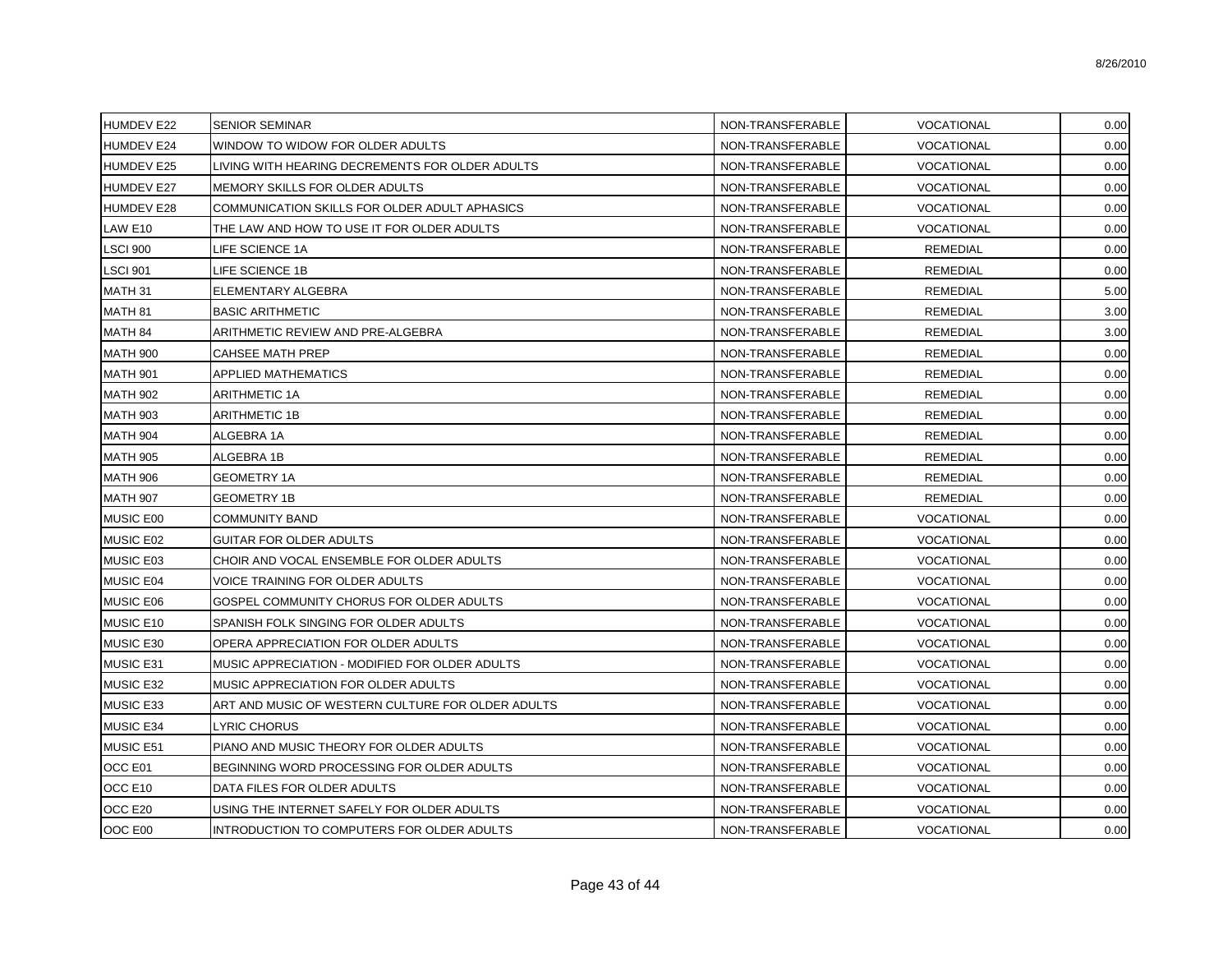| | | | | |
|---|---|---|---|---|
| HUMDEV E22 | SENIOR SEMINAR | NON-TRANSFERABLE | VOCATIONAL | 0.00 |
| HUMDEV E24 | WINDOW TO WIDOW FOR OLDER ADULTS | NON-TRANSFERABLE | VOCATIONAL | 0.00 |
| HUMDEV E25 | LIVING WITH HEARING DECREMENTS FOR OLDER ADULTS | NON-TRANSFERABLE | VOCATIONAL | 0.00 |
| HUMDEV E27 | MEMORY SKILLS FOR OLDER ADULTS | NON-TRANSFERABLE | VOCATIONAL | 0.00 |
| HUMDEV E28 | COMMUNICATION SKILLS FOR OLDER ADULT APHASICS | NON-TRANSFERABLE | VOCATIONAL | 0.00 |
| LAW E10 | THE LAW AND HOW TO USE IT FOR OLDER ADULTS | NON-TRANSFERABLE | VOCATIONAL | 0.00 |
| LSCI 900 | LIFE SCIENCE 1A | NON-TRANSFERABLE | REMEDIAL | 0.00 |
| LSCI 901 | LIFE SCIENCE 1B | NON-TRANSFERABLE | REMEDIAL | 0.00 |
| MATH 31 | ELEMENTARY ALGEBRA | NON-TRANSFERABLE | REMEDIAL | 5.00 |
| MATH 81 | BASIC ARITHMETIC | NON-TRANSFERABLE | REMEDIAL | 3.00 |
| MATH 84 | ARITHMETIC REVIEW AND PRE-ALGEBRA | NON-TRANSFERABLE | REMEDIAL | 3.00 |
| MATH 900 | CAHSEE MATH PREP | NON-TRANSFERABLE | REMEDIAL | 0.00 |
| MATH 901 | APPLIED MATHEMATICS | NON-TRANSFERABLE | REMEDIAL | 0.00 |
| MATH 902 | ARITHMETIC 1A | NON-TRANSFERABLE | REMEDIAL | 0.00 |
| MATH 903 | ARITHMETIC 1B | NON-TRANSFERABLE | REMEDIAL | 0.00 |
| MATH 904 | ALGEBRA 1A | NON-TRANSFERABLE | REMEDIAL | 0.00 |
| MATH 905 | ALGEBRA 1B | NON-TRANSFERABLE | REMEDIAL | 0.00 |
| MATH 906 | GEOMETRY 1A | NON-TRANSFERABLE | REMEDIAL | 0.00 |
| MATH 907 | GEOMETRY 1B | NON-TRANSFERABLE | REMEDIAL | 0.00 |
| MUSIC E00 | COMMUNITY BAND | NON-TRANSFERABLE | VOCATIONAL | 0.00 |
| MUSIC E02 | GUITAR FOR OLDER ADULTS | NON-TRANSFERABLE | VOCATIONAL | 0.00 |
| MUSIC E03 | CHOIR AND VOCAL ENSEMBLE FOR OLDER ADULTS | NON-TRANSFERABLE | VOCATIONAL | 0.00 |
| MUSIC E04 | VOICE TRAINING FOR OLDER ADULTS | NON-TRANSFERABLE | VOCATIONAL | 0.00 |
| MUSIC E06 | GOSPEL COMMUNITY CHORUS FOR OLDER ADULTS | NON-TRANSFERABLE | VOCATIONAL | 0.00 |
| MUSIC E10 | SPANISH FOLK SINGING FOR OLDER ADULTS | NON-TRANSFERABLE | VOCATIONAL | 0.00 |
| MUSIC E30 | OPERA APPRECIATION FOR OLDER ADULTS | NON-TRANSFERABLE | VOCATIONAL | 0.00 |
| MUSIC E31 | MUSIC APPRECIATION - MODIFIED FOR OLDER ADULTS | NON-TRANSFERABLE | VOCATIONAL | 0.00 |
| MUSIC E32 | MUSIC APPRECIATION FOR OLDER ADULTS | NON-TRANSFERABLE | VOCATIONAL | 0.00 |
| MUSIC E33 | ART AND MUSIC OF WESTERN CULTURE FOR OLDER ADULTS | NON-TRANSFERABLE | VOCATIONAL | 0.00 |
| MUSIC E34 | LYRIC CHORUS | NON-TRANSFERABLE | VOCATIONAL | 0.00 |
| MUSIC E51 | PIANO AND MUSIC THEORY FOR OLDER ADULTS | NON-TRANSFERABLE | VOCATIONAL | 0.00 |
| OCC E01 | BEGINNING WORD PROCESSING FOR OLDER ADULTS | NON-TRANSFERABLE | VOCATIONAL | 0.00 |
| OCC E10 | DATA FILES FOR OLDER ADULTS | NON-TRANSFERABLE | VOCATIONAL | 0.00 |
| OCC E20 | USING THE INTERNET SAFELY FOR OLDER ADULTS | NON-TRANSFERABLE | VOCATIONAL | 0.00 |
| OOC E00 | INTRODUCTION TO COMPUTERS FOR OLDER ADULTS | NON-TRANSFERABLE | VOCATIONAL | 0.00 |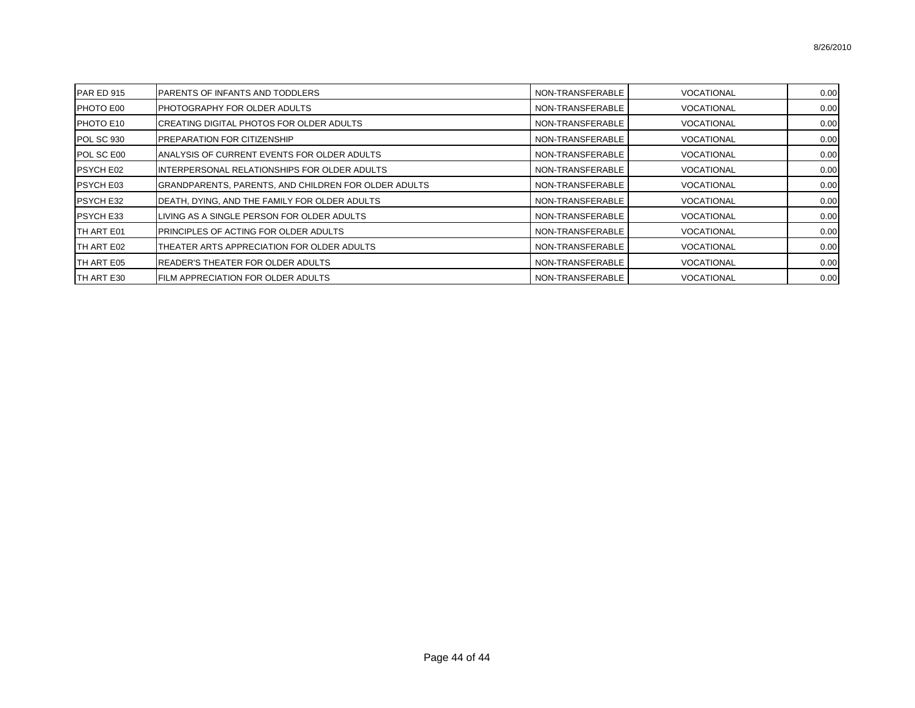| | | | | |
|---|---|---|---|---|
| PAR ED 915 | PARENTS OF INFANTS AND TODDLERS | NON-TRANSFERABLE | VOCATIONAL | 0.00 |
| PHOTO E00 | PHOTOGRAPHY FOR OLDER ADULTS | NON-TRANSFERABLE | VOCATIONAL | 0.00 |
| PHOTO E10 | CREATING DIGITAL PHOTOS FOR OLDER ADULTS | NON-TRANSFERABLE | VOCATIONAL | 0.00 |
| POL SC 930 | PREPARATION FOR CITIZENSHIP | NON-TRANSFERABLE | VOCATIONAL | 0.00 |
| POL SC E00 | ANALYSIS OF CURRENT EVENTS FOR OLDER ADULTS | NON-TRANSFERABLE | VOCATIONAL | 0.00 |
| PSYCH E02 | INTERPERSONAL RELATIONSHIPS FOR OLDER ADULTS | NON-TRANSFERABLE | VOCATIONAL | 0.00 |
| PSYCH E03 | GRANDPARENTS, PARENTS, AND CHILDREN FOR OLDER ADULTS | NON-TRANSFERABLE | VOCATIONAL | 0.00 |
| PSYCH E32 | DEATH, DYING, AND THE FAMILY FOR OLDER ADULTS | NON-TRANSFERABLE | VOCATIONAL | 0.00 |
| PSYCH E33 | LIVING AS A SINGLE PERSON FOR OLDER ADULTS | NON-TRANSFERABLE | VOCATIONAL | 0.00 |
| TH ART E01 | PRINCIPLES OF ACTING FOR OLDER ADULTS | NON-TRANSFERABLE | VOCATIONAL | 0.00 |
| TH ART E02 | THEATER ARTS APPRECIATION FOR OLDER ADULTS | NON-TRANSFERABLE | VOCATIONAL | 0.00 |
| TH ART E05 | READER'S THEATER FOR OLDER ADULTS | NON-TRANSFERABLE | VOCATIONAL | 0.00 |
| TH ART E30 | FILM APPRECIATION FOR OLDER ADULTS | NON-TRANSFERABLE | VOCATIONAL | 0.00 |